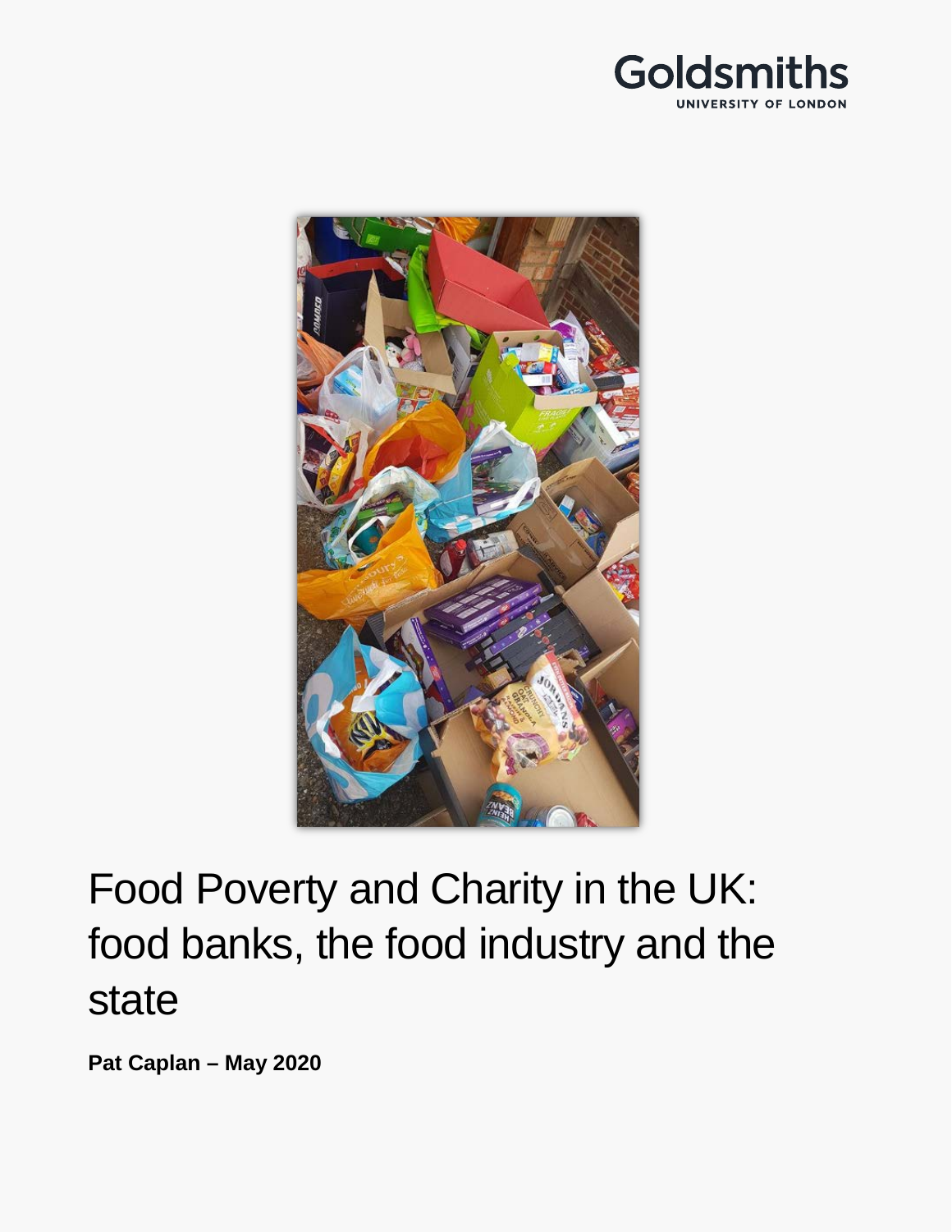Goldsmiths
UNIVERSITY OF LONDON

# Food Poverty and Charity in the UK: food banks, the food industry and the state

**Pat Caplan – May 2020**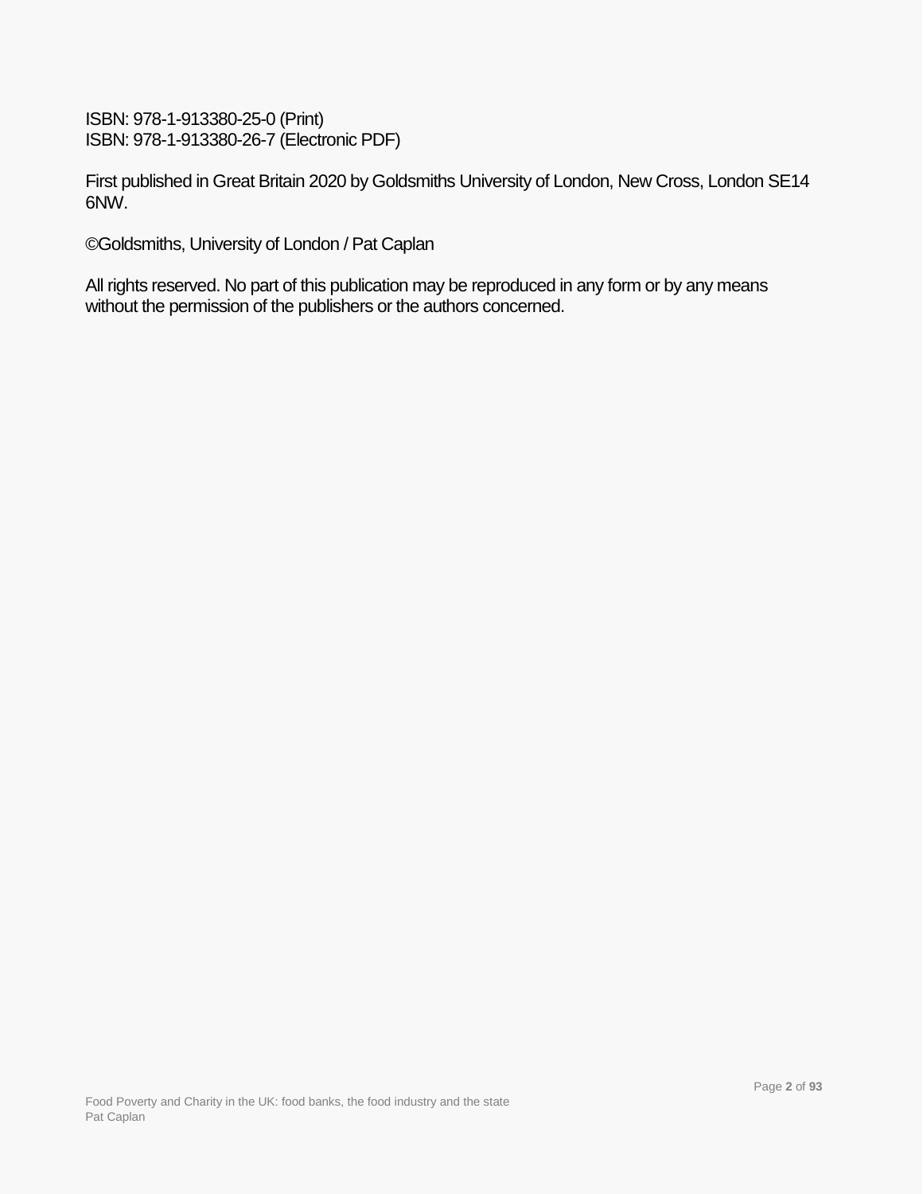ISBN: 978-1-913380-25-0 (Print)
ISBN: 978-1-913380-26-7 (Electronic PDF)

First published in Great Britain 2020 by Goldsmiths University of London, New Cross, London SE14 6NW.

©Goldsmiths, University of London / Pat Caplan

All rights reserved. No part of this publication may be reproduced in any form or by any means without the permission of the publishers or the authors concerned.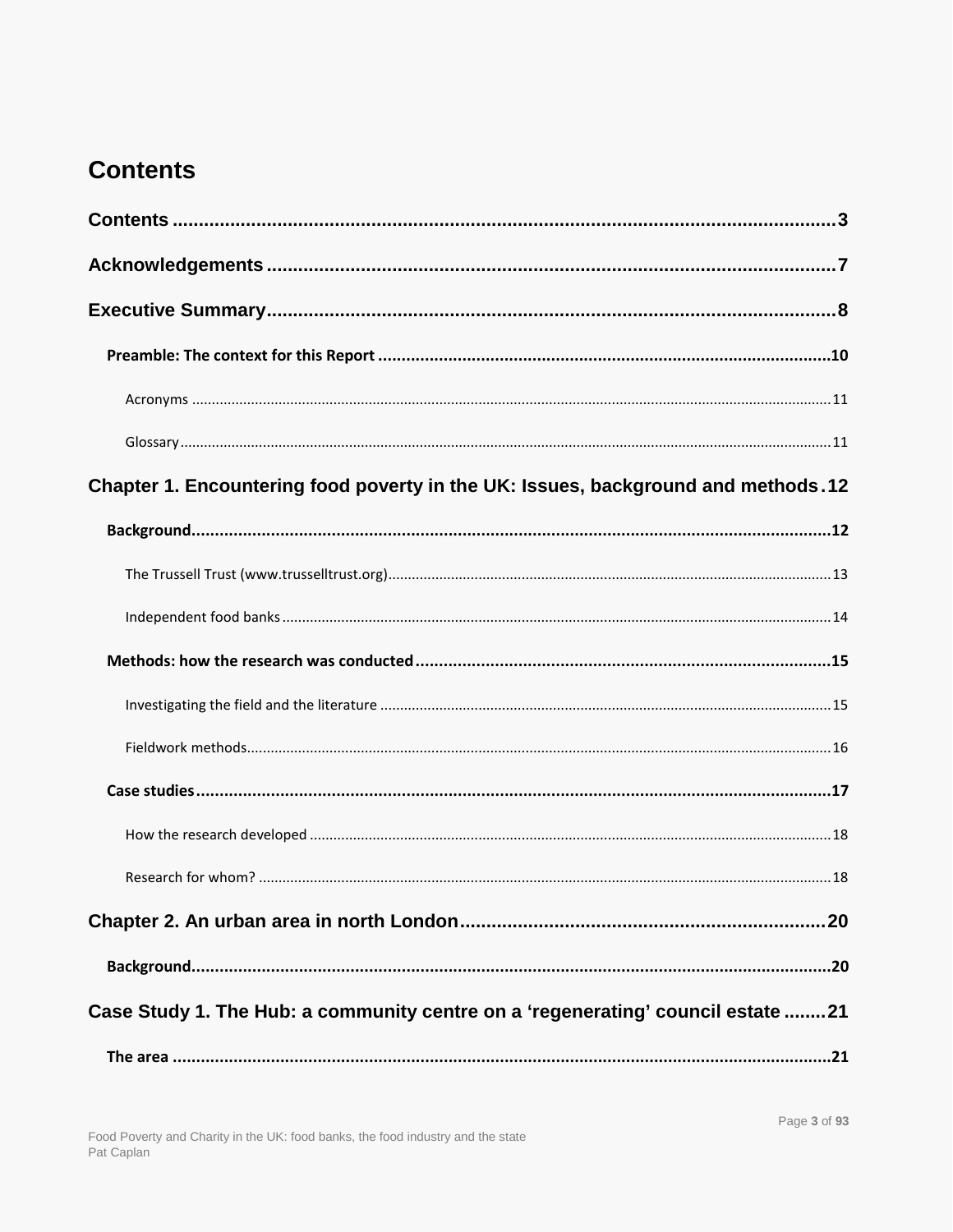# Contents

**Contents** ..... 3

**Acknowledgements** ..... 7

**Executive Summary** ..... 8

- **Preamble: The context for this Report** ..... 10
  - Acronyms ..... 11
  - Glossary ..... 11

**Chapter 1. Encountering food poverty in the UK: Issues, background and methods** ..... 12

- **Background** ..... 12
  - The Trussell Trust (www.trusselltrust.org) ..... 13
  - Independent food banks ..... 14
- **Methods: how the research was conducted** ..... 15
  - Investigating the field and the literature ..... 15
  - Fieldwork methods ..... 16
- **Case studies** ..... 17
  - How the research developed ..... 18
  - Research for whom? ..... 18

**Chapter 2. An urban area in north London** ..... 20

- **Background** ..... 20

**Case Study 1. The Hub: a community centre on a 'regenerating' council estate** ..... 21

- **The area** ..... 21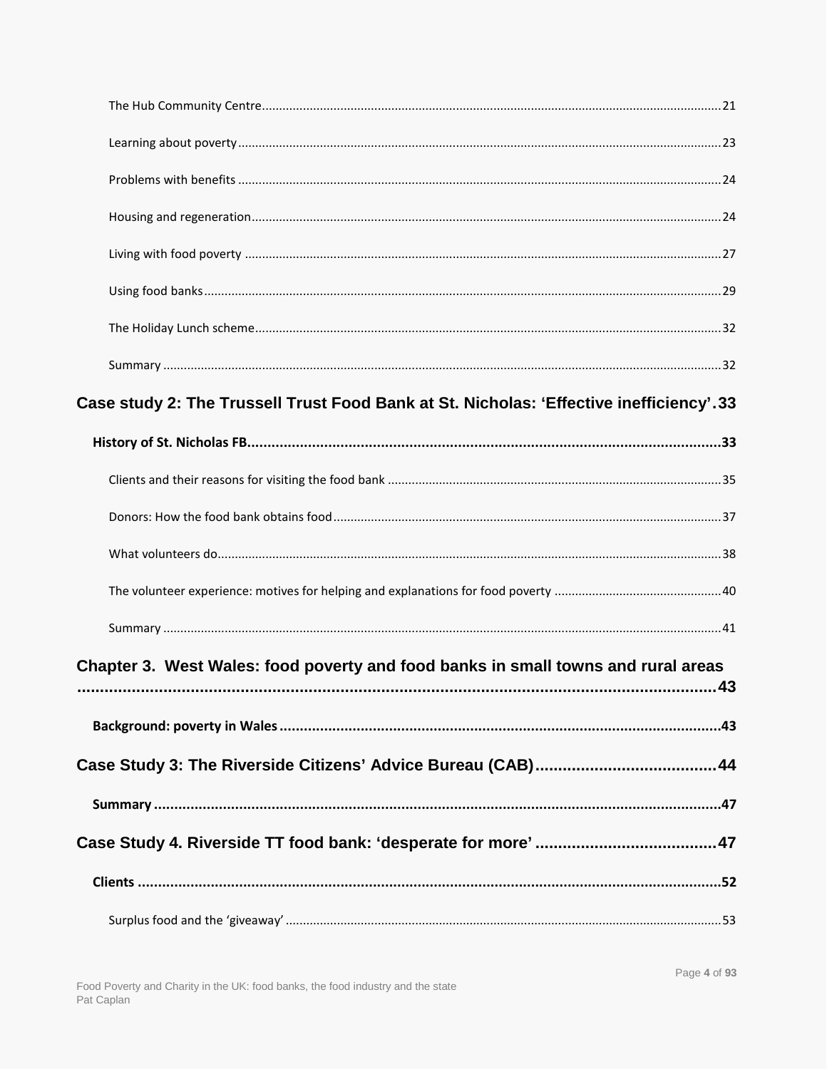The Hub Community Centre ..... 21

Learning about poverty ..... 23

Problems with benefits ..... 24

Housing and regeneration ..... 24

Living with food poverty ..... 27

Using food banks ..... 29

The Holiday Lunch scheme ..... 32

Summary ..... 32

**Case study 2: The Trussell Trust Food Bank at St. Nicholas: 'Effective inefficiency' . 33**

**History of St. Nicholas FB ..... 33**

Clients and their reasons for visiting the food bank ..... 35

Donors: How the food bank obtains food ..... 37

What volunteers do ..... 38

The volunteer experience: motives for helping and explanations for food poverty ..... 40

Summary ..... 41

**Chapter 3. West Wales: food poverty and food banks in small towns and rural areas ..... 43**

**Background: poverty in Wales ..... 43**

**Case Study 3: The Riverside Citizens' Advice Bureau (CAB) ..... 44**

**Summary ..... 47**

**Case Study 4. Riverside TT food bank: 'desperate for more' ..... 47**

**Clients ..... 52**

Surplus food and the 'giveaway' ..... 53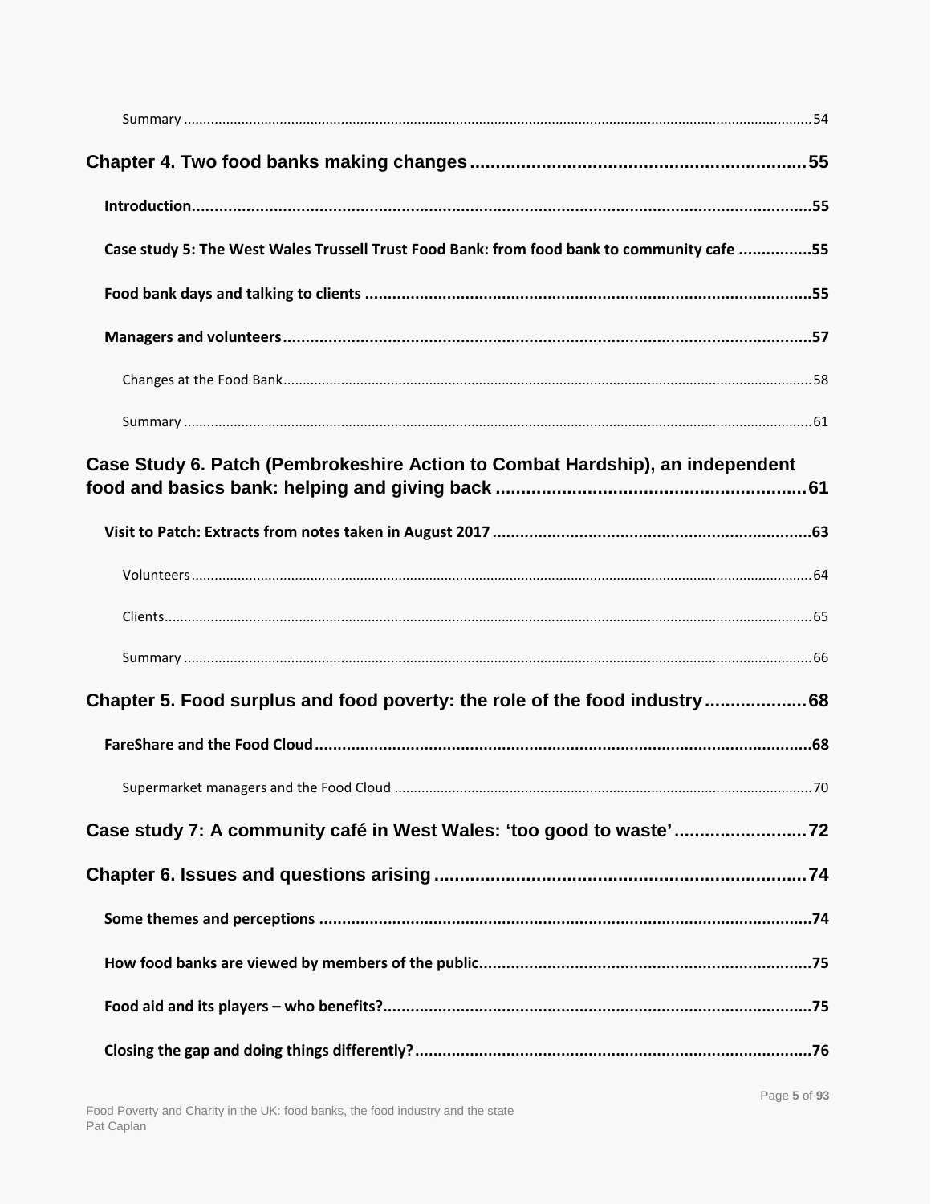Summary ....... 54

**Chapter 4. Two food banks making changes ....... 55**

**Introduction ....... 55**

**Case study 5: The West Wales Trussell Trust Food Bank: from food bank to community cafe ....... 55**

**Food bank days and talking to clients ....... 55**

**Managers and volunteers ....... 57**

Changes at the Food Bank ....... 58

Summary ....... 61

**Case Study 6. Patch (Pembrokeshire Action to Combat Hardship), an independent food and basics bank: helping and giving back ....... 61**

**Visit to Patch: Extracts from notes taken in August 2017 ....... 63**

Volunteers ....... 64

Clients ....... 65

Summary ....... 66

**Chapter 5. Food surplus and food poverty: the role of the food industry ....... 68**

**FareShare and the Food Cloud ....... 68**

Supermarket managers and the Food Cloud ....... 70

**Case study 7: A community café in West Wales: 'too good to waste' ....... 72**

**Chapter 6. Issues and questions arising ....... 74**

**Some themes and perceptions ....... 74**

**How food banks are viewed by members of the public ....... 75**

**Food aid and its players – who benefits? ....... 75**

**Closing the gap and doing things differently? ....... 76**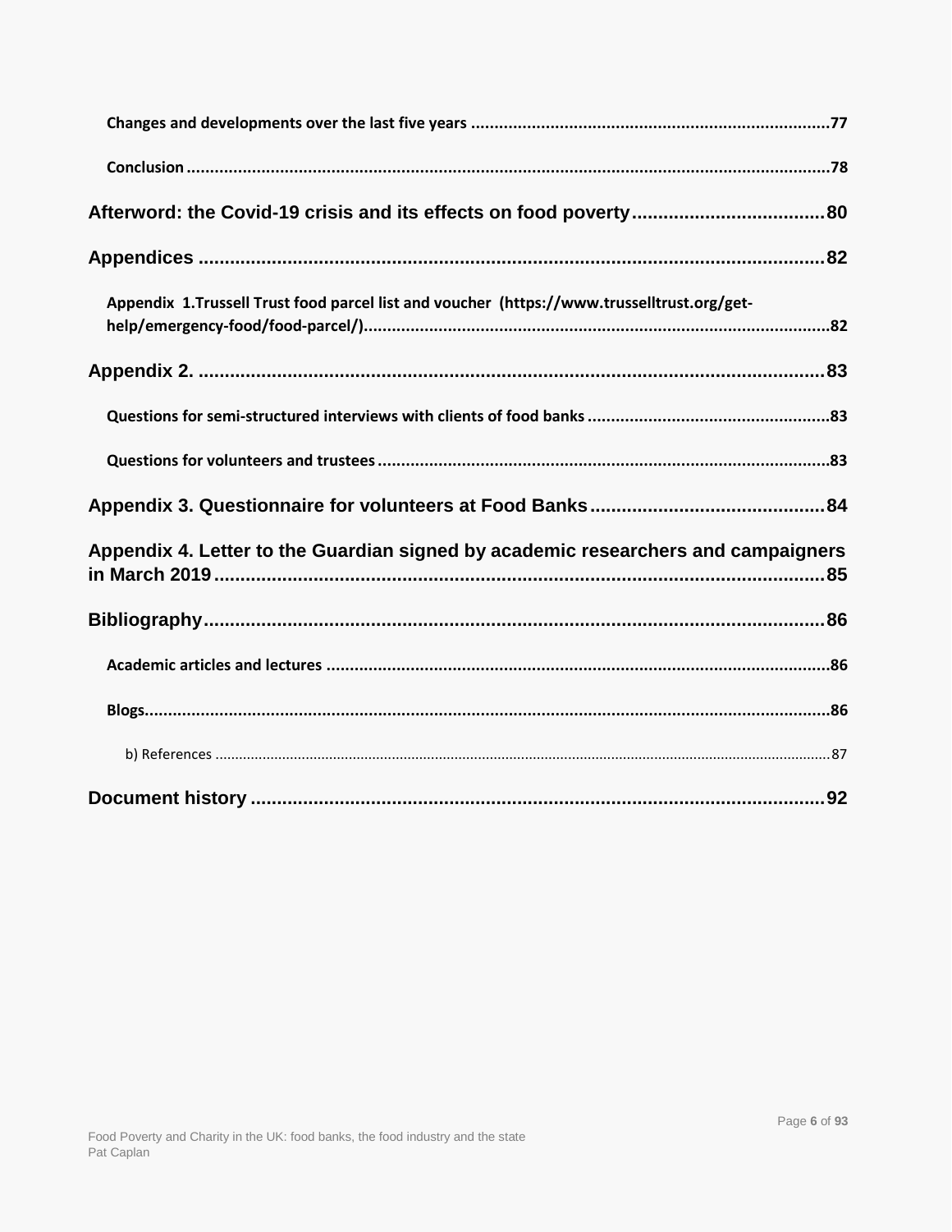Changes and developments over the last five years ....................................................................................77

Conclusion ..........................................................................................................................................78

**Afterword: the Covid-19 crisis and its effects on food poverty ....................................80**

**Appendices .............................................................................................................................82**

Appendix 1.Trussell Trust food parcel list and voucher (https://www.trusselltrust.org/get-help/emergency-food/food-parcel/)....................................................................................................82

**Appendix 2. ............................................................................................................................83**

Questions for semi-structured interviews with clients of food banks ...................................................83

Questions for volunteers and trustees .....................................................................................................83

**Appendix 3. Questionnaire for volunteers at Food Banks ............................................84**

**Appendix 4. Letter to the Guardian signed by academic researchers and campaigners in March 2019 ...............................................................................................................................85**

**Bibliography.............................................................................................................................86**

Academic articles and lectures ..................................................................................................................86

Blogs.............................................................................................................................................................86

b) References .................................................................................................................................................87

**Document history ..................................................................................................................92**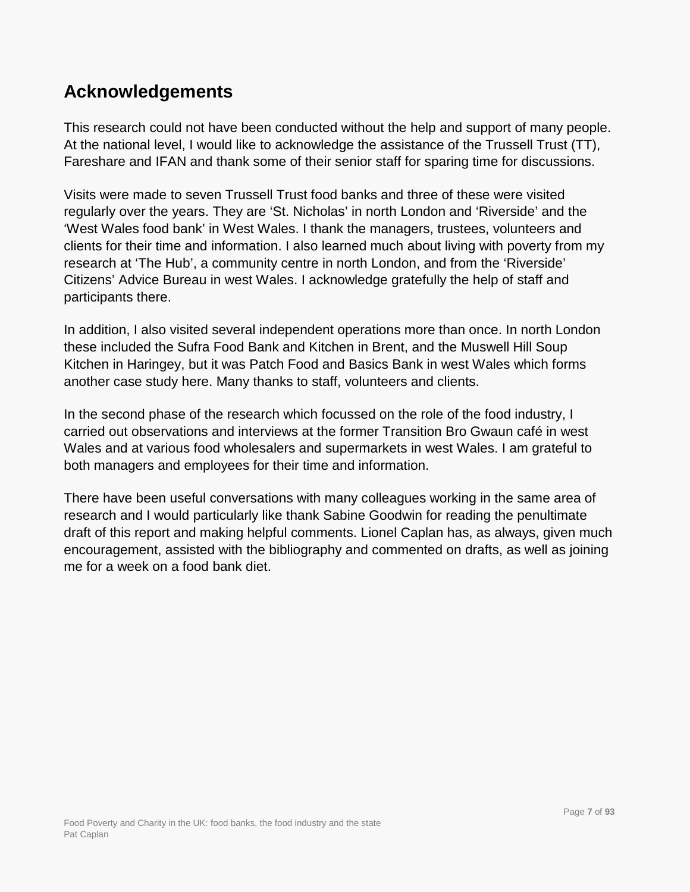## Acknowledgements

This research could not have been conducted without the help and support of many people. At the national level, I would like to acknowledge the assistance of the Trussell Trust (TT), Fareshare and IFAN and thank some of their senior staff for sparing time for discussions.

Visits were made to seven Trussell Trust food banks and three of these were visited regularly over the years. They are 'St. Nicholas' in north London and 'Riverside' and the 'West Wales food bank' in West Wales. I thank the managers, trustees, volunteers and clients for their time and information. I also learned much about living with poverty from my research at 'The Hub', a community centre in north London, and from the 'Riverside' Citizens' Advice Bureau in west Wales. I acknowledge gratefully the help of staff and participants there.

In addition, I also visited several independent operations more than once. In north London these included the Sufra Food Bank and Kitchen in Brent, and the Muswell Hill Soup Kitchen in Haringey, but it was Patch Food and Basics Bank in west Wales which forms another case study here. Many thanks to staff, volunteers and clients.

In the second phase of the research which focussed on the role of the food industry, I carried out observations and interviews at the former Transition Bro Gwaun café in west Wales and at various food wholesalers and supermarkets in west Wales. I am grateful to both managers and employees for their time and information.

There have been useful conversations with many colleagues working in the same area of research and I would particularly like thank Sabine Goodwin for reading the penultimate draft of this report and making helpful comments. Lionel Caplan has, as always, given much encouragement, assisted with the bibliography and commented on drafts, as well as joining me for a week on a food bank diet.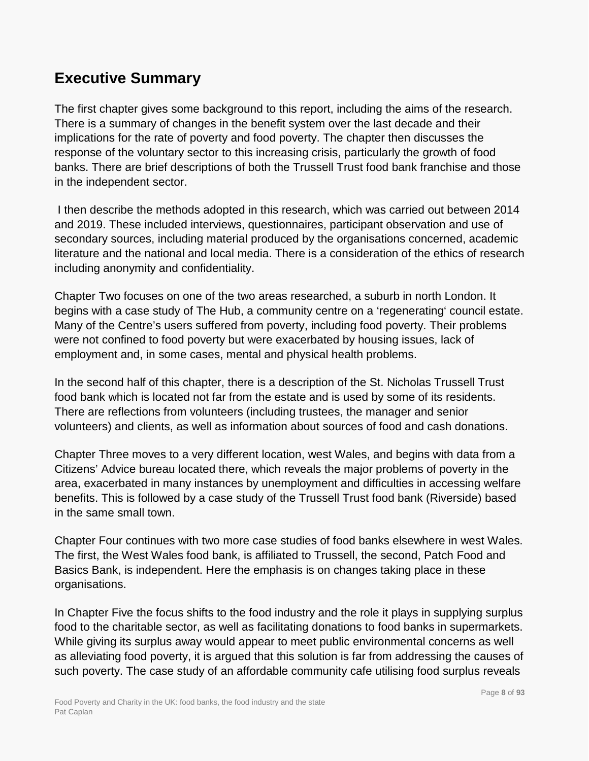## Executive Summary

The first chapter gives some background to this report, including the aims of the research. There is a summary of changes in the benefit system over the last decade and their implications for the rate of poverty and food poverty. The chapter then discusses the response of the voluntary sector to this increasing crisis, particularly the growth of food banks. There are brief descriptions of both the Trussell Trust food bank franchise and those in the independent sector.

I then describe the methods adopted in this research, which was carried out between 2014 and 2019. These included interviews, questionnaires, participant observation and use of secondary sources, including material produced by the organisations concerned, academic literature and the national and local media. There is a consideration of the ethics of research including anonymity and confidentiality.

Chapter Two focuses on one of the two areas researched, a suburb in north London. It begins with a case study of The Hub, a community centre on a 'regenerating' council estate. Many of the Centre's users suffered from poverty, including food poverty. Their problems were not confined to food poverty but were exacerbated by housing issues, lack of employment and, in some cases, mental and physical health problems.

In the second half of this chapter, there is a description of the St. Nicholas Trussell Trust food bank which is located not far from the estate and is used by some of its residents. There are reflections from volunteers (including trustees, the manager and senior volunteers) and clients, as well as information about sources of food and cash donations.

Chapter Three moves to a very different location, west Wales, and begins with data from a Citizens' Advice bureau located there, which reveals the major problems of poverty in the area, exacerbated in many instances by unemployment and difficulties in accessing welfare benefits. This is followed by a case study of the Trussell Trust food bank (Riverside) based in the same small town.

Chapter Four continues with two more case studies of food banks elsewhere in west Wales. The first, the West Wales food bank, is affiliated to Trussell, the second, Patch Food and Basics Bank, is independent. Here the emphasis is on changes taking place in these organisations.

In Chapter Five the focus shifts to the food industry and the role it plays in supplying surplus food to the charitable sector, as well as facilitating donations to food banks in supermarkets. While giving its surplus away would appear to meet public environmental concerns as well as alleviating food poverty, it is argued that this solution is far from addressing the causes of such poverty. The case study of an affordable community cafe utilising food surplus reveals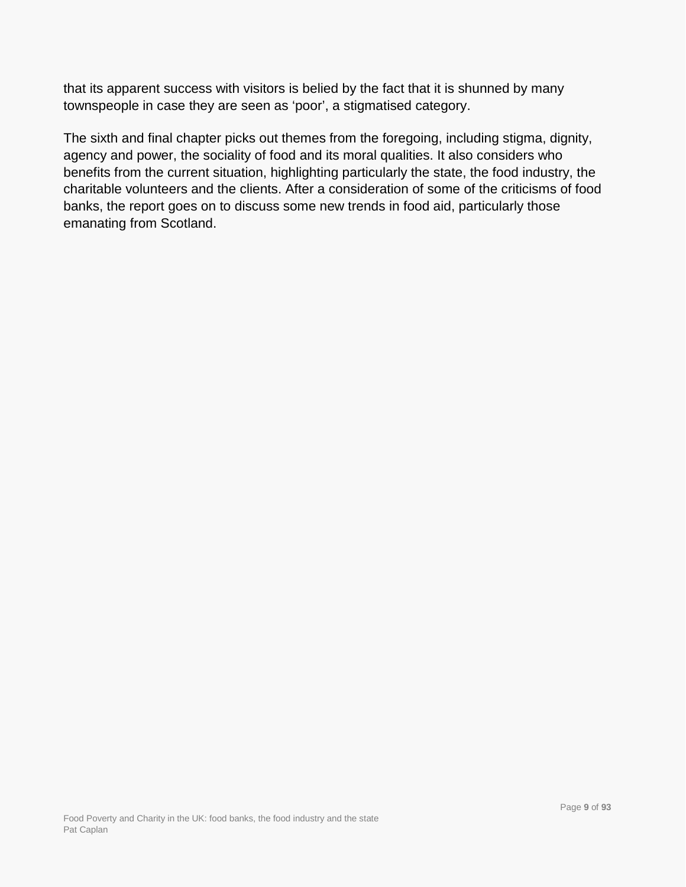that its apparent success with visitors is belied by the fact that it is shunned by many townspeople in case they are seen as ‘poor’, a stigmatised category.

The sixth and final chapter picks out themes from the foregoing, including stigma, dignity, agency and power, the sociality of food and its moral qualities. It also considers who benefits from the current situation, highlighting particularly the state, the food industry, the charitable volunteers and the clients. After a consideration of some of the criticisms of food banks, the report goes on to discuss some new trends in food aid, particularly those emanating from Scotland.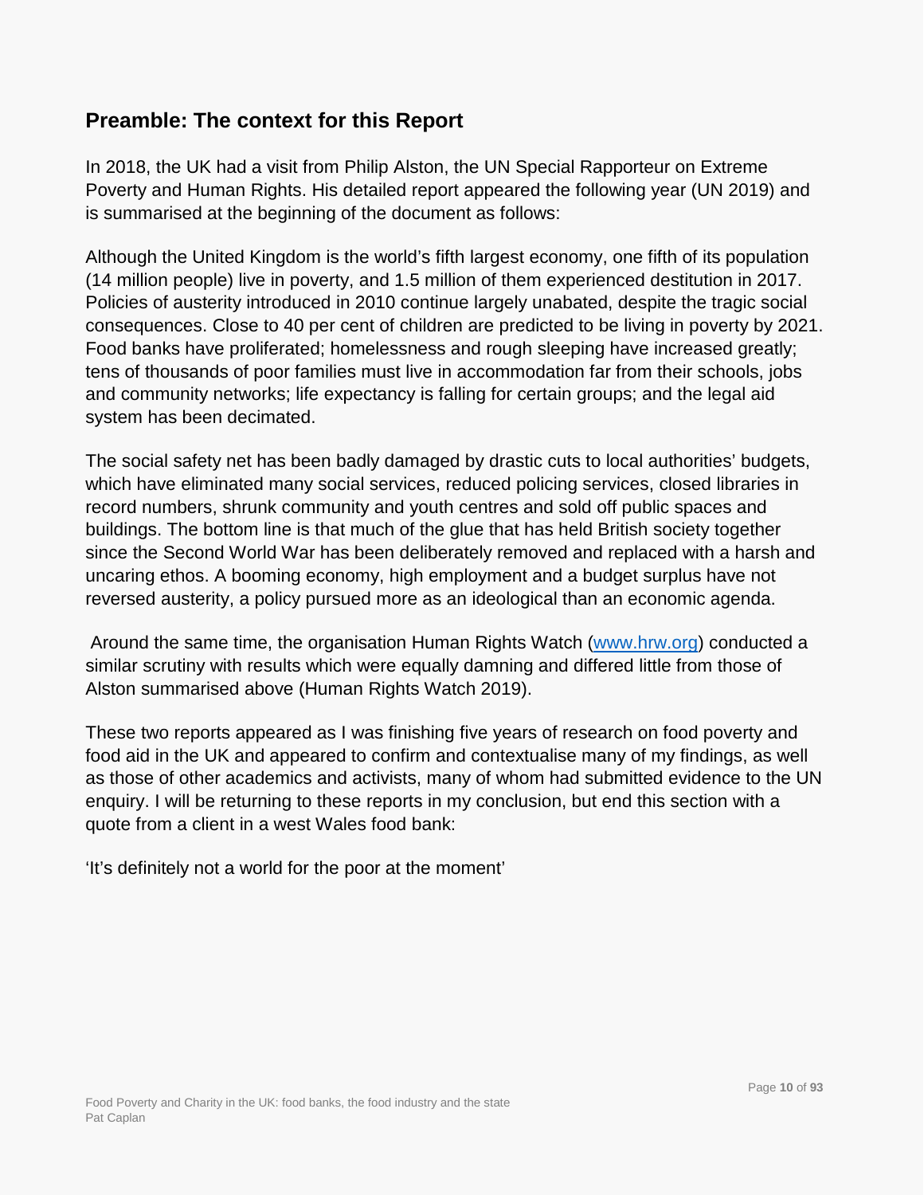## Preamble: The context for this Report

In 2018, the UK had a visit from Philip Alston, the UN Special Rapporteur on Extreme Poverty and Human Rights. His detailed report appeared the following year (UN 2019) and is summarised at the beginning of the document as follows:

Although the United Kingdom is the world's fifth largest economy, one fifth of its population (14 million people) live in poverty, and 1.5 million of them experienced destitution in 2017. Policies of austerity introduced in 2010 continue largely unabated, despite the tragic social consequences. Close to 40 per cent of children are predicted to be living in poverty by 2021. Food banks have proliferated; homelessness and rough sleeping have increased greatly; tens of thousands of poor families must live in accommodation far from their schools, jobs and community networks; life expectancy is falling for certain groups; and the legal aid system has been decimated.

The social safety net has been badly damaged by drastic cuts to local authorities' budgets, which have eliminated many social services, reduced policing services, closed libraries in record numbers, shrunk community and youth centres and sold off public spaces and buildings. The bottom line is that much of the glue that has held British society together since the Second World War has been deliberately removed and replaced with a harsh and uncaring ethos. A booming economy, high employment and a budget surplus have not reversed austerity, a policy pursued more as an ideological than an economic agenda.

Around the same time, the organisation Human Rights Watch ([www.hrw.org](www.hrw.org)) conducted a similar scrutiny with results which were equally damning and differed little from those of Alston summarised above (Human Rights Watch 2019).

These two reports appeared as I was finishing five years of research on food poverty and food aid in the UK and appeared to confirm and contextualise many of my findings, as well as those of other academics and activists, many of whom had submitted evidence to the UN enquiry. I will be returning to these reports in my conclusion, but end this section with a quote from a client in a west Wales food bank:

'It's definitely not a world for the poor at the moment'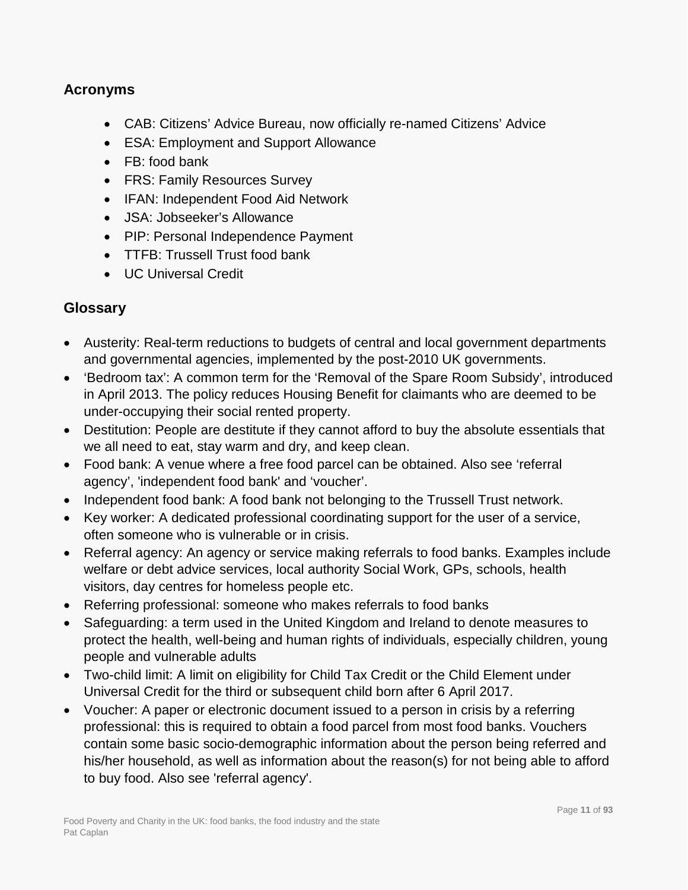## Acronyms

- CAB: Citizens’ Advice Bureau, now officially re-named Citizens’ Advice
- ESA: Employment and Support Allowance
- FB: food bank
- FRS: Family Resources Survey
- IFAN: Independent Food Aid Network
- JSA: Jobseeker’s Allowance
- PIP: Personal Independence Payment
- TTFB: Trussell Trust food bank
- UC Universal Credit

## Glossary

- Austerity: Real-term reductions to budgets of central and local government departments and governmental agencies, implemented by the post-2010 UK governments.
- ‘Bedroom tax’: A common term for the ‘Removal of the Spare Room Subsidy’, introduced in April 2013. The policy reduces Housing Benefit for claimants who are deemed to be under-occupying their social rented property.
- Destitution: People are destitute if they cannot afford to buy the absolute essentials that we all need to eat, stay warm and dry, and keep clean.
- Food bank: A venue where a free food parcel can be obtained. Also see ‘referral agency’, 'independent food bank' and ‘voucher’.
- Independent food bank: A food bank not belonging to the Trussell Trust network.
- Key worker: A dedicated professional coordinating support for the user of a service, often someone who is vulnerable or in crisis.
- Referral agency: An agency or service making referrals to food banks. Examples include welfare or debt advice services, local authority Social Work, GPs, schools, health visitors, day centres for homeless people etc.
- Referring professional: someone who makes referrals to food banks
- Safeguarding: a term used in the United Kingdom and Ireland to denote measures to protect the health, well-being and human rights of individuals, especially children, young people and vulnerable adults
- Two-child limit: A limit on eligibility for Child Tax Credit or the Child Element under Universal Credit for the third or subsequent child born after 6 April 2017.
- Voucher: A paper or electronic document issued to a person in crisis by a referring professional: this is required to obtain a food parcel from most food banks. Vouchers contain some basic socio-demographic information about the person being referred and his/her household, as well as information about the reason(s) for not being able to afford to buy food. Also see 'referral agency'.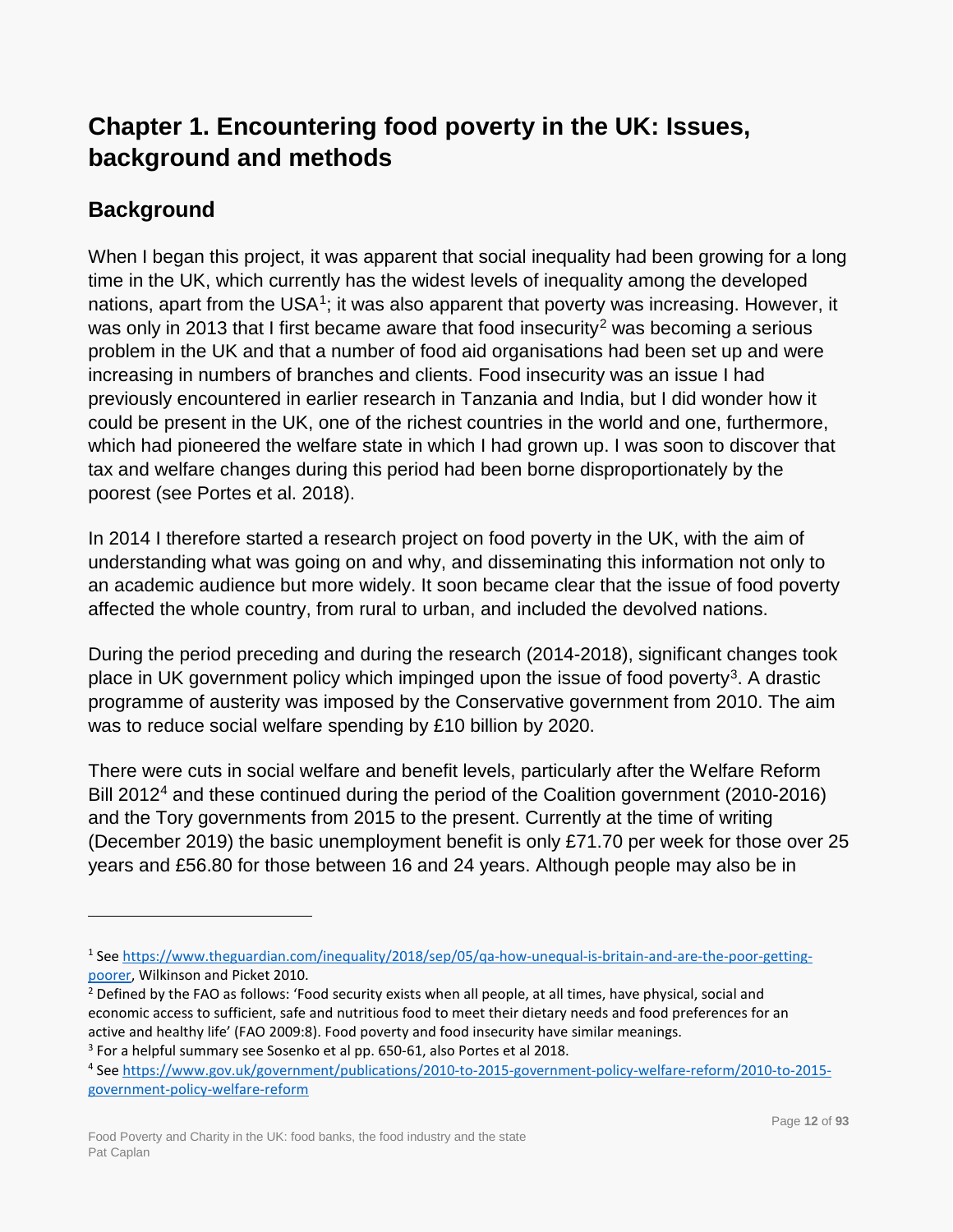# Chapter 1. Encountering food poverty in the UK: Issues, background and methods

## Background

When I began this project, it was apparent that social inequality had been growing for a long time in the UK, which currently has the widest levels of inequality among the developed nations, apart from the USA[1]; it was also apparent that poverty was increasing. However, it was only in 2013 that I first became aware that food insecurity[2] was becoming a serious problem in the UK and that a number of food aid organisations had been set up and were increasing in numbers of branches and clients. Food insecurity was an issue I had previously encountered in earlier research in Tanzania and India, but I did wonder how it could be present in the UK, one of the richest countries in the world and one, furthermore, which had pioneered the welfare state in which I had grown up. I was soon to discover that tax and welfare changes during this period had been borne disproportionately by the poorest (see Portes et al. 2018).

In 2014 I therefore started a research project on food poverty in the UK, with the aim of understanding what was going on and why, and disseminating this information not only to an academic audience but more widely. It soon became clear that the issue of food poverty affected the whole country, from rural to urban, and included the devolved nations.

During the period preceding and during the research (2014-2018), significant changes took place in UK government policy which impinged upon the issue of food poverty[3]. A drastic programme of austerity was imposed by the Conservative government from 2010. The aim was to reduce social welfare spending by £10 billion by 2020.

There were cuts in social welfare and benefit levels, particularly after the Welfare Reform Bill 2012[4] and these continued during the period of the Coalition government (2010-2016) and the Tory governments from 2015 to the present. Currently at the time of writing (December 2019) the basic unemployment benefit is only £71.70 per week for those over 25 years and £56.80 for those between 16 and 24 years. Although people may also be in

---

[1] See https://www.theguardian.com/inequality/2018/sep/05/qa-how-unequal-is-britain-and-are-the-poor-getting-poorer, Wilkinson and Picket 2010.

[2] Defined by the FAO as follows: 'Food security exists when all people, at all times, have physical, social and economic access to sufficient, safe and nutritious food to meet their dietary needs and food preferences for an active and healthy life' (FAO 2009:8). Food poverty and food insecurity have similar meanings.

[3] For a helpful summary see Sosenko et al pp. 650-61, also Portes et al 2018.

[4] See https://www.gov.uk/government/publications/2010-to-2015-government-policy-welfare-reform/2010-to-2015-government-policy-welfare-reform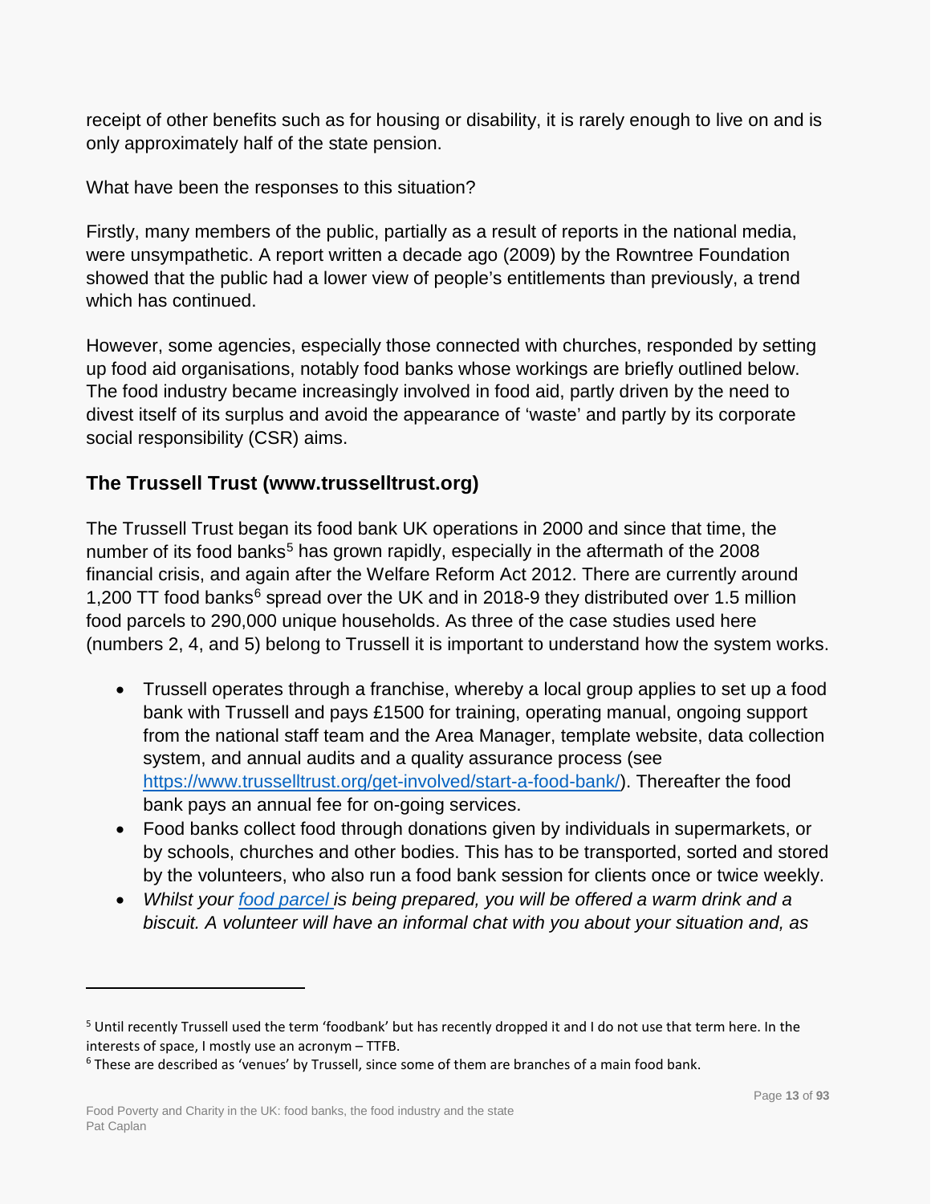receipt of other benefits such as for housing or disability, it is rarely enough to live on and is only approximately half of the state pension.

What have been the responses to this situation?

Firstly, many members of the public, partially as a result of reports in the national media, were unsympathetic. A report written a decade ago (2009) by the Rowntree Foundation showed that the public had a lower view of people's entitlements than previously, a trend which has continued.

However, some agencies, especially those connected with churches, responded by setting up food aid organisations, notably food banks whose workings are briefly outlined below. The food industry became increasingly involved in food aid, partly driven by the need to divest itself of its surplus and avoid the appearance of 'waste' and partly by its corporate social responsibility (CSR) aims.

## The Trussell Trust (www.trusselltrust.org)

The Trussell Trust began its food bank UK operations in 2000 and since that time, the number of its food banks[5] has grown rapidly, especially in the aftermath of the 2008 financial crisis, and again after the Welfare Reform Act 2012. There are currently around 1,200 TT food banks[6] spread over the UK and in 2018-9 they distributed over 1.5 million food parcels to 290,000 unique households. As three of the case studies used here (numbers 2, 4, and 5) belong to Trussell it is important to understand how the system works.

- Trussell operates through a franchise, whereby a local group applies to set up a food bank with Trussell and pays £1500 for training, operating manual, ongoing support from the national staff team and the Area Manager, template website, data collection system, and annual audits and a quality assurance process (see [https://www.trusselltrust.org/get-involved/start-a-food-bank/](https://www.trusselltrust.org/get-involved/start-a-food-bank/)). Thereafter the food bank pays an annual fee for on-going services.
- Food banks collect food through donations given by individuals in supermarkets, or by schools, churches and other bodies. This has to be transported, sorted and stored by the volunteers, who also run a food bank session for clients once or twice weekly.
- *Whilst your [food parcel](food parcel) is being prepared, you will be offered a warm drink and a biscuit. A volunteer will have an informal chat with you about your situation and, as*

---

[5] Until recently Trussell used the term 'foodbank' but has recently dropped it and I do not use that term here. In the interests of space, I mostly use an acronym – TTFB.

[6] These are described as 'venues' by Trussell, since some of them are branches of a main food bank.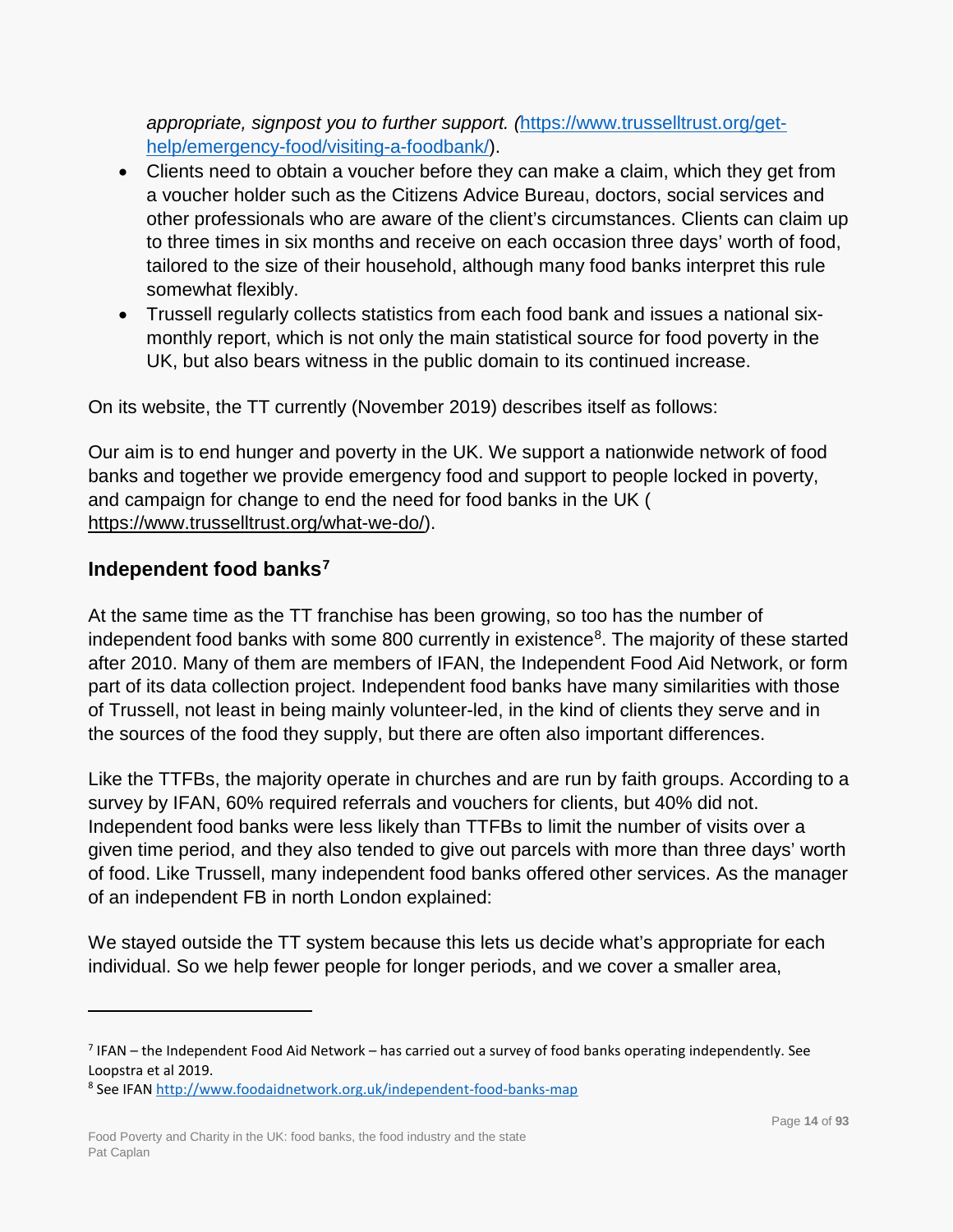*appropriate, signpost you to further support. (*[https://www.trusselltrust.org/get-help/emergency-food/visiting-a-foodbank/](https://www.trusselltrust.org/get-help/emergency-food/visiting-a-foodbank/)).

- Clients need to obtain a voucher before they can make a claim, which they get from a voucher holder such as the Citizens Advice Bureau, doctors, social services and other professionals who are aware of the client's circumstances. Clients can claim up to three times in six months and receive on each occasion three days' worth of food, tailored to the size of their household, although many food banks interpret this rule somewhat flexibly.
- Trussell regularly collects statistics from each food bank and issues a national six-monthly report, which is not only the main statistical source for food poverty in the UK, but also bears witness in the public domain to its continued increase.

On its website, the TT currently (November 2019) describes itself as follows:

Our aim is to end hunger and poverty in the UK. We support a nationwide network of food banks and together we provide emergency food and support to people locked in poverty, and campaign for change to end the need for food banks in the UK ( [https://www.trusselltrust.org/what-we-do/](https://www.trusselltrust.org/what-we-do/)).

## Independent food banks[7]

At the same time as the TT franchise has been growing, so too has the number of independent food banks with some 800 currently in existence[8]. The majority of these started after 2010. Many of them are members of IFAN, the Independent Food Aid Network, or form part of its data collection project. Independent food banks have many similarities with those of Trussell, not least in being mainly volunteer-led, in the kind of clients they serve and in the sources of the food they supply, but there are often also important differences.

Like the TTFBs, the majority operate in churches and are run by faith groups. According to a survey by IFAN, 60% required referrals and vouchers for clients, but 40% did not. Independent food banks were less likely than TTFBs to limit the number of visits over a given time period, and they also tended to give out parcels with more than three days' worth of food. Like Trussell, many independent food banks offered other services. As the manager of an independent FB in north London explained:

We stayed outside the TT system because this lets us decide what's appropriate for each individual. So we help fewer people for longer periods, and we cover a smaller area,

---

[7] IFAN – the Independent Food Aid Network – has carried out a survey of food banks operating independently. See Loopstra et al 2019.

[8] See IFAN [http://www.foodaidnetwork.org.uk/independent-food-banks-map](http://www.foodaidnetwork.org.uk/independent-food-banks-map)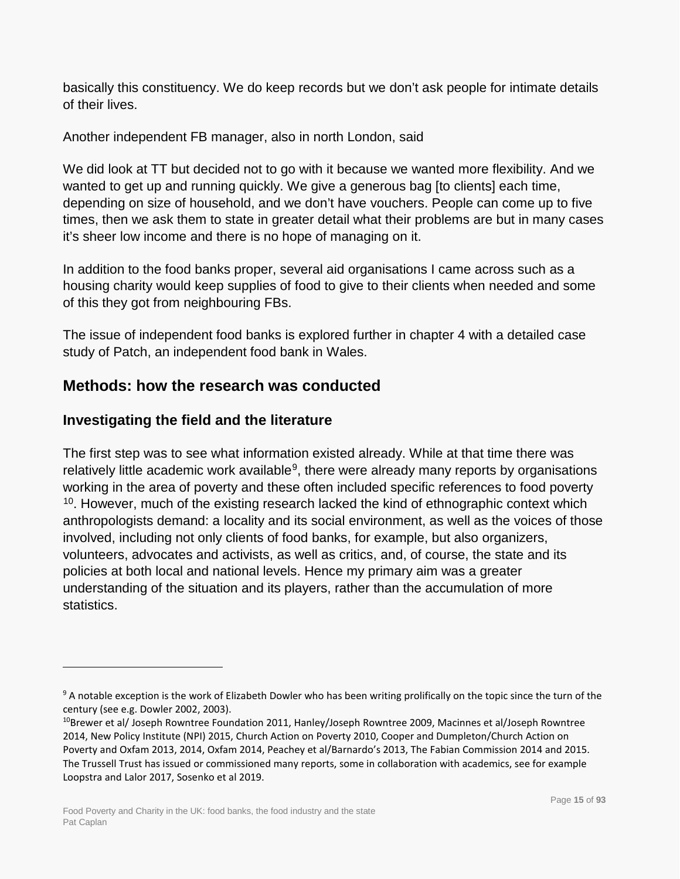basically this constituency. We do keep records but we don't ask people for intimate details of their lives.

Another independent FB manager, also in north London, said

We did look at TT but decided not to go with it because we wanted more flexibility. And we wanted to get up and running quickly. We give a generous bag [to clients] each time, depending on size of household, and we don't have vouchers. People can come up to five times, then we ask them to state in greater detail what their problems are but in many cases it's sheer low income and there is no hope of managing on it.

In addition to the food banks proper, several aid organisations I came across such as a housing charity would keep supplies of food to give to their clients when needed and some of this they got from neighbouring FBs.

The issue of independent food banks is explored further in chapter 4 with a detailed case study of Patch, an independent food bank in Wales.

## Methods: how the research was conducted

### Investigating the field and the literature

The first step was to see what information existed already. While at that time there was relatively little academic work available[9], there were already many reports by organisations working in the area of poverty and these often included specific references to food poverty [10]. However, much of the existing research lacked the kind of ethnographic context which anthropologists demand: a locality and its social environment, as well as the voices of those involved, including not only clients of food banks, for example, but also organizers, volunteers, advocates and activists, as well as critics, and, of course, the state and its policies at both local and national levels. Hence my primary aim was a greater understanding of the situation and its players, rather than the accumulation of more statistics.

---

[9] A notable exception is the work of Elizabeth Dowler who has been writing prolifically on the topic since the turn of the century (see e.g. Dowler 2002, 2003).

[10] Brewer et al/ Joseph Rowntree Foundation 2011, Hanley/Joseph Rowntree 2009, Macinnes et al/Joseph Rowntree 2014, New Policy Institute (NPI) 2015, Church Action on Poverty 2010, Cooper and Dumpleton/Church Action on Poverty and Oxfam 2013, 2014, Oxfam 2014, Peachey et al/Barnardo's 2013, The Fabian Commission 2014 and 2015. The Trussell Trust has issued or commissioned many reports, some in collaboration with academics, see for example Loopstra and Lalor 2017, Sosenko et al 2019.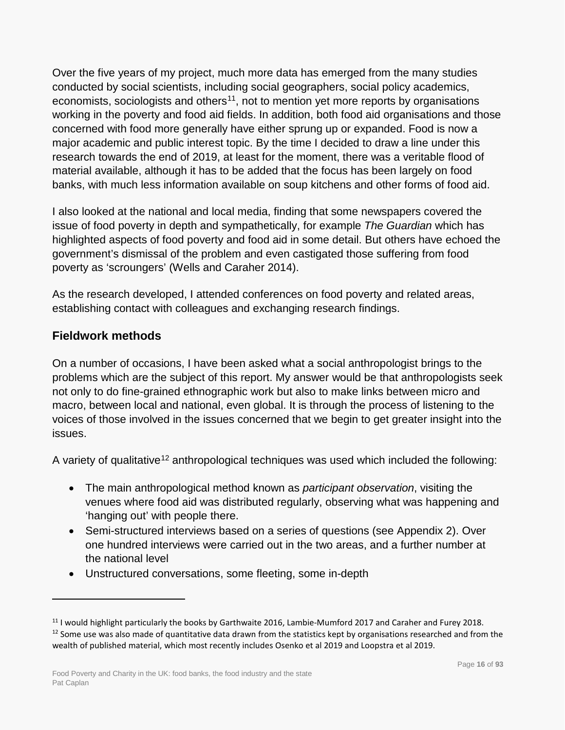Over the five years of my project, much more data has emerged from the many studies conducted by social scientists, including social geographers, social policy academics, economists, sociologists and others[11], not to mention yet more reports by organisations working in the poverty and food aid fields. In addition, both food aid organisations and those concerned with food more generally have either sprung up or expanded. Food is now a major academic and public interest topic. By the time I decided to draw a line under this research towards the end of 2019, at least for the moment, there was a veritable flood of material available, although it has to be added that the focus has been largely on food banks, with much less information available on soup kitchens and other forms of food aid.

I also looked at the national and local media, finding that some newspapers covered the issue of food poverty in depth and sympathetically, for example *The Guardian* which has highlighted aspects of food poverty and food aid in some detail. But others have echoed the government's dismissal of the problem and even castigated those suffering from food poverty as 'scroungers' (Wells and Caraher 2014).

As the research developed, I attended conferences on food poverty and related areas, establishing contact with colleagues and exchanging research findings.

## Fieldwork methods

On a number of occasions, I have been asked what a social anthropologist brings to the problems which are the subject of this report. My answer would be that anthropologists seek not only to do fine-grained ethnographic work but also to make links between micro and macro, between local and national, even global. It is through the process of listening to the voices of those involved in the issues concerned that we begin to get greater insight into the issues.

A variety of qualitative[12] anthropological techniques was used which included the following:

- The main anthropological method known as *participant observation*, visiting the venues where food aid was distributed regularly, observing what was happening and 'hanging out' with people there.
- Semi-structured interviews based on a series of questions (see Appendix 2). Over one hundred interviews were carried out in the two areas, and a further number at the national level
- Unstructured conversations, some fleeting, some in-depth

---

[11] I would highlight particularly the books by Garthwaite 2016, Lambie-Mumford 2017 and Caraher and Furey 2018.

[12] Some use was also made of quantitative data drawn from the statistics kept by organisations researched and from the wealth of published material, which most recently includes Osenko et al 2019 and Loopstra et al 2019.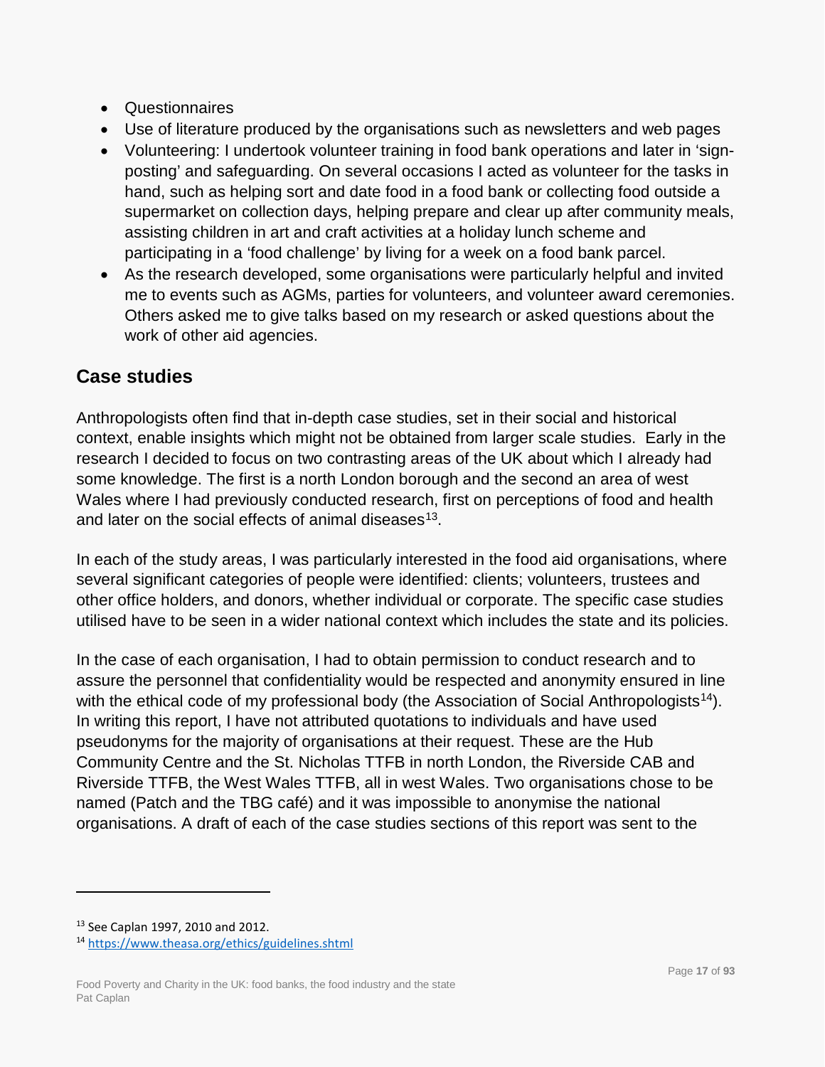- Questionnaires
- Use of literature produced by the organisations such as newsletters and web pages
- Volunteering: I undertook volunteer training in food bank operations and later in 'sign-posting' and safeguarding. On several occasions I acted as volunteer for the tasks in hand, such as helping sort and date food in a food bank or collecting food outside a supermarket on collection days, helping prepare and clear up after community meals, assisting children in art and craft activities at a holiday lunch scheme and participating in a 'food challenge' by living for a week on a food bank parcel.
- As the research developed, some organisations were particularly helpful and invited me to events such as AGMs, parties for volunteers, and volunteer award ceremonies. Others asked me to give talks based on my research or asked questions about the work of other aid agencies.

## Case studies

Anthropologists often find that in-depth case studies, set in their social and historical context, enable insights which might not be obtained from larger scale studies. Early in the research I decided to focus on two contrasting areas of the UK about which I already had some knowledge. The first is a north London borough and the second an area of west Wales where I had previously conducted research, first on perceptions of food and health and later on the social effects of animal diseases[13].

In each of the study areas, I was particularly interested in the food aid organisations, where several significant categories of people were identified: clients; volunteers, trustees and other office holders, and donors, whether individual or corporate. The specific case studies utilised have to be seen in a wider national context which includes the state and its policies.

In the case of each organisation, I had to obtain permission to conduct research and to assure the personnel that confidentiality would be respected and anonymity ensured in line with the ethical code of my professional body (the Association of Social Anthropologists[14]). In writing this report, I have not attributed quotations to individuals and have used pseudonyms for the majority of organisations at their request. These are the Hub Community Centre and the St. Nicholas TTFB in north London, the Riverside CAB and Riverside TTFB, the West Wales TTFB, all in west Wales. Two organisations chose to be named (Patch and the TBG café) and it was impossible to anonymise the national organisations. A draft of each of the case studies sections of this report was sent to the

---

[13] See Caplan 1997, 2010 and 2012.

[14] https://www.theasa.org/ethics/guidelines.shtml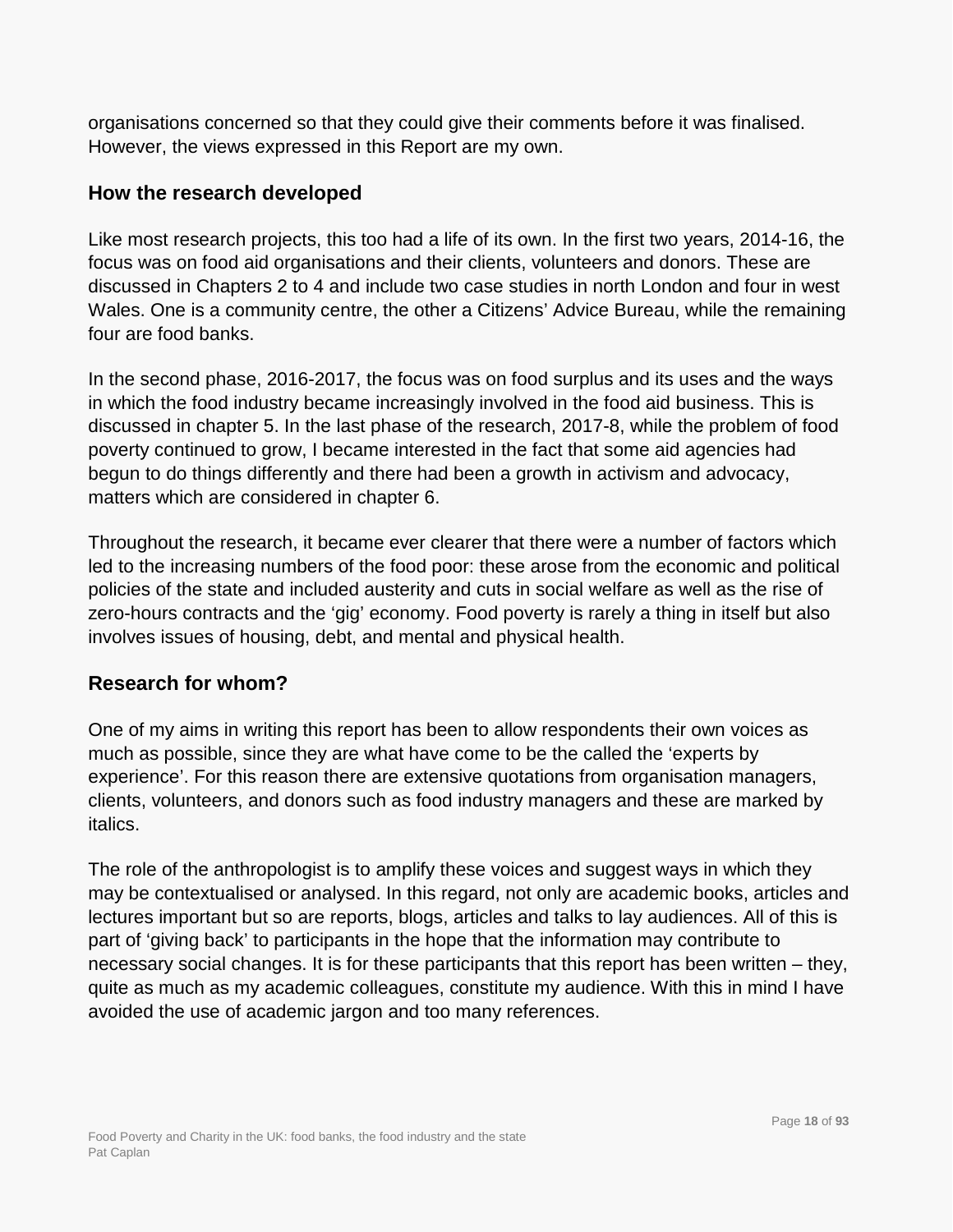organisations concerned so that they could give their comments before it was finalised. However, the views expressed in this Report are my own.

## How the research developed

Like most research projects, this too had a life of its own. In the first two years, 2014-16, the focus was on food aid organisations and their clients, volunteers and donors. These are discussed in Chapters 2 to 4 and include two case studies in north London and four in west Wales. One is a community centre, the other a Citizens' Advice Bureau, while the remaining four are food banks.

In the second phase, 2016-2017, the focus was on food surplus and its uses and the ways in which the food industry became increasingly involved in the food aid business. This is discussed in chapter 5. In the last phase of the research, 2017-8, while the problem of food poverty continued to grow, I became interested in the fact that some aid agencies had begun to do things differently and there had been a growth in activism and advocacy, matters which are considered in chapter 6.

Throughout the research, it became ever clearer that there were a number of factors which led to the increasing numbers of the food poor: these arose from the economic and political policies of the state and included austerity and cuts in social welfare as well as the rise of zero-hours contracts and the 'gig' economy. Food poverty is rarely a thing in itself but also involves issues of housing, debt, and mental and physical health.

## Research for whom?

One of my aims in writing this report has been to allow respondents their own voices as much as possible, since they are what have come to be the called the 'experts by experience'. For this reason there are extensive quotations from organisation managers, clients, volunteers, and donors such as food industry managers and these are marked by italics.

The role of the anthropologist is to amplify these voices and suggest ways in which they may be contextualised or analysed. In this regard, not only are academic books, articles and lectures important but so are reports, blogs, articles and talks to lay audiences. All of this is part of 'giving back' to participants in the hope that the information may contribute to necessary social changes. It is for these participants that this report has been written – they, quite as much as my academic colleagues, constitute my audience. With this in mind I have avoided the use of academic jargon and too many references.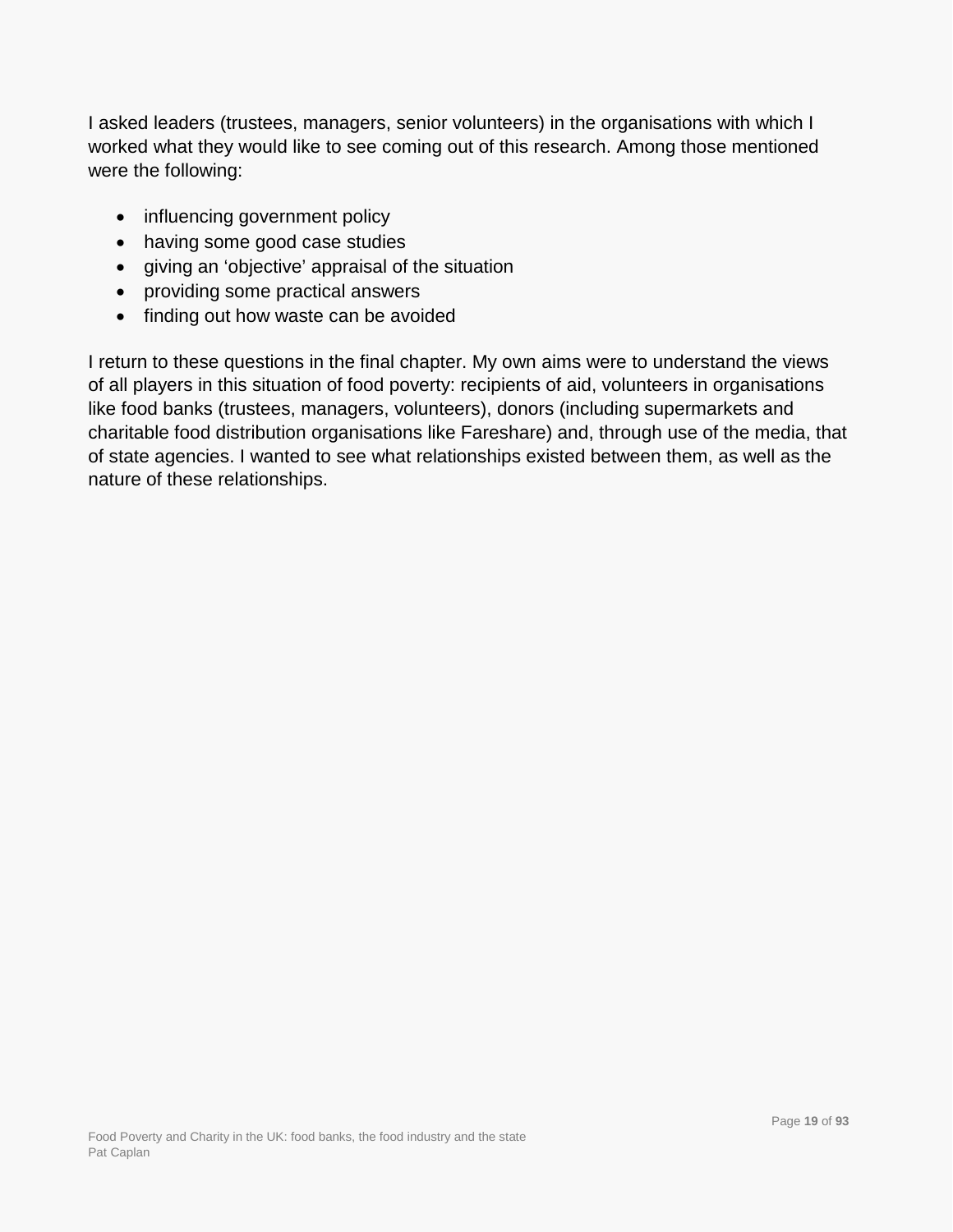I asked leaders (trustees, managers, senior volunteers) in the organisations with which I worked what they would like to see coming out of this research. Among those mentioned were the following:

- influencing government policy
- having some good case studies
- giving an 'objective' appraisal of the situation
- providing some practical answers
- finding out how waste can be avoided

I return to these questions in the final chapter. My own aims were to understand the views of all players in this situation of food poverty: recipients of aid, volunteers in organisations like food banks (trustees, managers, volunteers), donors (including supermarkets and charitable food distribution organisations like Fareshare) and, through use of the media, that of state agencies. I wanted to see what relationships existed between them, as well as the nature of these relationships.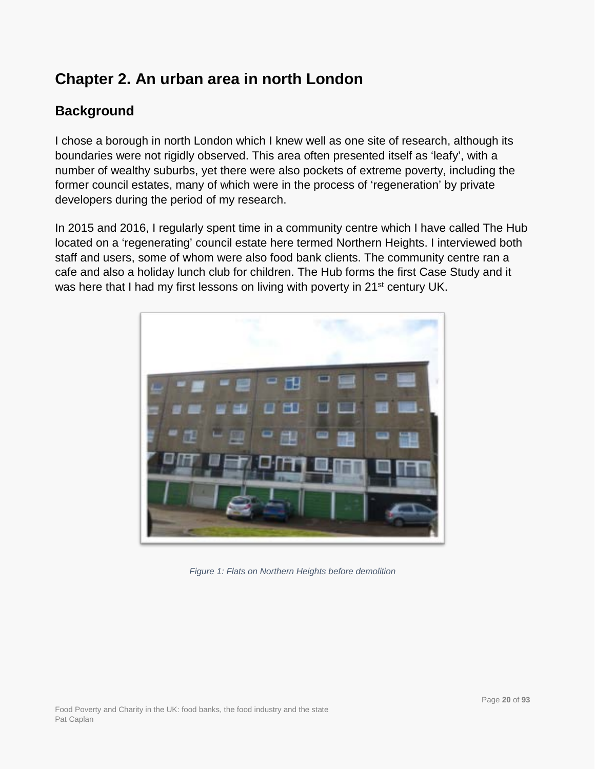# Chapter 2. An urban area in north London

## Background

I chose a borough in north London which I knew well as one site of research, although its boundaries were not rigidly observed. This area often presented itself as 'leafy', with a number of wealthy suburbs, yet there were also pockets of extreme poverty, including the former council estates, many of which were in the process of 'regeneration' by private developers during the period of my research.

In 2015 and 2016, I regularly spent time in a community centre which I have called The Hub located on a 'regenerating' council estate here termed Northern Heights. I interviewed both staff and users, some of whom were also food bank clients. The community centre ran a cafe and also a holiday lunch club for children. The Hub forms the first Case Study and it was here that I had my first lessons on living with poverty in 21st century UK.

*Figure 1: Flats on Northern Heights before demolition*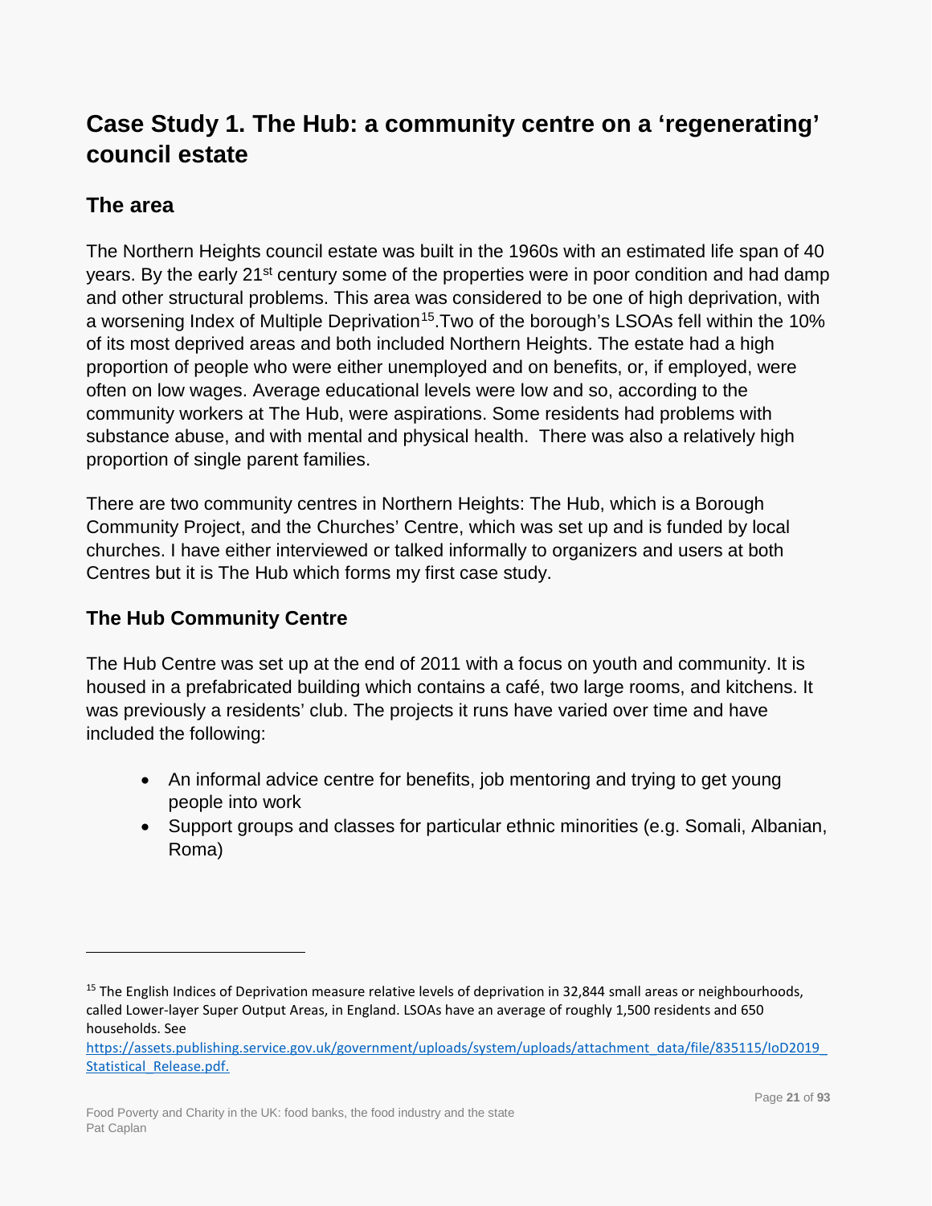# Case Study 1. The Hub: a community centre on a 'regenerating' council estate

## The area

The Northern Heights council estate was built in the 1960s with an estimated life span of 40 years. By the early 21st century some of the properties were in poor condition and had damp and other structural problems. This area was considered to be one of high deprivation, with a worsening Index of Multiple Deprivation[15].Two of the borough's LSOAs fell within the 10% of its most deprived areas and both included Northern Heights. The estate had a high proportion of people who were either unemployed and on benefits, or, if employed, were often on low wages. Average educational levels were low and so, according to the community workers at The Hub, were aspirations. Some residents had problems with substance abuse, and with mental and physical health. There was also a relatively high proportion of single parent families.

There are two community centres in Northern Heights: The Hub, which is a Borough Community Project, and the Churches' Centre, which was set up and is funded by local churches. I have either interviewed or talked informally to organizers and users at both Centres but it is The Hub which forms my first case study.

## The Hub Community Centre

The Hub Centre was set up at the end of 2011 with a focus on youth and community. It is housed in a prefabricated building which contains a café, two large rooms, and kitchens. It was previously a residents' club. The projects it runs have varied over time and have included the following:

- An informal advice centre for benefits, job mentoring and trying to get young people into work
- Support groups and classes for particular ethnic minorities (e.g. Somali, Albanian, Roma)

---

[15] The English Indices of Deprivation measure relative levels of deprivation in 32,844 small areas or neighbourhoods, called Lower-layer Super Output Areas, in England. LSOAs have an average of roughly 1,500 residents and 650 households. See https://assets.publishing.service.gov.uk/government/uploads/system/uploads/attachment_data/file/835115/IoD2019_Statistical_Release.pdf.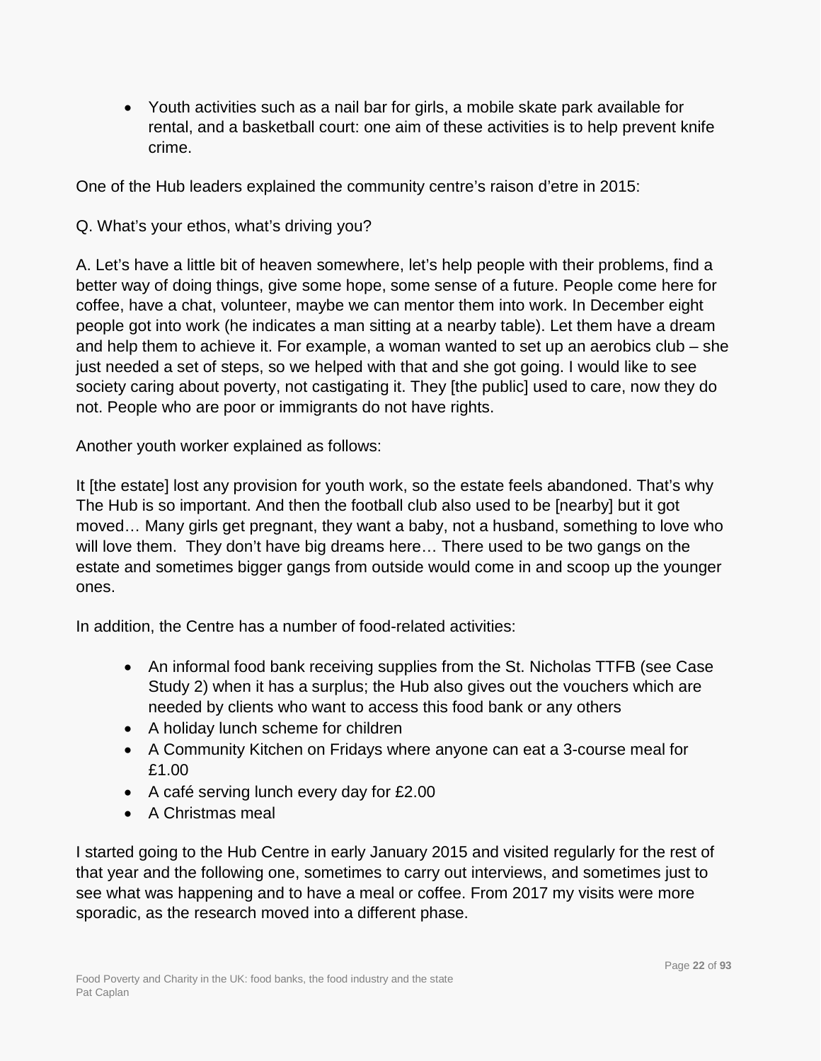- Youth activities such as a nail bar for girls, a mobile skate park available for rental, and a basketball court: one aim of these activities is to help prevent knife crime.

One of the Hub leaders explained the community centre's raison d'etre in 2015:

Q. What's your ethos, what's driving you?

A. Let's have a little bit of heaven somewhere, let's help people with their problems, find a better way of doing things, give some hope, some sense of a future. People come here for coffee, have a chat, volunteer, maybe we can mentor them into work. In December eight people got into work (he indicates a man sitting at a nearby table). Let them have a dream and help them to achieve it. For example, a woman wanted to set up an aerobics club – she just needed a set of steps, so we helped with that and she got going. I would like to see society caring about poverty, not castigating it. They [the public] used to care, now they do not. People who are poor or immigrants do not have rights.

Another youth worker explained as follows:

It [the estate] lost any provision for youth work, so the estate feels abandoned. That's why The Hub is so important. And then the football club also used to be [nearby] but it got moved… Many girls get pregnant, they want a baby, not a husband, something to love who will love them. They don't have big dreams here… There used to be two gangs on the estate and sometimes bigger gangs from outside would come in and scoop up the younger ones.

In addition, the Centre has a number of food-related activities:

- An informal food bank receiving supplies from the St. Nicholas TTFB (see Case Study 2) when it has a surplus; the Hub also gives out the vouchers which are needed by clients who want to access this food bank or any others
- A holiday lunch scheme for children
- A Community Kitchen on Fridays where anyone can eat a 3-course meal for £1.00
- A café serving lunch every day for £2.00
- A Christmas meal

I started going to the Hub Centre in early January 2015 and visited regularly for the rest of that year and the following one, sometimes to carry out interviews, and sometimes just to see what was happening and to have a meal or coffee. From 2017 my visits were more sporadic, as the research moved into a different phase.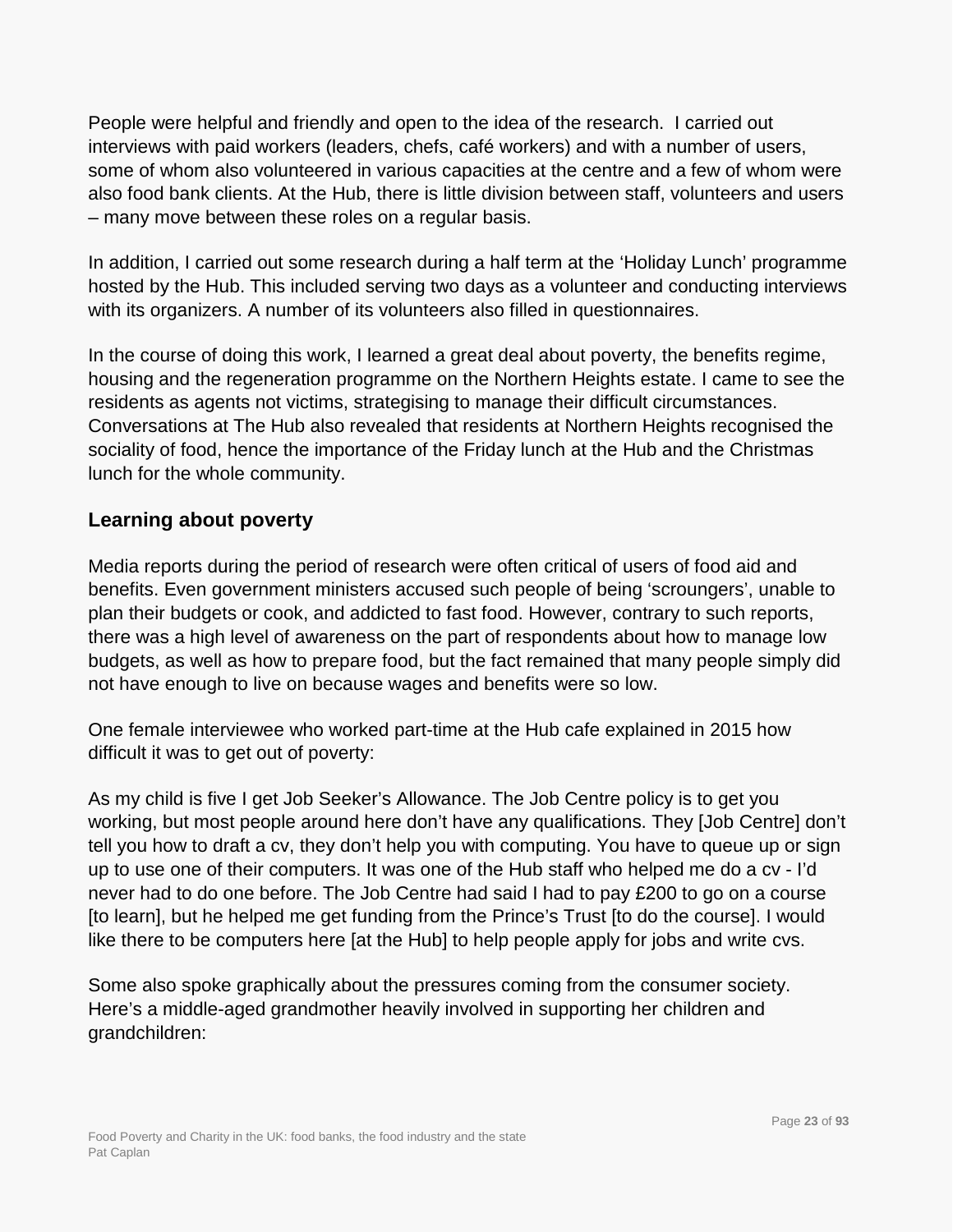People were helpful and friendly and open to the idea of the research. I carried out interviews with paid workers (leaders, chefs, café workers) and with a number of users, some of whom also volunteered in various capacities at the centre and a few of whom were also food bank clients. At the Hub, there is little division between staff, volunteers and users – many move between these roles on a regular basis.

In addition, I carried out some research during a half term at the 'Holiday Lunch' programme hosted by the Hub. This included serving two days as a volunteer and conducting interviews with its organizers. A number of its volunteers also filled in questionnaires.

In the course of doing this work, I learned a great deal about poverty, the benefits regime, housing and the regeneration programme on the Northern Heights estate. I came to see the residents as agents not victims, strategising to manage their difficult circumstances. Conversations at The Hub also revealed that residents at Northern Heights recognised the sociality of food, hence the importance of the Friday lunch at the Hub and the Christmas lunch for the whole community.

## Learning about poverty

Media reports during the period of research were often critical of users of food aid and benefits. Even government ministers accused such people of being 'scroungers', unable to plan their budgets or cook, and addicted to fast food. However, contrary to such reports, there was a high level of awareness on the part of respondents about how to manage low budgets, as well as how to prepare food, but the fact remained that many people simply did not have enough to live on because wages and benefits were so low.

One female interviewee who worked part-time at the Hub cafe explained in 2015 how difficult it was to get out of poverty:

As my child is five I get Job Seeker's Allowance. The Job Centre policy is to get you working, but most people around here don't have any qualifications. They [Job Centre] don't tell you how to draft a cv, they don't help you with computing. You have to queue up or sign up to use one of their computers. It was one of the Hub staff who helped me do a cv - I'd never had to do one before. The Job Centre had said I had to pay £200 to go on a course [to learn], but he helped me get funding from the Prince's Trust [to do the course]. I would like there to be computers here [at the Hub] to help people apply for jobs and write cvs.

Some also spoke graphically about the pressures coming from the consumer society. Here's a middle-aged grandmother heavily involved in supporting her children and grandchildren: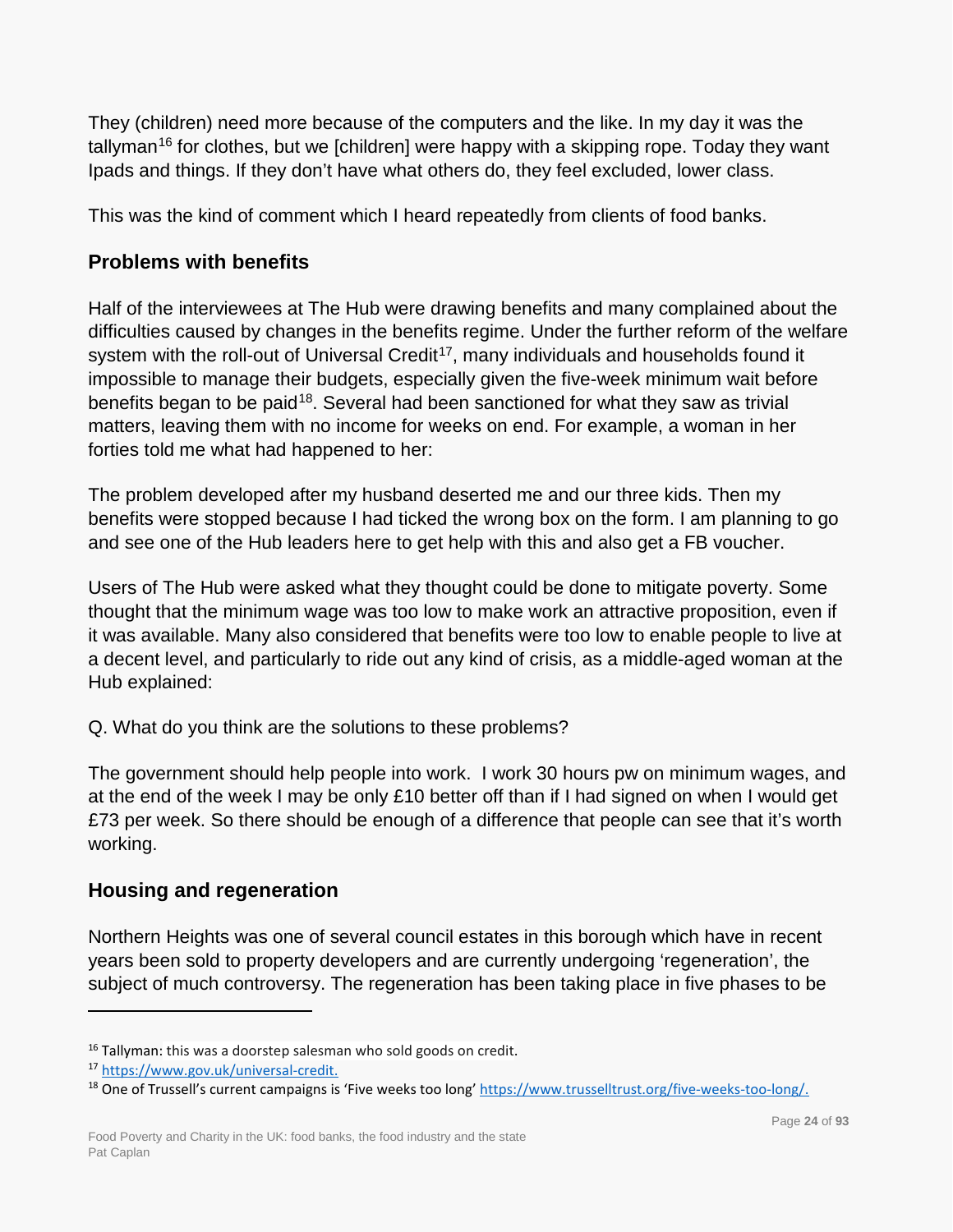They (children) need more because of the computers and the like. In my day it was the tallyman[16] for clothes, but we [children] were happy with a skipping rope. Today they want Ipads and things. If they don't have what others do, they feel excluded, lower class.

This was the kind of comment which I heard repeatedly from clients of food banks.

## Problems with benefits

Half of the interviewees at The Hub were drawing benefits and many complained about the difficulties caused by changes in the benefits regime. Under the further reform of the welfare system with the roll-out of Universal Credit[17], many individuals and households found it impossible to manage their budgets, especially given the five-week minimum wait before benefits began to be paid[18]. Several had been sanctioned for what they saw as trivial matters, leaving them with no income for weeks on end. For example, a woman in her forties told me what had happened to her:

The problem developed after my husband deserted me and our three kids. Then my benefits were stopped because I had ticked the wrong box on the form. I am planning to go and see one of the Hub leaders here to get help with this and also get a FB voucher.

Users of The Hub were asked what they thought could be done to mitigate poverty. Some thought that the minimum wage was too low to make work an attractive proposition, even if it was available. Many also considered that benefits were too low to enable people to live at a decent level, and particularly to ride out any kind of crisis, as a middle-aged woman at the Hub explained:

Q. What do you think are the solutions to these problems?

The government should help people into work. I work 30 hours pw on minimum wages, and at the end of the week I may be only £10 better off than if I had signed on when I would get £73 per week. So there should be enough of a difference that people can see that it's worth working.

## Housing and regeneration

Northern Heights was one of several council estates in this borough which have in recent years been sold to property developers and are currently undergoing 'regeneration', the subject of much controversy. The regeneration has been taking place in five phases to be

---

[16] Tallyman: this was a doorstep salesman who sold goods on credit.

[17] https://www.gov.uk/universal-credit.

[18] One of Trussell's current campaigns is 'Five weeks too long' https://www.trusselltrust.org/five-weeks-too-long/.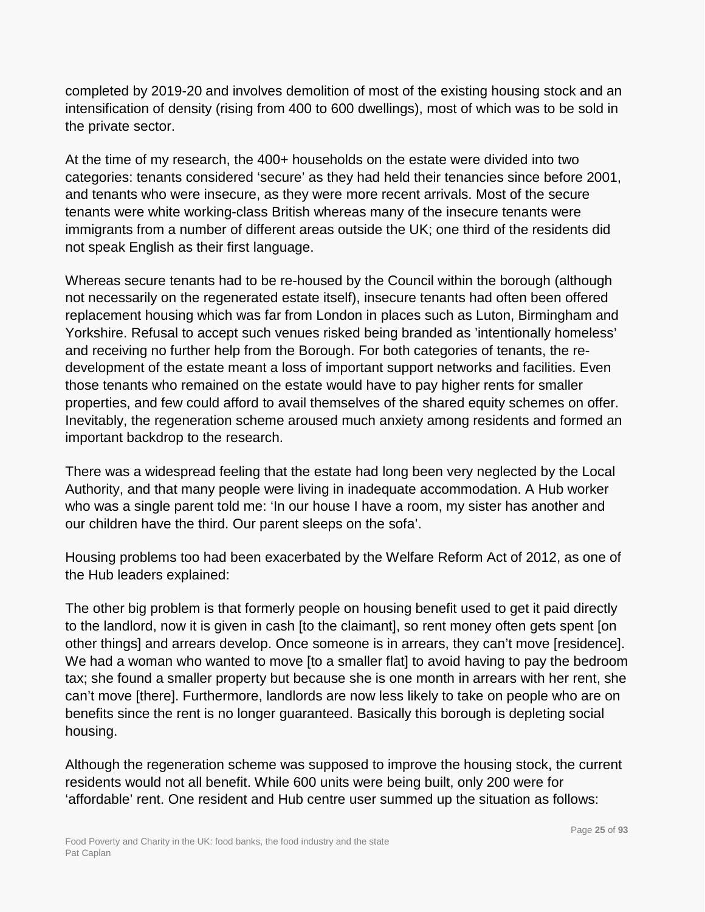completed by 2019-20 and involves demolition of most of the existing housing stock and an intensification of density (rising from 400 to 600 dwellings), most of which was to be sold in the private sector.

At the time of my research, the 400+ households on the estate were divided into two categories: tenants considered 'secure' as they had held their tenancies since before 2001, and tenants who were insecure, as they were more recent arrivals. Most of the secure tenants were white working-class British whereas many of the insecure tenants were immigrants from a number of different areas outside the UK; one third of the residents did not speak English as their first language.

Whereas secure tenants had to be re-housed by the Council within the borough (although not necessarily on the regenerated estate itself), insecure tenants had often been offered replacement housing which was far from London in places such as Luton, Birmingham and Yorkshire. Refusal to accept such venues risked being branded as 'intentionally homeless' and receiving no further help from the Borough. For both categories of tenants, the re-development of the estate meant a loss of important support networks and facilities. Even those tenants who remained on the estate would have to pay higher rents for smaller properties, and few could afford to avail themselves of the shared equity schemes on offer. Inevitably, the regeneration scheme aroused much anxiety among residents and formed an important backdrop to the research.

There was a widespread feeling that the estate had long been very neglected by the Local Authority, and that many people were living in inadequate accommodation. A Hub worker who was a single parent told me: 'In our house I have a room, my sister has another and our children have the third. Our parent sleeps on the sofa'.

Housing problems too had been exacerbated by the Welfare Reform Act of 2012, as one of the Hub leaders explained:

The other big problem is that formerly people on housing benefit used to get it paid directly to the landlord, now it is given in cash [to the claimant], so rent money often gets spent [on other things] and arrears develop. Once someone is in arrears, they can't move [residence]. We had a woman who wanted to move [to a smaller flat] to avoid having to pay the bedroom tax; she found a smaller property but because she is one month in arrears with her rent, she can't move [there]. Furthermore, landlords are now less likely to take on people who are on benefits since the rent is no longer guaranteed. Basically this borough is depleting social housing.

Although the regeneration scheme was supposed to improve the housing stock, the current residents would not all benefit. While 600 units were being built, only 200 were for 'affordable' rent. One resident and Hub centre user summed up the situation as follows: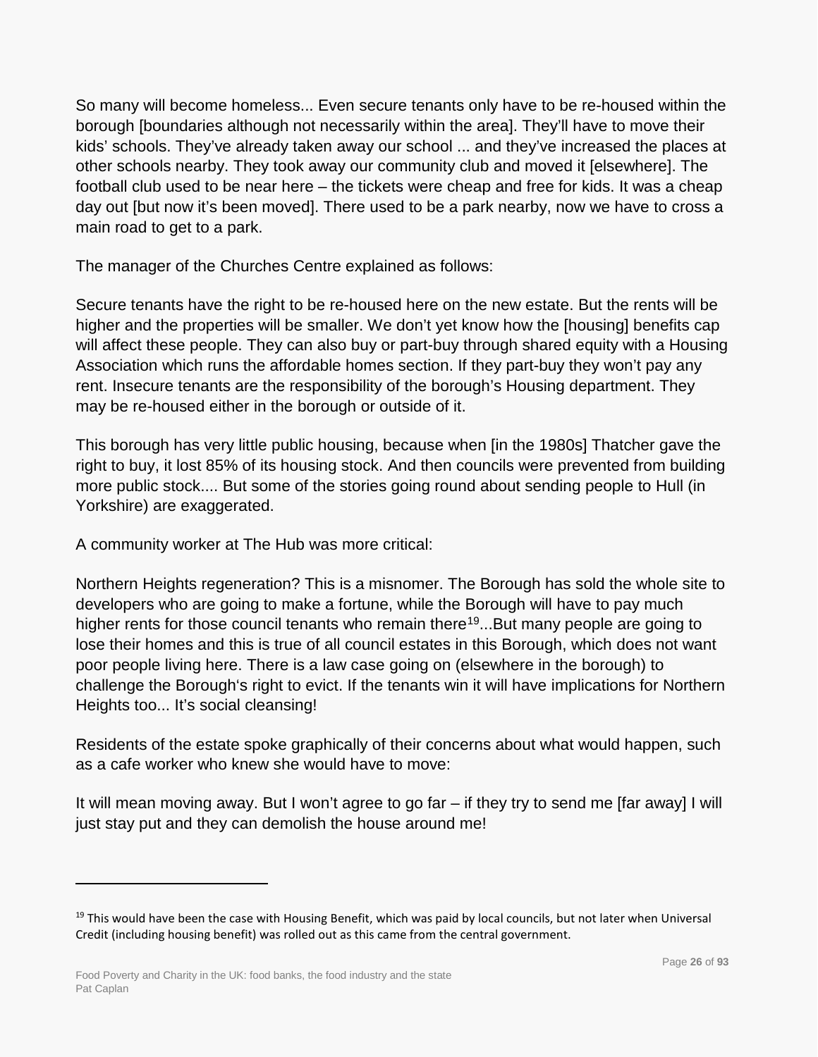So many will become homeless... Even secure tenants only have to be re-housed within the borough [boundaries although not necessarily within the area]. They'll have to move their kids' schools. They've already taken away our school ... and they've increased the places at other schools nearby. They took away our community club and moved it [elsewhere]. The football club used to be near here – the tickets were cheap and free for kids. It was a cheap day out [but now it's been moved]. There used to be a park nearby, now we have to cross a main road to get to a park.

The manager of the Churches Centre explained as follows:

Secure tenants have the right to be re-housed here on the new estate. But the rents will be higher and the properties will be smaller. We don't yet know how the [housing] benefits cap will affect these people. They can also buy or part-buy through shared equity with a Housing Association which runs the affordable homes section. If they part-buy they won't pay any rent. Insecure tenants are the responsibility of the borough's Housing department. They may be re-housed either in the borough or outside of it.

This borough has very little public housing, because when [in the 1980s] Thatcher gave the right to buy, it lost 85% of its housing stock. And then councils were prevented from building more public stock.... But some of the stories going round about sending people to Hull (in Yorkshire) are exaggerated.

A community worker at The Hub was more critical:

Northern Heights regeneration? This is a misnomer. The Borough has sold the whole site to developers who are going to make a fortune, while the Borough will have to pay much higher rents for those council tenants who remain there[19]...But many people are going to lose their homes and this is true of all council estates in this Borough, which does not want poor people living here. There is a law case going on (elsewhere in the borough) to challenge the Borough's right to evict. If the tenants win it will have implications for Northern Heights too... It's social cleansing!

Residents of the estate spoke graphically of their concerns about what would happen, such as a cafe worker who knew she would have to move:

It will mean moving away. But I won't agree to go far – if they try to send me [far away] I will just stay put and they can demolish the house around me!

---

[19] This would have been the case with Housing Benefit, which was paid by local councils, but not later when Universal Credit (including housing benefit) was rolled out as this came from the central government.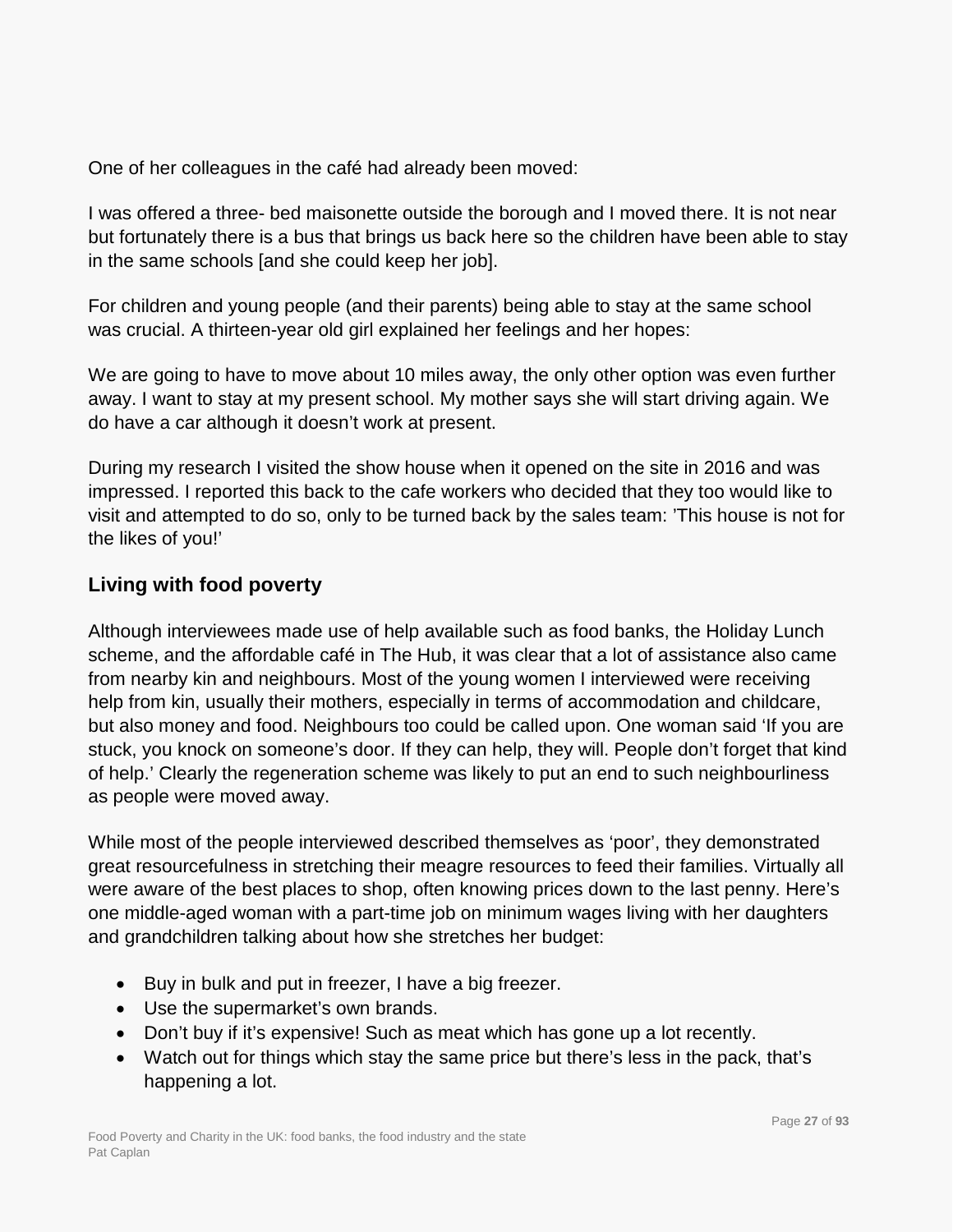One of her colleagues in the café had already been moved:

I was offered a three- bed maisonette outside the borough and I moved there. It is not near but fortunately there is a bus that brings us back here so the children have been able to stay in the same schools [and she could keep her job].

For children and young people (and their parents) being able to stay at the same school was crucial. A thirteen-year old girl explained her feelings and her hopes:

We are going to have to move about 10 miles away, the only other option was even further away. I want to stay at my present school. My mother says she will start driving again. We do have a car although it doesn't work at present.

During my research I visited the show house when it opened on the site in 2016 and was impressed. I reported this back to the cafe workers who decided that they too would like to visit and attempted to do so, only to be turned back by the sales team: 'This house is not for the likes of you!'

## Living with food poverty

Although interviewees made use of help available such as food banks, the Holiday Lunch scheme, and the affordable café in The Hub, it was clear that a lot of assistance also came from nearby kin and neighbours. Most of the young women I interviewed were receiving help from kin, usually their mothers, especially in terms of accommodation and childcare, but also money and food. Neighbours too could be called upon. One woman said 'If you are stuck, you knock on someone's door. If they can help, they will. People don't forget that kind of help.' Clearly the regeneration scheme was likely to put an end to such neighbourliness as people were moved away.

While most of the people interviewed described themselves as 'poor', they demonstrated great resourcefulness in stretching their meagre resources to feed their families. Virtually all were aware of the best places to shop, often knowing prices down to the last penny. Here's one middle-aged woman with a part-time job on minimum wages living with her daughters and grandchildren talking about how she stretches her budget:

- Buy in bulk and put in freezer, I have a big freezer.
- Use the supermarket's own brands.
- Don't buy if it's expensive! Such as meat which has gone up a lot recently.
- Watch out for things which stay the same price but there's less in the pack, that's happening a lot.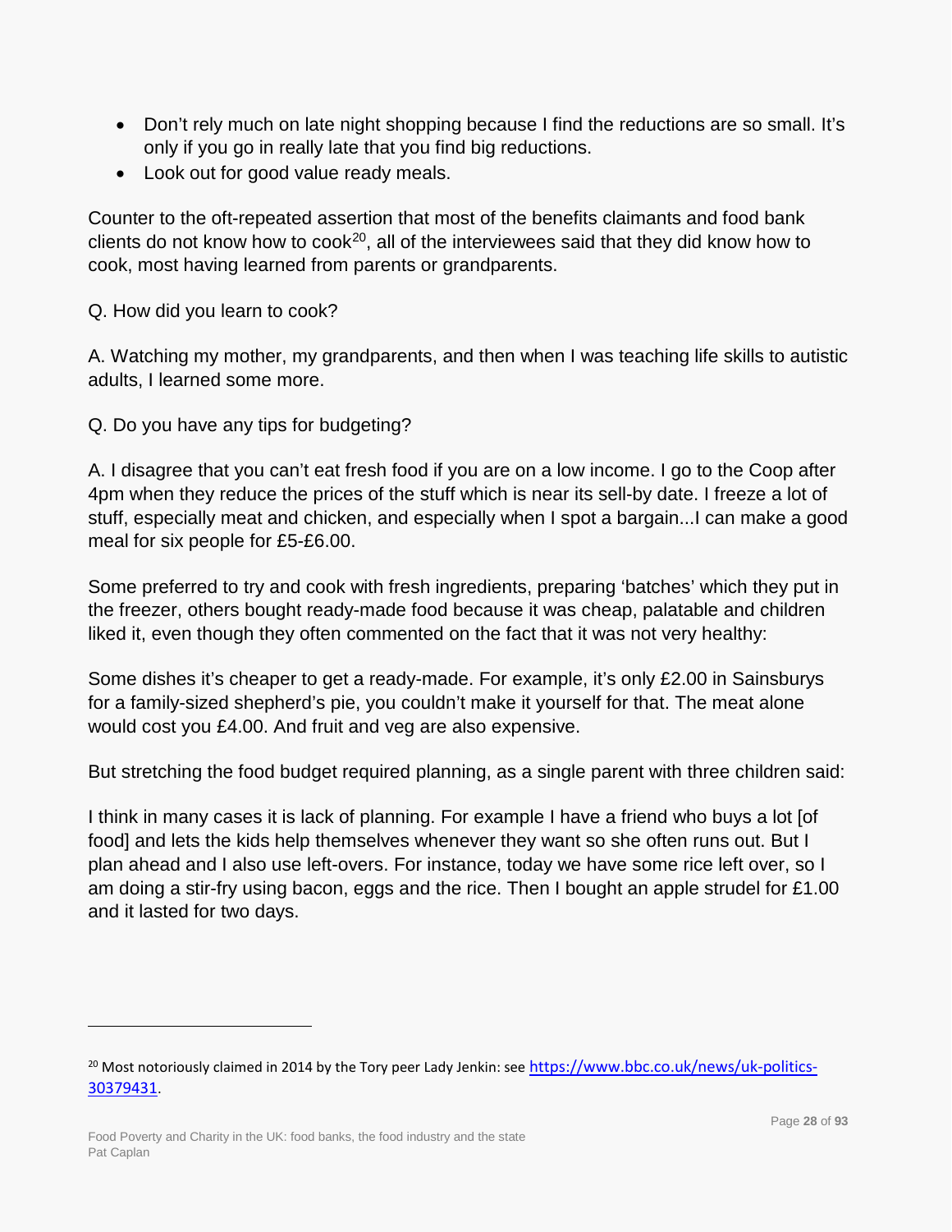- Don't rely much on late night shopping because I find the reductions are so small. It's only if you go in really late that you find big reductions.
- Look out for good value ready meals.

Counter to the oft-repeated assertion that most of the benefits claimants and food bank clients do not know how to cook[20], all of the interviewees said that they did know how to cook, most having learned from parents or grandparents.

Q. How did you learn to cook?

A. Watching my mother, my grandparents, and then when I was teaching life skills to autistic adults, I learned some more.

Q. Do you have any tips for budgeting?

A. I disagree that you can't eat fresh food if you are on a low income. I go to the Coop after 4pm when they reduce the prices of the stuff which is near its sell-by date. I freeze a lot of stuff, especially meat and chicken, and especially when I spot a bargain...I can make a good meal for six people for £5-£6.00.

Some preferred to try and cook with fresh ingredients, preparing 'batches' which they put in the freezer, others bought ready-made food because it was cheap, palatable and children liked it, even though they often commented on the fact that it was not very healthy:

Some dishes it's cheaper to get a ready-made. For example, it's only £2.00 in Sainsburys for a family-sized shepherd's pie, you couldn't make it yourself for that. The meat alone would cost you £4.00. And fruit and veg are also expensive.

But stretching the food budget required planning, as a single parent with three children said:

I think in many cases it is lack of planning. For example I have a friend who buys a lot [of food] and lets the kids help themselves whenever they want so she often runs out. But I plan ahead and I also use left-overs. For instance, today we have some rice left over, so I am doing a stir-fry using bacon, eggs and the rice. Then I bought an apple strudel for £1.00 and it lasted for two days.

---

[20] Most notoriously claimed in 2014 by the Tory peer Lady Jenkin: see https://www.bbc.co.uk/news/uk-politics-30379431.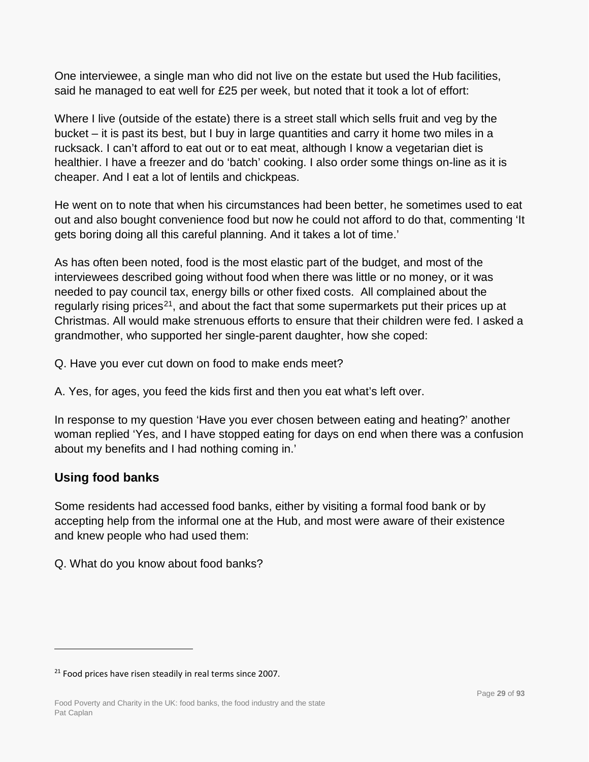One interviewee, a single man who did not live on the estate but used the Hub facilities, said he managed to eat well for £25 per week, but noted that it took a lot of effort:

Where I live (outside of the estate) there is a street stall which sells fruit and veg by the bucket – it is past its best, but I buy in large quantities and carry it home two miles in a rucksack. I can't afford to eat out or to eat meat, although I know a vegetarian diet is healthier. I have a freezer and do 'batch' cooking. I also order some things on-line as it is cheaper. And I eat a lot of lentils and chickpeas.

He went on to note that when his circumstances had been better, he sometimes used to eat out and also bought convenience food but now he could not afford to do that, commenting 'It gets boring doing all this careful planning. And it takes a lot of time.'

As has often been noted, food is the most elastic part of the budget, and most of the interviewees described going without food when there was little or no money, or it was needed to pay council tax, energy bills or other fixed costs. All complained about the regularly rising prices[21], and about the fact that some supermarkets put their prices up at Christmas. All would make strenuous efforts to ensure that their children were fed. I asked a grandmother, who supported her single-parent daughter, how she coped:

Q. Have you ever cut down on food to make ends meet?

A. Yes, for ages, you feed the kids first and then you eat what's left over.

In response to my question 'Have you ever chosen between eating and heating?' another woman replied 'Yes, and I have stopped eating for days on end when there was a confusion about my benefits and I had nothing coming in.'

## Using food banks

Some residents had accessed food banks, either by visiting a formal food bank or by accepting help from the informal one at the Hub, and most were aware of their existence and knew people who had used them:

Q. What do you know about food banks?

---

[21] Food prices have risen steadily in real terms since 2007.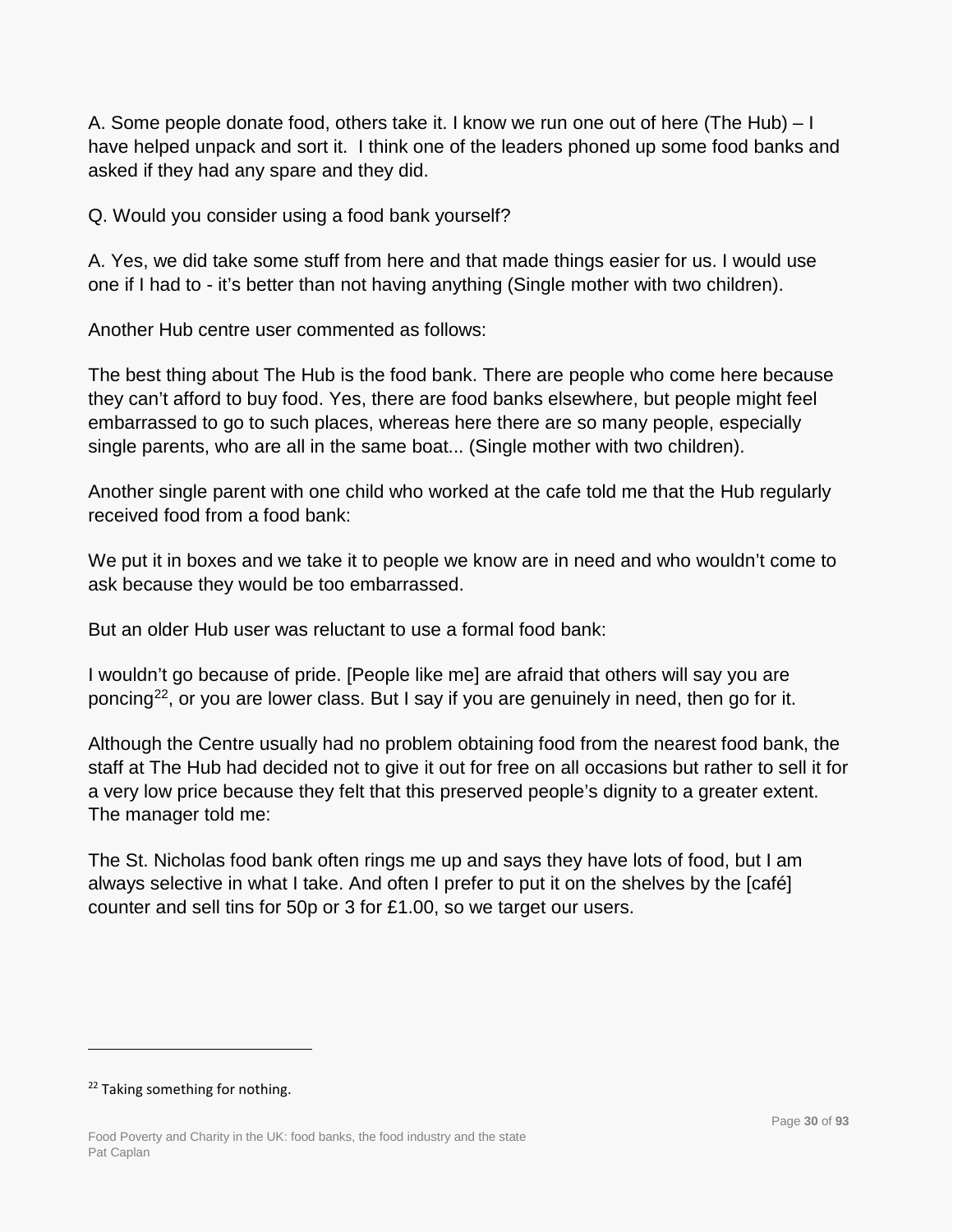A. Some people donate food, others take it. I know we run one out of here (The Hub) – I have helped unpack and sort it. I think one of the leaders phoned up some food banks and asked if they had any spare and they did.

Q. Would you consider using a food bank yourself?

A. Yes, we did take some stuff from here and that made things easier for us. I would use one if I had to - it's better than not having anything (Single mother with two children).

Another Hub centre user commented as follows:

The best thing about The Hub is the food bank. There are people who come here because they can't afford to buy food. Yes, there are food banks elsewhere, but people might feel embarrassed to go to such places, whereas here there are so many people, especially single parents, who are all in the same boat... (Single mother with two children).

Another single parent with one child who worked at the cafe told me that the Hub regularly received food from a food bank:

We put it in boxes and we take it to people we know are in need and who wouldn't come to ask because they would be too embarrassed.

But an older Hub user was reluctant to use a formal food bank:

I wouldn't go because of pride. [People like me] are afraid that others will say you are poncing[22], or you are lower class. But I say if you are genuinely in need, then go for it.

Although the Centre usually had no problem obtaining food from the nearest food bank, the staff at The Hub had decided not to give it out for free on all occasions but rather to sell it for a very low price because they felt that this preserved people's dignity to a greater extent. The manager told me:

The St. Nicholas food bank often rings me up and says they have lots of food, but I am always selective in what I take. And often I prefer to put it on the shelves by the [café] counter and sell tins for 50p or 3 for £1.00, so we target our users.

---

[22] Taking something for nothing.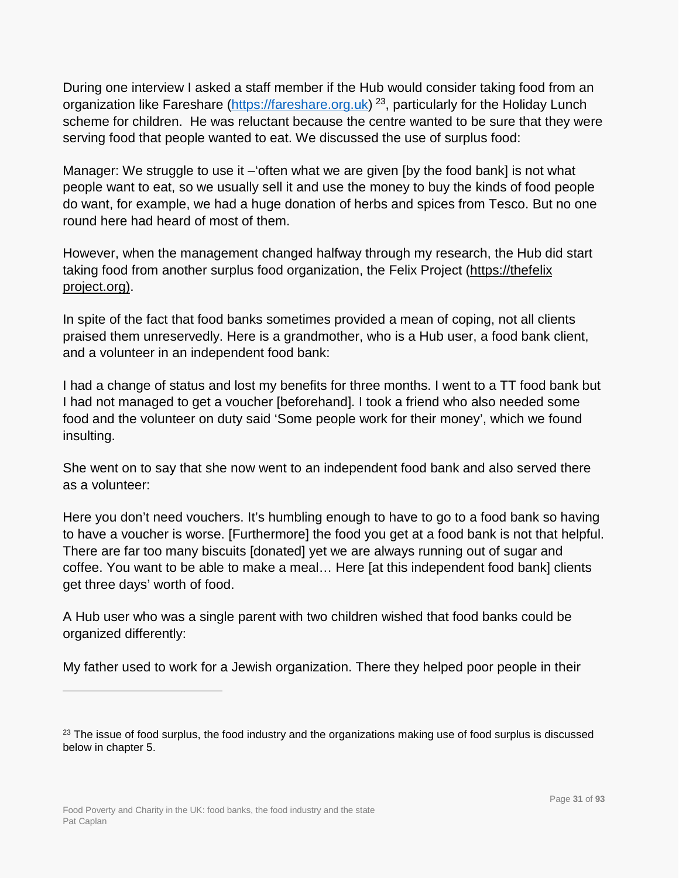During one interview I asked a staff member if the Hub would consider taking food from an organization like Fareshare (https://fareshare.org.uk) [23], particularly for the Holiday Lunch scheme for children. He was reluctant because the centre wanted to be sure that they were serving food that people wanted to eat. We discussed the use of surplus food:

Manager: We struggle to use it –'often what we are given [by the food bank] is not what people want to eat, so we usually sell it and use the money to buy the kinds of food people do want, for example, we had a huge donation of herbs and spices from Tesco. But no one round here had heard of most of them.

However, when the management changed halfway through my research, the Hub did start taking food from another surplus food organization, the Felix Project (https://thefelix project.org).

In spite of the fact that food banks sometimes provided a mean of coping, not all clients praised them unreservedly. Here is a grandmother, who is a Hub user, a food bank client, and a volunteer in an independent food bank:

I had a change of status and lost my benefits for three months. I went to a TT food bank but I had not managed to get a voucher [beforehand]. I took a friend who also needed some food and the volunteer on duty said 'Some people work for their money', which we found insulting.

She went on to say that she now went to an independent food bank and also served there as a volunteer:

Here you don't need vouchers. It's humbling enough to have to go to a food bank so having to have a voucher is worse. [Furthermore] the food you get at a food bank is not that helpful. There are far too many biscuits [donated] yet we are always running out of sugar and coffee. You want to be able to make a meal… Here [at this independent food bank] clients get three days' worth of food.

A Hub user who was a single parent with two children wished that food banks could be organized differently:

My father used to work for a Jewish organization. There they helped poor people in their

---

[23] The issue of food surplus, the food industry and the organizations making use of food surplus is discussed below in chapter 5.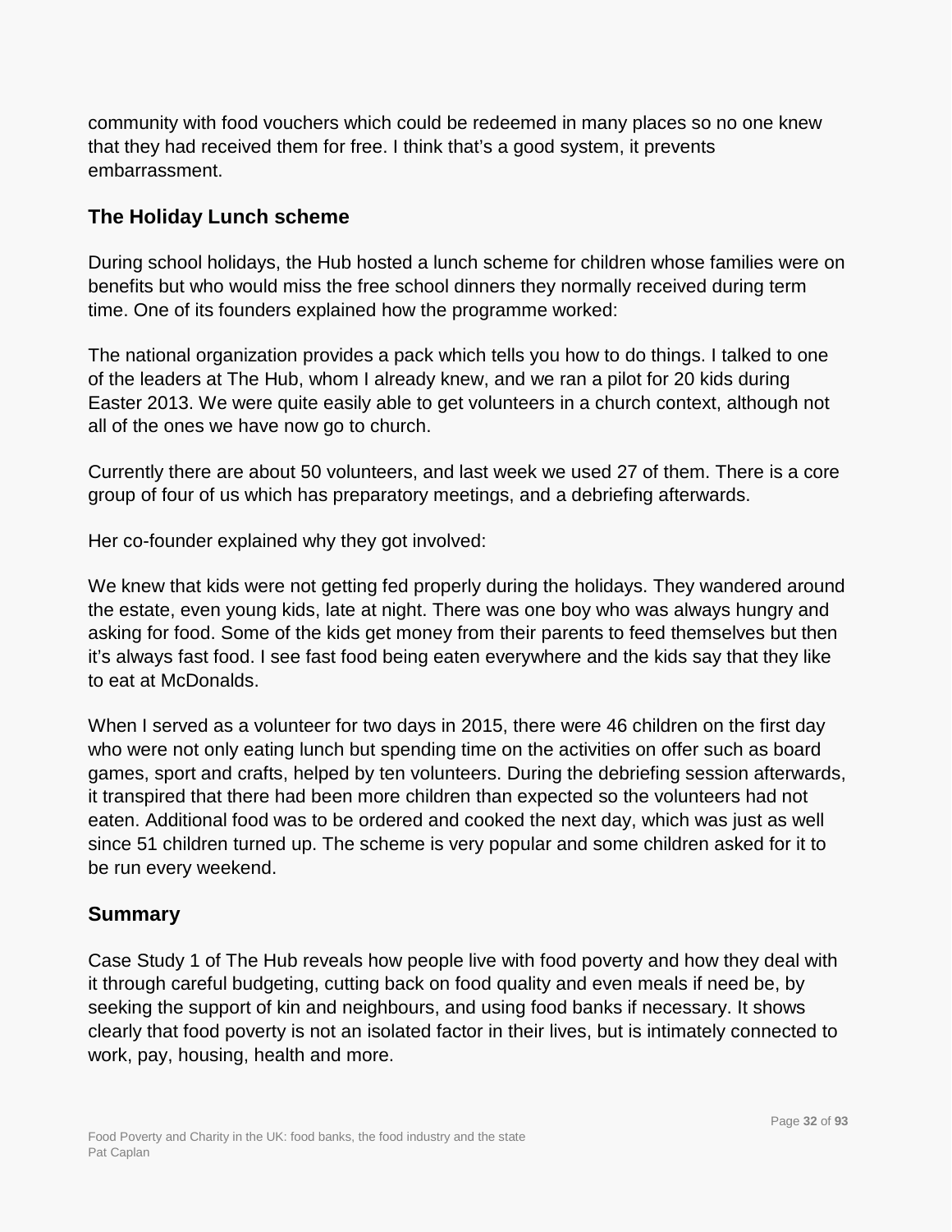community with food vouchers which could be redeemed in many places so no one knew that they had received them for free. I think that's a good system, it prevents embarrassment.

## The Holiday Lunch scheme

During school holidays, the Hub hosted a lunch scheme for children whose families were on benefits but who would miss the free school dinners they normally received during term time. One of its founders explained how the programme worked:

The national organization provides a pack which tells you how to do things. I talked to one of the leaders at The Hub, whom I already knew, and we ran a pilot for 20 kids during Easter 2013. We were quite easily able to get volunteers in a church context, although not all of the ones we have now go to church.

Currently there are about 50 volunteers, and last week we used 27 of them. There is a core group of four of us which has preparatory meetings, and a debriefing afterwards.

Her co-founder explained why they got involved:

We knew that kids were not getting fed properly during the holidays. They wandered around the estate, even young kids, late at night. There was one boy who was always hungry and asking for food. Some of the kids get money from their parents to feed themselves but then it's always fast food. I see fast food being eaten everywhere and the kids say that they like to eat at McDonalds.

When I served as a volunteer for two days in 2015, there were 46 children on the first day who were not only eating lunch but spending time on the activities on offer such as board games, sport and crafts, helped by ten volunteers. During the debriefing session afterwards, it transpired that there had been more children than expected so the volunteers had not eaten. Additional food was to be ordered and cooked the next day, which was just as well since 51 children turned up. The scheme is very popular and some children asked for it to be run every weekend.

## Summary

Case Study 1 of The Hub reveals how people live with food poverty and how they deal with it through careful budgeting, cutting back on food quality and even meals if need be, by seeking the support of kin and neighbours, and using food banks if necessary. It shows clearly that food poverty is not an isolated factor in their lives, but is intimately connected to work, pay, housing, health and more.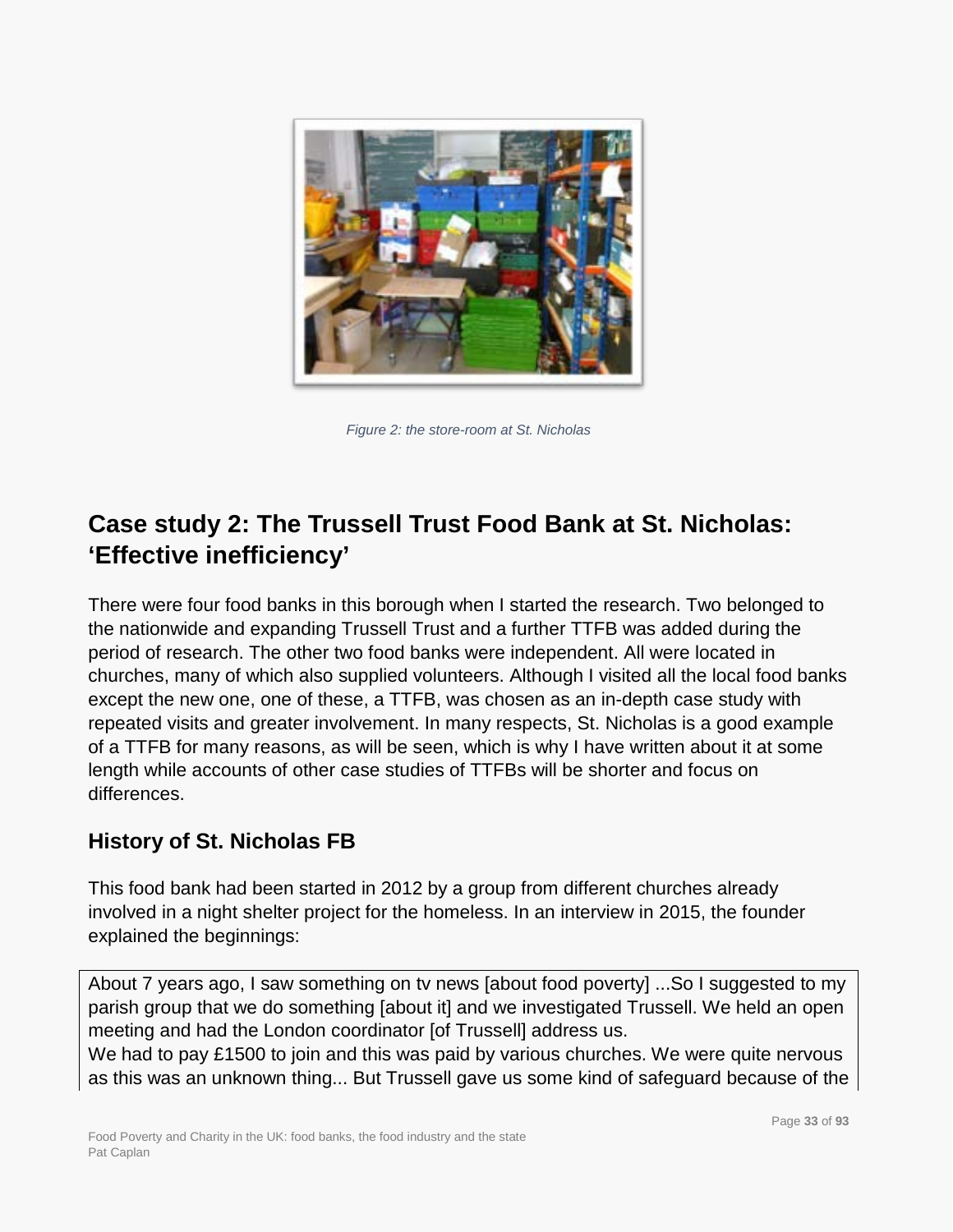Figure 2: the store-room at St. Nicholas

## Case study 2: The Trussell Trust Food Bank at St. Nicholas: 'Effective inefficiency'

There were four food banks in this borough when I started the research. Two belonged to the nationwide and expanding Trussell Trust and a further TTFB was added during the period of research. The other two food banks were independent. All were located in churches, many of which also supplied volunteers. Although I visited all the local food banks except the new one, one of these, a TTFB, was chosen as an in-depth case study with repeated visits and greater involvement. In many respects, St. Nicholas is a good example of a TTFB for many reasons, as will be seen, which is why I have written about it at some length while accounts of other case studies of TTFBs will be shorter and focus on differences.

### History of St. Nicholas FB

This food bank had been started in 2012 by a group from different churches already involved in a night shelter project for the homeless. In an interview in 2015, the founder explained the beginnings:

> About 7 years ago, I saw something on tv news [about food poverty] ...So I suggested to my parish group that we do something [about it] and we investigated Trussell. We held an open meeting and had the London coordinator [of Trussell] address us.
> We had to pay £1500 to join and this was paid by various churches. We were quite nervous as this was an unknown thing... But Trussell gave us some kind of safeguard because of the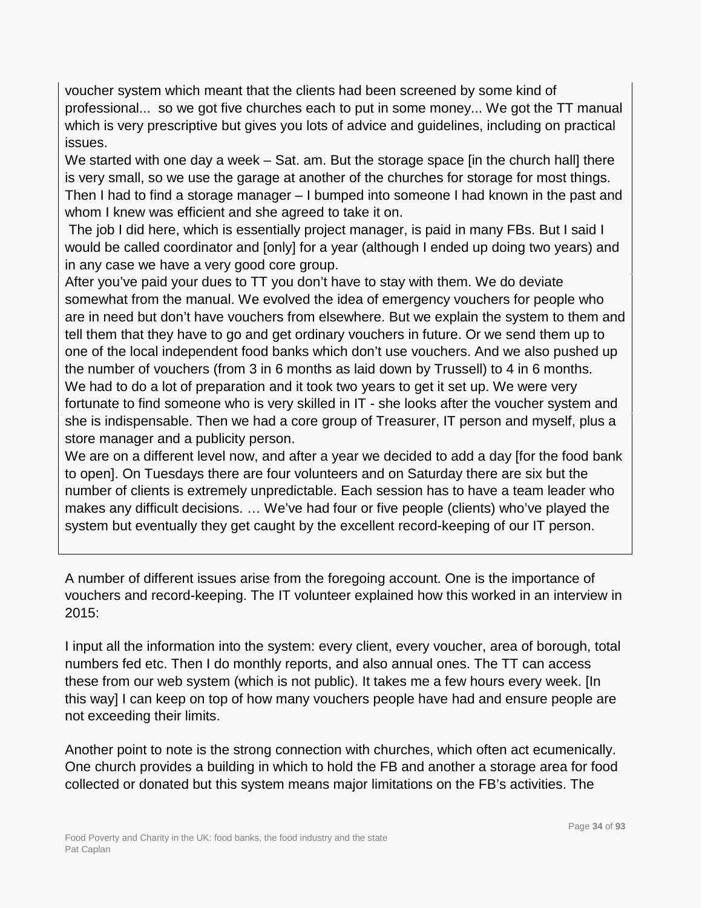voucher system which meant that the clients had been screened by some kind of professional... so we got five churches each to put in some money... We got the TT manual which is very prescriptive but gives you lots of advice and guidelines, including on practical issues.

We started with one day a week – Sat. am. But the storage space [in the church hall] there is very small, so we use the garage at another of the churches for storage for most things. Then I had to find a storage manager – I bumped into someone I had known in the past and whom I knew was efficient and she agreed to take it on.

The job I did here, which is essentially project manager, is paid in many FBs. But I said I would be called coordinator and [only] for a year (although I ended up doing two years) and in any case we have a very good core group.

After you've paid your dues to TT you don't have to stay with them. We do deviate somewhat from the manual. We evolved the idea of emergency vouchers for people who are in need but don't have vouchers from elsewhere. But we explain the system to them and tell them that they have to go and get ordinary vouchers in future. Or we send them up to one of the local independent food banks which don't use vouchers. And we also pushed up the number of vouchers (from 3 in 6 months as laid down by Trussell) to 4 in 6 months.

We had to do a lot of preparation and it took two years to get it set up. We were very fortunate to find someone who is very skilled in IT - she looks after the voucher system and she is indispensable. Then we had a core group of Treasurer, IT person and myself, plus a store manager and a publicity person.

We are on a different level now, and after a year we decided to add a day [for the food bank to open]. On Tuesdays there are four volunteers and on Saturday there are six but the number of clients is extremely unpredictable. Each session has to have a team leader who makes any difficult decisions. … We've had four or five people (clients) who've played the system but eventually they get caught by the excellent record-keeping of our IT person.

A number of different issues arise from the foregoing account. One is the importance of vouchers and record-keeping. The IT volunteer explained how this worked in an interview in 2015:

I input all the information into the system: every client, every voucher, area of borough, total numbers fed etc. Then I do monthly reports, and also annual ones. The TT can access these from our web system (which is not public). It takes me a few hours every week. [In this way] I can keep on top of how many vouchers people have had and ensure people are not exceeding their limits.

Another point to note is the strong connection with churches, which often act ecumenically. One church provides a building in which to hold the FB and another a storage area for food collected or donated but this system means major limitations on the FB's activities. The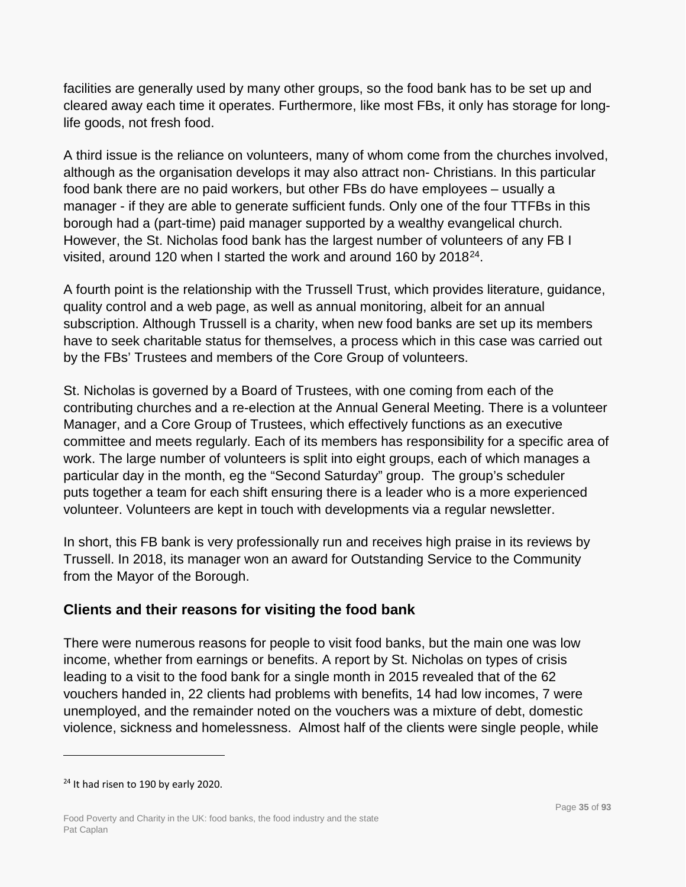facilities are generally used by many other groups, so the food bank has to be set up and cleared away each time it operates. Furthermore, like most FBs, it only has storage for long-life goods, not fresh food.

A third issue is the reliance on volunteers, many of whom come from the churches involved, although as the organisation develops it may also attract non- Christians. In this particular food bank there are no paid workers, but other FBs do have employees – usually a manager - if they are able to generate sufficient funds. Only one of the four TTFBs in this borough had a (part-time) paid manager supported by a wealthy evangelical church. However, the St. Nicholas food bank has the largest number of volunteers of any FB I visited, around 120 when I started the work and around 160 by 2018[24].

A fourth point is the relationship with the Trussell Trust, which provides literature, guidance, quality control and a web page, as well as annual monitoring, albeit for an annual subscription. Although Trussell is a charity, when new food banks are set up its members have to seek charitable status for themselves, a process which in this case was carried out by the FBs' Trustees and members of the Core Group of volunteers.

St. Nicholas is governed by a Board of Trustees, with one coming from each of the contributing churches and a re-election at the Annual General Meeting. There is a volunteer Manager, and a Core Group of Trustees, which effectively functions as an executive committee and meets regularly. Each of its members has responsibility for a specific area of work. The large number of volunteers is split into eight groups, each of which manages a particular day in the month, eg the "Second Saturday" group. The group's scheduler puts together a team for each shift ensuring there is a leader who is a more experienced volunteer. Volunteers are kept in touch with developments via a regular newsletter.

In short, this FB bank is very professionally run and receives high praise in its reviews by Trussell. In 2018, its manager won an award for Outstanding Service to the Community from the Mayor of the Borough.

### Clients and their reasons for visiting the food bank

There were numerous reasons for people to visit food banks, but the main one was low income, whether from earnings or benefits. A report by St. Nicholas on types of crisis leading to a visit to the food bank for a single month in 2015 revealed that of the 62 vouchers handed in, 22 clients had problems with benefits, 14 had low incomes, 7 were unemployed, and the remainder noted on the vouchers was a mixture of debt, domestic violence, sickness and homelessness. Almost half of the clients were single people, while

[24] It had risen to 190 by early 2020.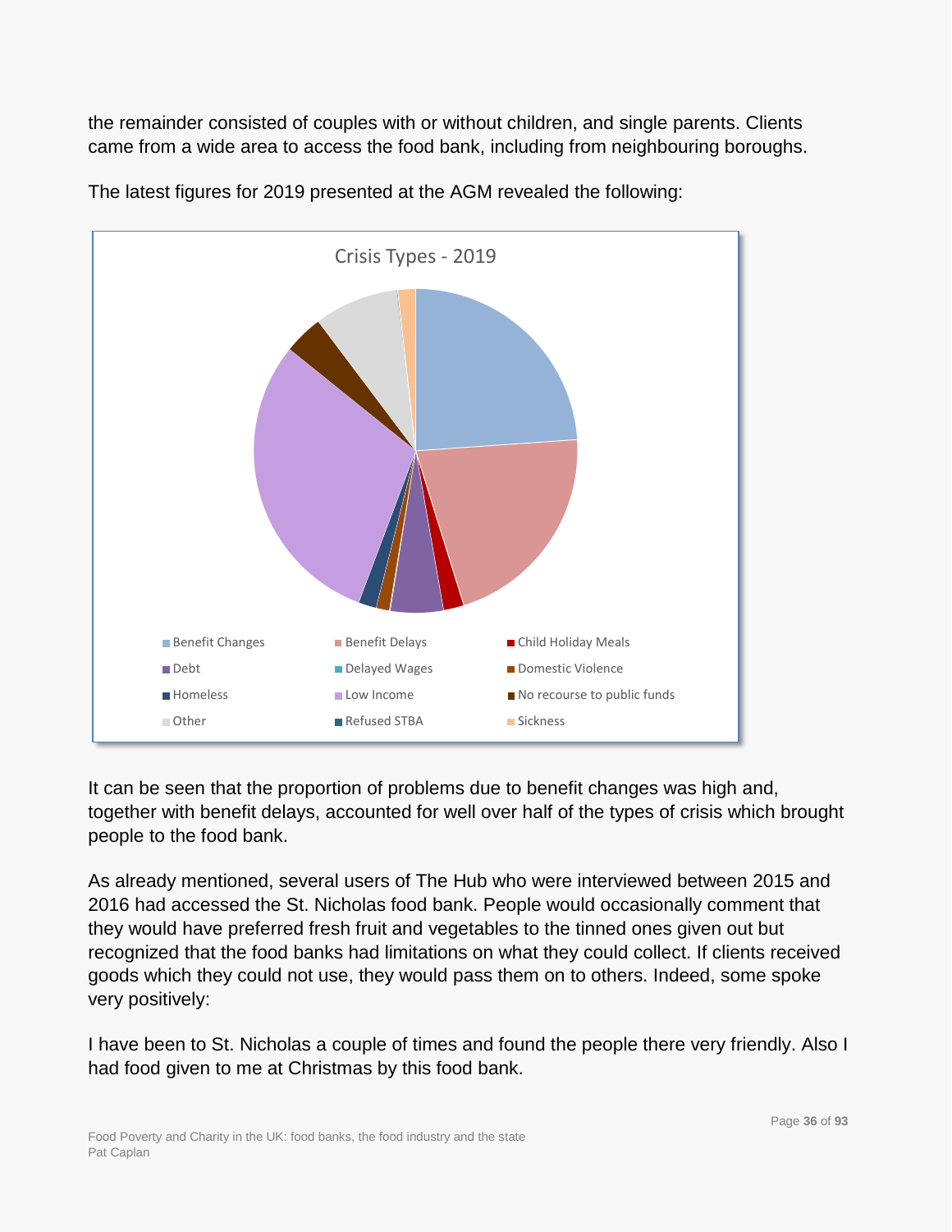the remainder consisted of couples with or without children, and single parents. Clients came from a wide area to access the food bank, including from neighbouring boroughs.

The latest figures for 2019 presented at the AGM revealed the following:

Crisis Types - 2019

Benefit Changes, Benefit Delays, Child Holiday Meals, Debt, Delayed Wages, Domestic Violence, Homeless, Low Income, No recourse to public funds, Other, Refused STBA, Sickness

It can be seen that the proportion of problems due to benefit changes was high and, together with benefit delays, accounted for well over half of the types of crisis which brought people to the food bank.

As already mentioned, several users of The Hub who were interviewed between 2015 and 2016 had accessed the St. Nicholas food bank. People would occasionally comment that they would have preferred fresh fruit and vegetables to the tinned ones given out but recognized that the food banks had limitations on what they could collect. If clients received goods which they could not use, they would pass them on to others. Indeed, some spoke very positively:

I have been to St. Nicholas a couple of times and found the people there very friendly. Also I had food given to me at Christmas by this food bank.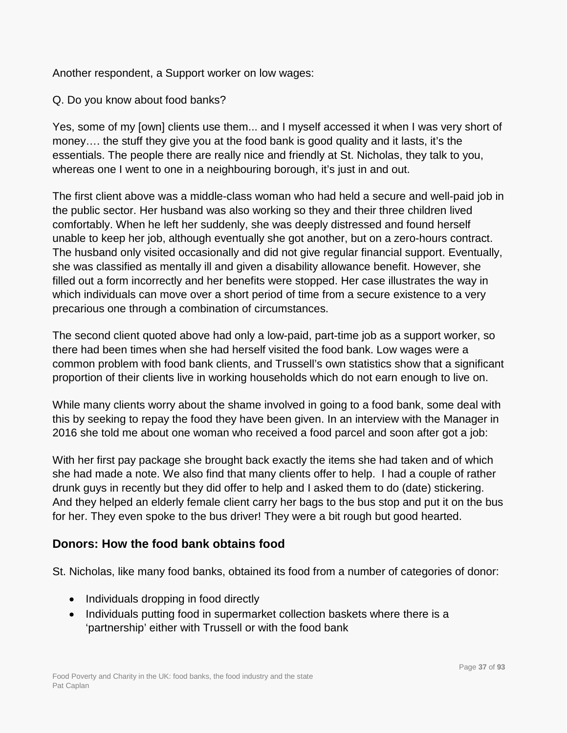Another respondent, a Support worker on low wages:

Q. Do you know about food banks?

Yes, some of my [own] clients use them... and I myself accessed it when I was very short of money…. the stuff they give you at the food bank is good quality and it lasts, it's the essentials. The people there are really nice and friendly at St. Nicholas, they talk to you, whereas one I went to one in a neighbouring borough, it's just in and out.

The first client above was a middle-class woman who had held a secure and well-paid job in the public sector. Her husband was also working so they and their three children lived comfortably. When he left her suddenly, she was deeply distressed and found herself unable to keep her job, although eventually she got another, but on a zero-hours contract. The husband only visited occasionally and did not give regular financial support. Eventually, she was classified as mentally ill and given a disability allowance benefit. However, she filled out a form incorrectly and her benefits were stopped. Her case illustrates the way in which individuals can move over a short period of time from a secure existence to a very precarious one through a combination of circumstances.

The second client quoted above had only a low-paid, part-time job as a support worker, so there had been times when she had herself visited the food bank. Low wages were a common problem with food bank clients, and Trussell's own statistics show that a significant proportion of their clients live in working households which do not earn enough to live on.

While many clients worry about the shame involved in going to a food bank, some deal with this by seeking to repay the food they have been given. In an interview with the Manager in 2016 she told me about one woman who received a food parcel and soon after got a job:

With her first pay package she brought back exactly the items she had taken and of which she had made a note. We also find that many clients offer to help. I had a couple of rather drunk guys in recently but they did offer to help and I asked them to do (date) stickering. And they helped an elderly female client carry her bags to the bus stop and put it on the bus for her. They even spoke to the bus driver! They were a bit rough but good hearted.

## Donors: How the food bank obtains food

St. Nicholas, like many food banks, obtained its food from a number of categories of donor:

- Individuals dropping in food directly
- Individuals putting food in supermarket collection baskets where there is a 'partnership' either with Trussell or with the food bank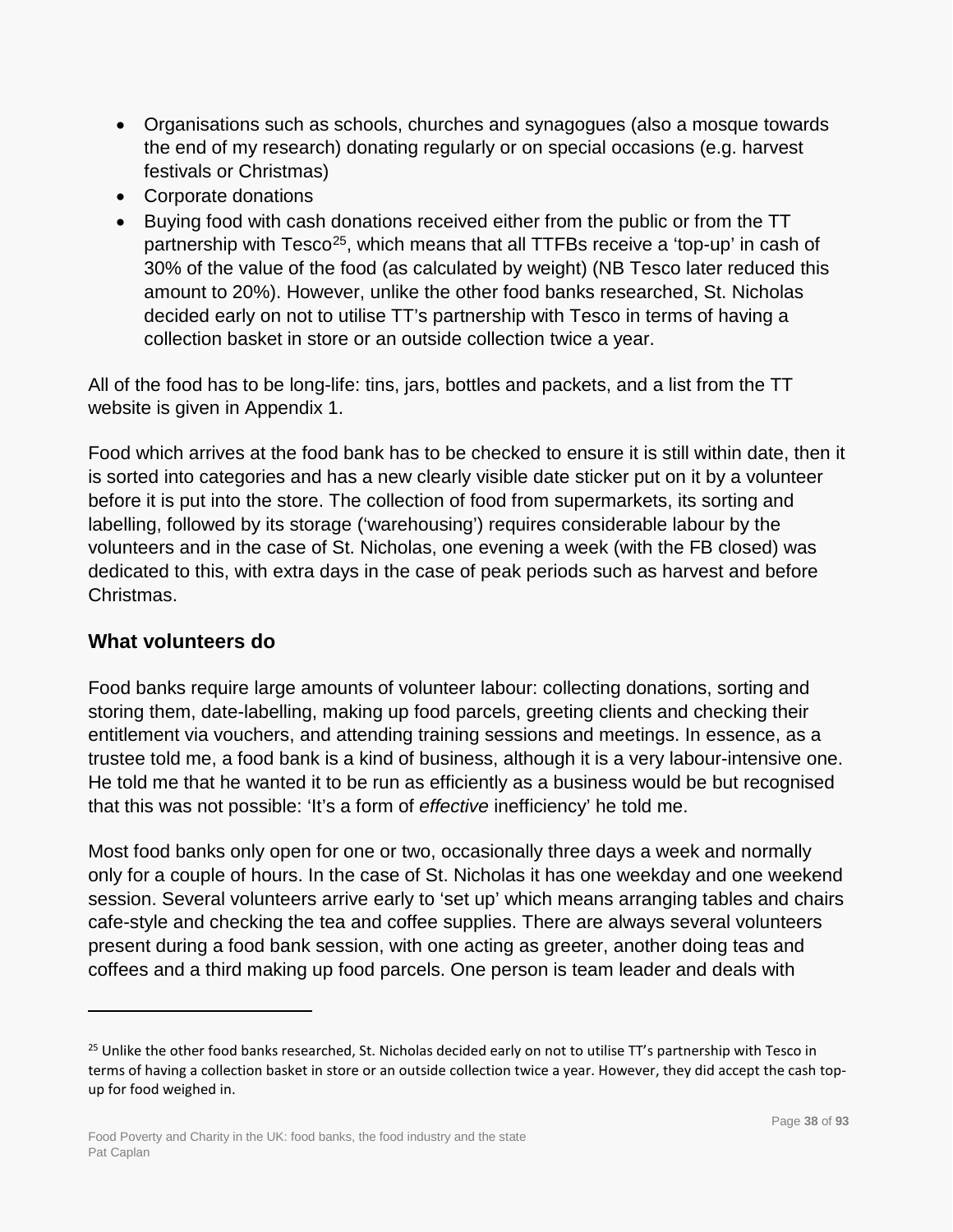- Organisations such as schools, churches and synagogues (also a mosque towards the end of my research) donating regularly or on special occasions (e.g. harvest festivals or Christmas)
- Corporate donations
- Buying food with cash donations received either from the public or from the TT partnership with Tesco[25], which means that all TTFBs receive a 'top-up' in cash of 30% of the value of the food (as calculated by weight) (NB Tesco later reduced this amount to 20%). However, unlike the other food banks researched, St. Nicholas decided early on not to utilise TT's partnership with Tesco in terms of having a collection basket in store or an outside collection twice a year.

All of the food has to be long-life: tins, jars, bottles and packets, and a list from the TT website is given in Appendix 1.

Food which arrives at the food bank has to be checked to ensure it is still within date, then it is sorted into categories and has a new clearly visible date sticker put on it by a volunteer before it is put into the store. The collection of food from supermarkets, its sorting and labelling, followed by its storage ('warehousing') requires considerable labour by the volunteers and in the case of St. Nicholas, one evening a week (with the FB closed) was dedicated to this, with extra days in the case of peak periods such as harvest and before Christmas.

### What volunteers do

Food banks require large amounts of volunteer labour: collecting donations, sorting and storing them, date-labelling, making up food parcels, greeting clients and checking their entitlement via vouchers, and attending training sessions and meetings. In essence, as a trustee told me, a food bank is a kind of business, although it is a very labour-intensive one. He told me that he wanted it to be run as efficiently as a business would be but recognised that this was not possible: 'It's a form of *effective* inefficiency' he told me.

Most food banks only open for one or two, occasionally three days a week and normally only for a couple of hours. In the case of St. Nicholas it has one weekday and one weekend session. Several volunteers arrive early to 'set up' which means arranging tables and chairs cafe-style and checking the tea and coffee supplies. There are always several volunteers present during a food bank session, with one acting as greeter, another doing teas and coffees and a third making up food parcels. One person is team leader and deals with

---

[25] Unlike the other food banks researched, St. Nicholas decided early on not to utilise TT's partnership with Tesco in terms of having a collection basket in store or an outside collection twice a year. However, they did accept the cash top-up for food weighed in.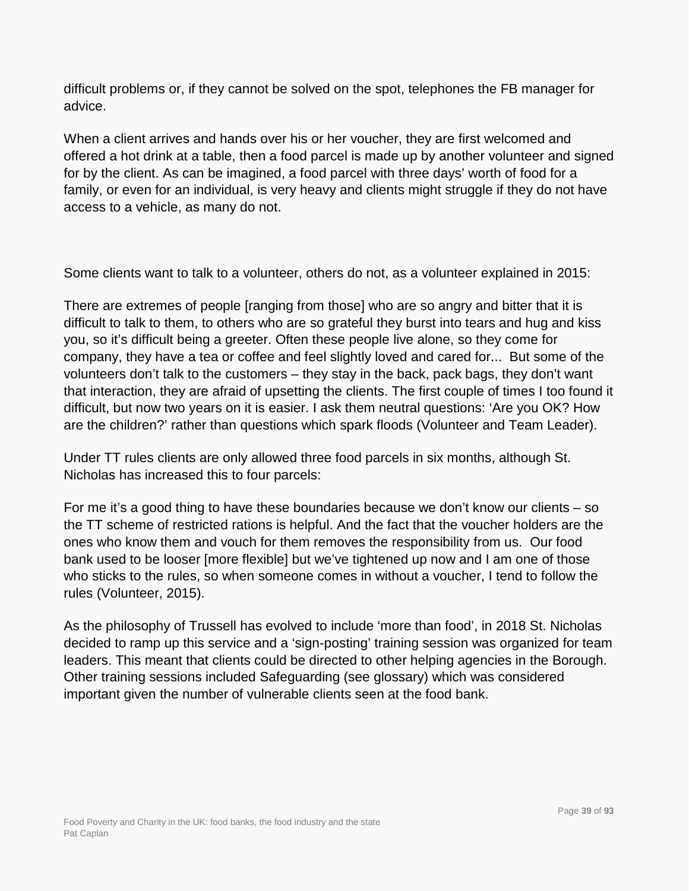difficult problems or, if they cannot be solved on the spot, telephones the FB manager for advice.

When a client arrives and hands over his or her voucher, they are first welcomed and offered a hot drink at a table, then a food parcel is made up by another volunteer and signed for by the client. As can be imagined, a food parcel with three days' worth of food for a family, or even for an individual, is very heavy and clients might struggle if they do not have access to a vehicle, as many do not.

Some clients want to talk to a volunteer, others do not, as a volunteer explained in 2015:

There are extremes of people [ranging from those] who are so angry and bitter that it is difficult to talk to them, to others who are so grateful they burst into tears and hug and kiss you, so it's difficult being a greeter. Often these people live alone, so they come for company, they have a tea or coffee and feel slightly loved and cared for... But some of the volunteers don't talk to the customers – they stay in the back, pack bags, they don't want that interaction, they are afraid of upsetting the clients. The first couple of times I too found it difficult, but now two years on it is easier. I ask them neutral questions: 'Are you OK? How are the children?' rather than questions which spark floods (Volunteer and Team Leader).

Under TT rules clients are only allowed three food parcels in six months, although St. Nicholas has increased this to four parcels:

For me it's a good thing to have these boundaries because we don't know our clients – so the TT scheme of restricted rations is helpful. And the fact that the voucher holders are the ones who know them and vouch for them removes the responsibility from us. Our food bank used to be looser [more flexible] but we've tightened up now and I am one of those who sticks to the rules, so when someone comes in without a voucher, I tend to follow the rules (Volunteer, 2015).

As the philosophy of Trussell has evolved to include 'more than food', in 2018 St. Nicholas decided to ramp up this service and a 'sign-posting' training session was organized for team leaders. This meant that clients could be directed to other helping agencies in the Borough. Other training sessions included Safeguarding (see glossary) which was considered important given the number of vulnerable clients seen at the food bank.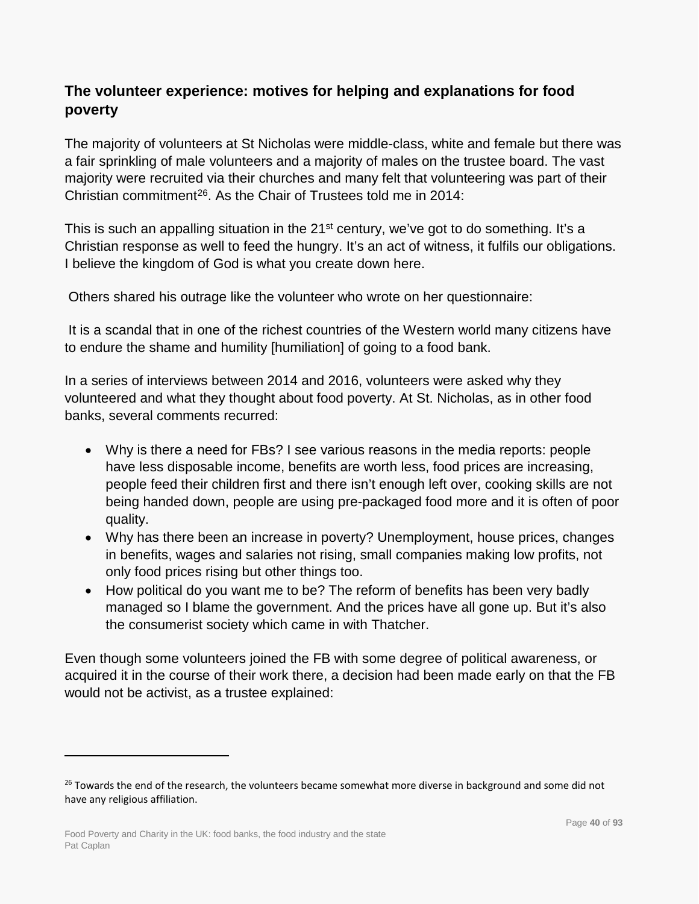## The volunteer experience: motives for helping and explanations for food poverty

The majority of volunteers at St Nicholas were middle-class, white and female but there was a fair sprinkling of male volunteers and a majority of males on the trustee board. The vast majority were recruited via their churches and many felt that volunteering was part of their Christian commitment[26]. As the Chair of Trustees told me in 2014:

This is such an appalling situation in the 21st century, we've got to do something. It's a Christian response as well to feed the hungry. It's an act of witness, it fulfils our obligations. I believe the kingdom of God is what you create down here.

Others shared his outrage like the volunteer who wrote on her questionnaire:

It is a scandal that in one of the richest countries of the Western world many citizens have to endure the shame and humility [humiliation] of going to a food bank.

In a series of interviews between 2014 and 2016, volunteers were asked why they volunteered and what they thought about food poverty. At St. Nicholas, as in other food banks, several comments recurred:

- Why is there a need for FBs? I see various reasons in the media reports: people have less disposable income, benefits are worth less, food prices are increasing, people feed their children first and there isn't enough left over, cooking skills are not being handed down, people are using pre-packaged food more and it is often of poor quality.
- Why has there been an increase in poverty? Unemployment, house prices, changes in benefits, wages and salaries not rising, small companies making low profits, not only food prices rising but other things too.
- How political do you want me to be? The reform of benefits has been very badly managed so I blame the government. And the prices have all gone up. But it's also the consumerist society which came in with Thatcher.

Even though some volunteers joined the FB with some degree of political awareness, or acquired it in the course of their work there, a decision had been made early on that the FB would not be activist, as a trustee explained:

---

[26] Towards the end of the research, the volunteers became somewhat more diverse in background and some did not have any religious affiliation.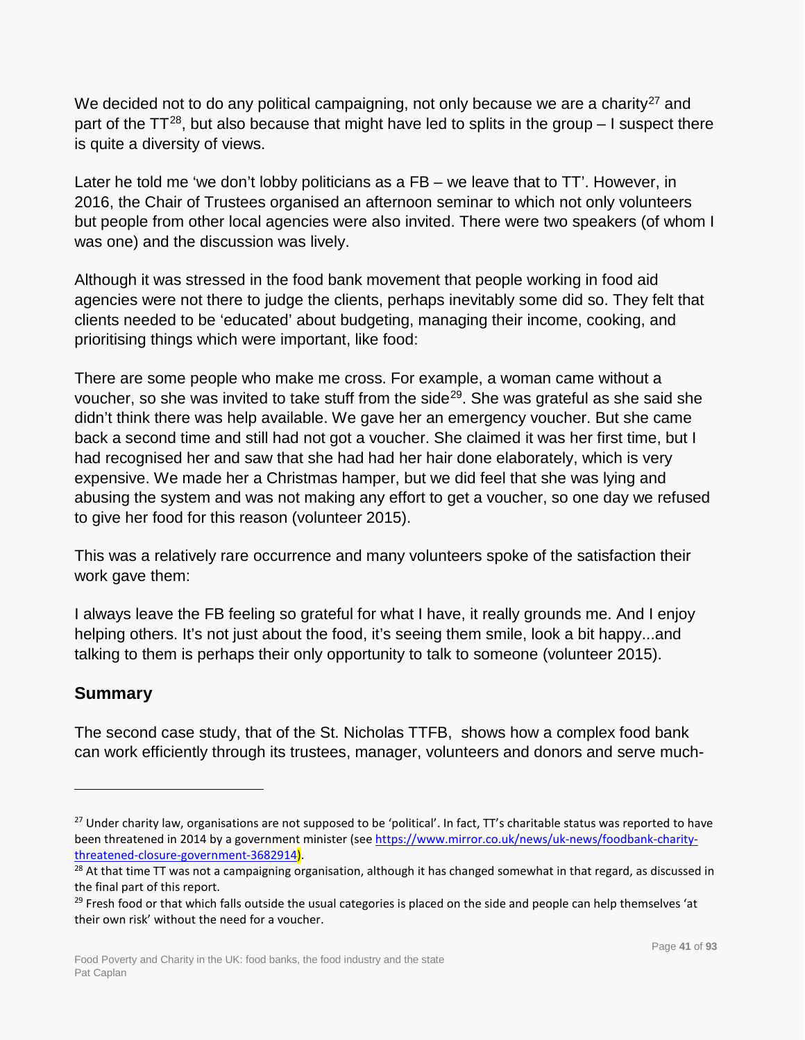We decided not to do any political campaigning, not only because we are a charity[27] and part of the TT[28], but also because that might have led to splits in the group – I suspect there is quite a diversity of views.

Later he told me 'we don't lobby politicians as a FB – we leave that to TT'. However, in 2016, the Chair of Trustees organised an afternoon seminar to which not only volunteers but people from other local agencies were also invited. There were two speakers (of whom I was one) and the discussion was lively.

Although it was stressed in the food bank movement that people working in food aid agencies were not there to judge the clients, perhaps inevitably some did so. They felt that clients needed to be 'educated' about budgeting, managing their income, cooking, and prioritising things which were important, like food:

There are some people who make me cross. For example, a woman came without a voucher, so she was invited to take stuff from the side[29]. She was grateful as she said she didn't think there was help available. We gave her an emergency voucher. But she came back a second time and still had not got a voucher. She claimed it was her first time, but I had recognised her and saw that she had had her hair done elaborately, which is very expensive. We made her a Christmas hamper, but we did feel that she was lying and abusing the system and was not making any effort to get a voucher, so one day we refused to give her food for this reason (volunteer 2015).

This was a relatively rare occurrence and many volunteers spoke of the satisfaction their work gave them:

I always leave the FB feeling so grateful for what I have, it really grounds me. And I enjoy helping others. It's not just about the food, it's seeing them smile, look a bit happy...and talking to them is perhaps their only opportunity to talk to someone (volunteer 2015).

## Summary

The second case study, that of the St. Nicholas TTFB, shows how a complex food bank can work efficiently through its trustees, manager, volunteers and donors and serve much-

---

[27] Under charity law, organisations are not supposed to be 'political'. In fact, TT's charitable status was reported to have been threatened in 2014 by a government minister (see https://www.mirror.co.uk/news/uk-news/foodbank-charity-threatened-closure-government-3682914).

[28] At that time TT was not a campaigning organisation, although it has changed somewhat in that regard, as discussed in the final part of this report.

[29] Fresh food or that which falls outside the usual categories is placed on the side and people can help themselves 'at their own risk' without the need for a voucher.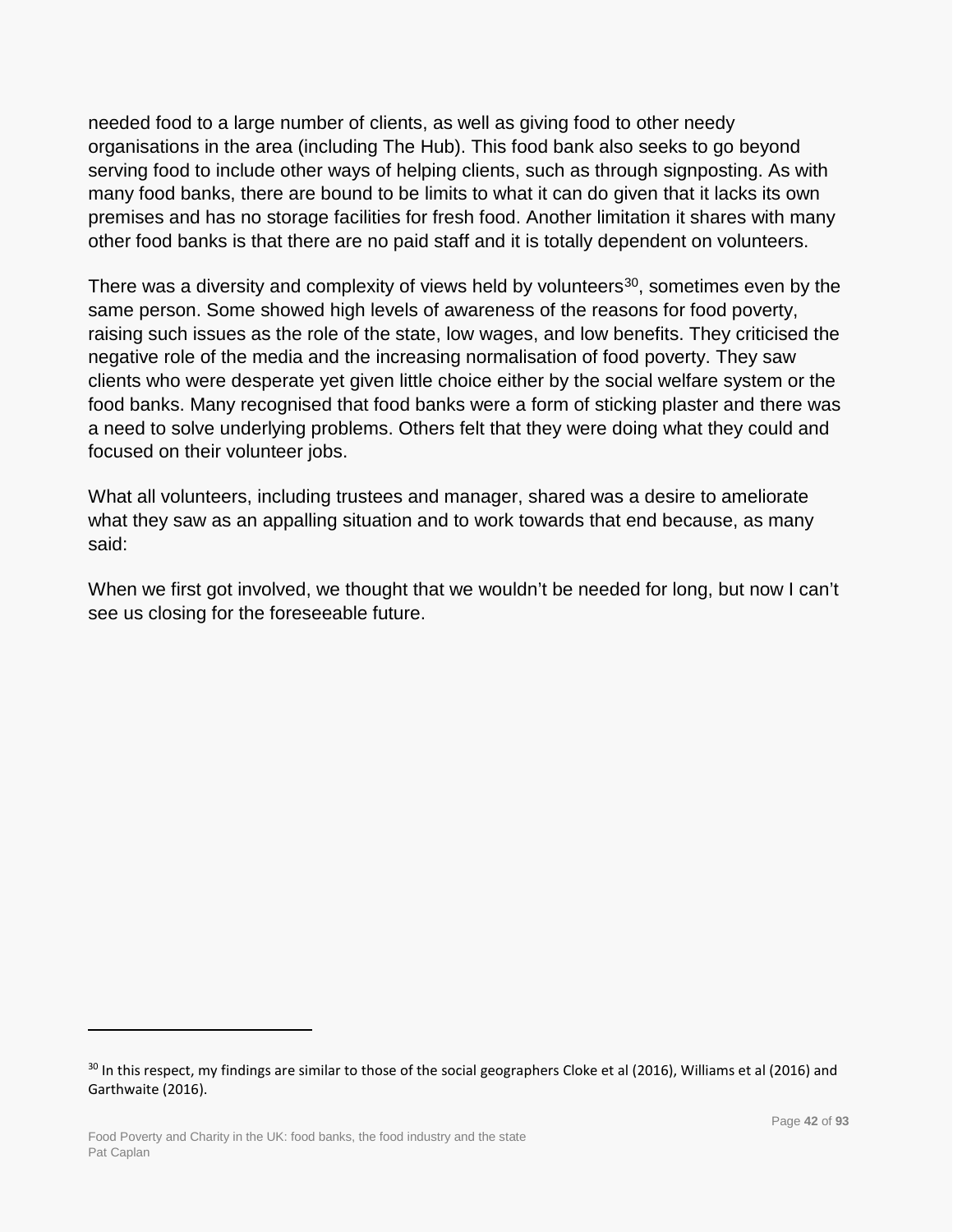needed food to a large number of clients, as well as giving food to other needy organisations in the area (including The Hub). This food bank also seeks to go beyond serving food to include other ways of helping clients, such as through signposting. As with many food banks, there are bound to be limits to what it can do given that it lacks its own premises and has no storage facilities for fresh food. Another limitation it shares with many other food banks is that there are no paid staff and it is totally dependent on volunteers.

There was a diversity and complexity of views held by volunteers[30], sometimes even by the same person. Some showed high levels of awareness of the reasons for food poverty, raising such issues as the role of the state, low wages, and low benefits. They criticised the negative role of the media and the increasing normalisation of food poverty. They saw clients who were desperate yet given little choice either by the social welfare system or the food banks. Many recognised that food banks were a form of sticking plaster and there was a need to solve underlying problems. Others felt that they were doing what they could and focused on their volunteer jobs.

What all volunteers, including trustees and manager, shared was a desire to ameliorate what they saw as an appalling situation and to work towards that end because, as many said:

When we first got involved, we thought that we wouldn't be needed for long, but now I can't see us closing for the foreseeable future.

---

[30] In this respect, my findings are similar to those of the social geographers Cloke et al (2016), Williams et al (2016) and Garthwaite (2016).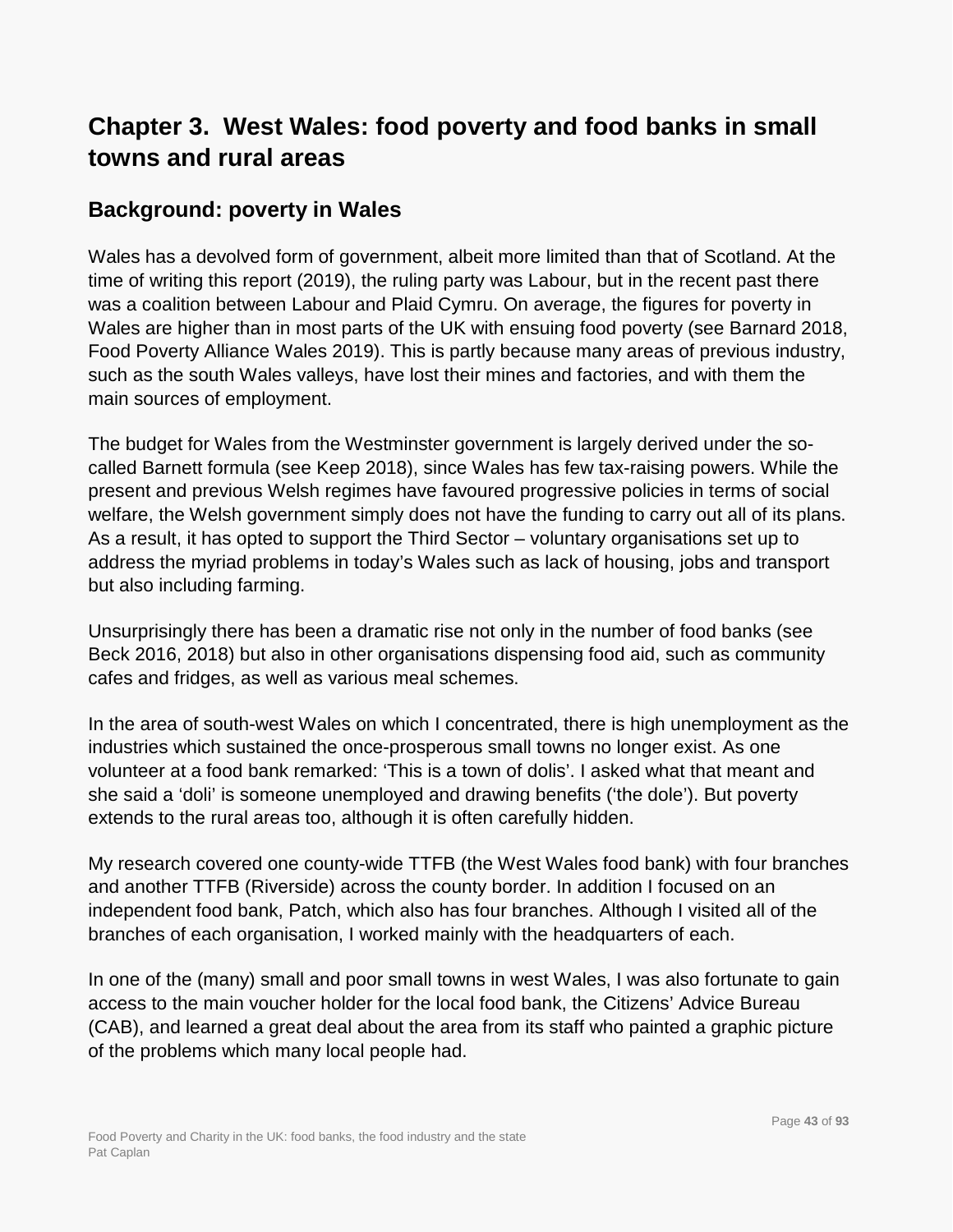# Chapter 3. West Wales: food poverty and food banks in small towns and rural areas

## Background: poverty in Wales

Wales has a devolved form of government, albeit more limited than that of Scotland. At the time of writing this report (2019), the ruling party was Labour, but in the recent past there was a coalition between Labour and Plaid Cymru. On average, the figures for poverty in Wales are higher than in most parts of the UK with ensuing food poverty (see Barnard 2018, Food Poverty Alliance Wales 2019). This is partly because many areas of previous industry, such as the south Wales valleys, have lost their mines and factories, and with them the main sources of employment.

The budget for Wales from the Westminster government is largely derived under the so-called Barnett formula (see Keep 2018), since Wales has few tax-raising powers. While the present and previous Welsh regimes have favoured progressive policies in terms of social welfare, the Welsh government simply does not have the funding to carry out all of its plans. As a result, it has opted to support the Third Sector – voluntary organisations set up to address the myriad problems in today's Wales such as lack of housing, jobs and transport but also including farming.

Unsurprisingly there has been a dramatic rise not only in the number of food banks (see Beck 2016, 2018) but also in other organisations dispensing food aid, such as community cafes and fridges, as well as various meal schemes.

In the area of south-west Wales on which I concentrated, there is high unemployment as the industries which sustained the once-prosperous small towns no longer exist. As one volunteer at a food bank remarked: 'This is a town of dolis'. I asked what that meant and she said a 'doli' is someone unemployed and drawing benefits ('the dole'). But poverty extends to the rural areas too, although it is often carefully hidden.

My research covered one county-wide TTFB (the West Wales food bank) with four branches and another TTFB (Riverside) across the county border. In addition I focused on an independent food bank, Patch, which also has four branches. Although I visited all of the branches of each organisation, I worked mainly with the headquarters of each.

In one of the (many) small and poor small towns in west Wales, I was also fortunate to gain access to the main voucher holder for the local food bank, the Citizens' Advice Bureau (CAB), and learned a great deal about the area from its staff who painted a graphic picture of the problems which many local people had.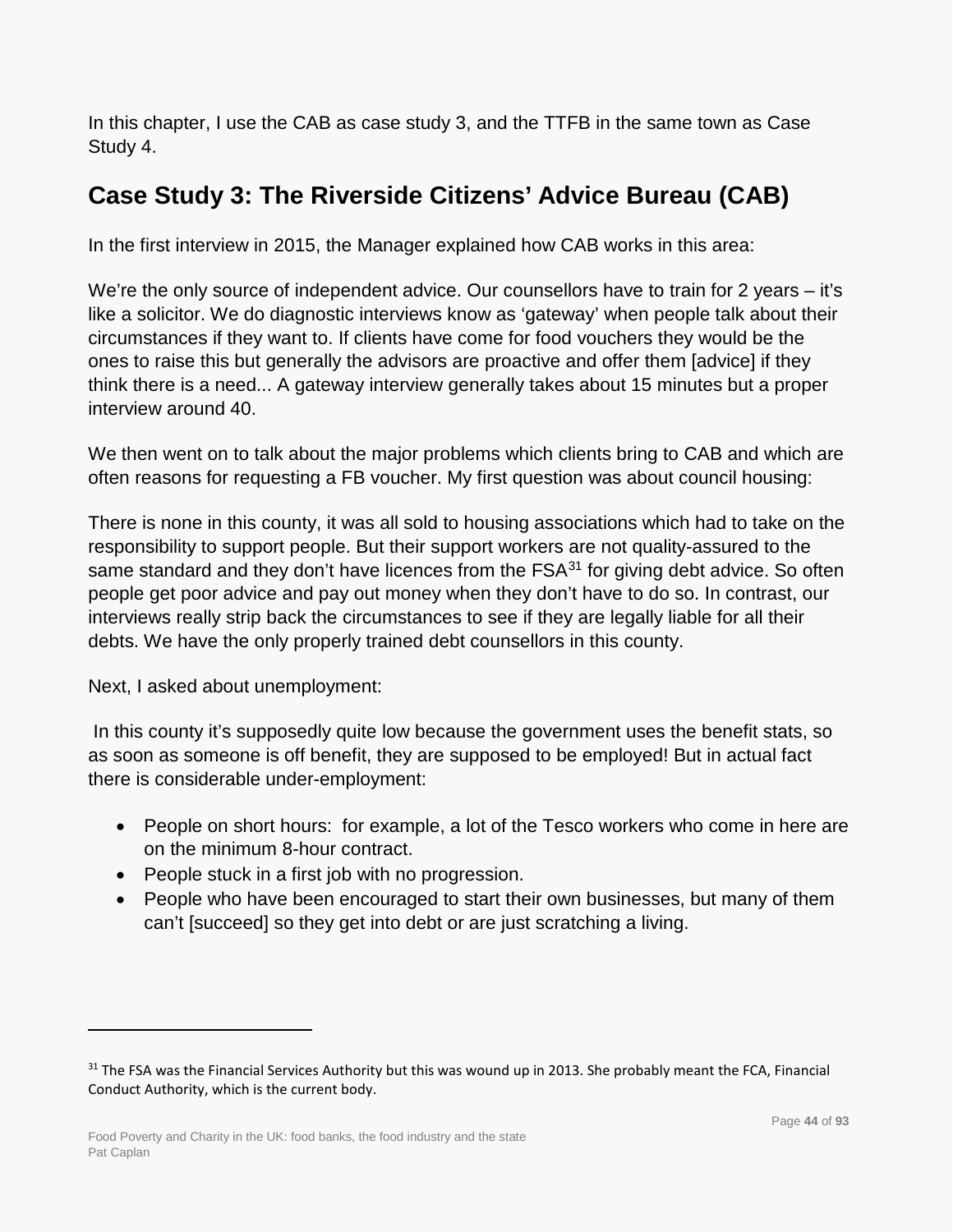In this chapter, I use the CAB as case study 3, and the TTFB in the same town as Case Study 4.

## Case Study 3: The Riverside Citizens' Advice Bureau (CAB)

In the first interview in 2015, the Manager explained how CAB works in this area:

We're the only source of independent advice. Our counsellors have to train for 2 years – it's like a solicitor. We do diagnostic interviews know as 'gateway' when people talk about their circumstances if they want to. If clients have come for food vouchers they would be the ones to raise this but generally the advisors are proactive and offer them [advice] if they think there is a need... A gateway interview generally takes about 15 minutes but a proper interview around 40.

We then went on to talk about the major problems which clients bring to CAB and which are often reasons for requesting a FB voucher. My first question was about council housing:

There is none in this county, it was all sold to housing associations which had to take on the responsibility to support people. But their support workers are not quality-assured to the same standard and they don't have licences from the FSA[31] for giving debt advice. So often people get poor advice and pay out money when they don't have to do so. In contrast, our interviews really strip back the circumstances to see if they are legally liable for all their debts. We have the only properly trained debt counsellors in this county.

Next, I asked about unemployment:

In this county it's supposedly quite low because the government uses the benefit stats, so as soon as someone is off benefit, they are supposed to be employed! But in actual fact there is considerable under-employment:

- People on short hours: for example, a lot of the Tesco workers who come in here are on the minimum 8-hour contract.
- People stuck in a first job with no progression.
- People who have been encouraged to start their own businesses, but many of them can't [succeed] so they get into debt or are just scratching a living.

---

[31] The FSA was the Financial Services Authority but this was wound up in 2013. She probably meant the FCA, Financial Conduct Authority, which is the current body.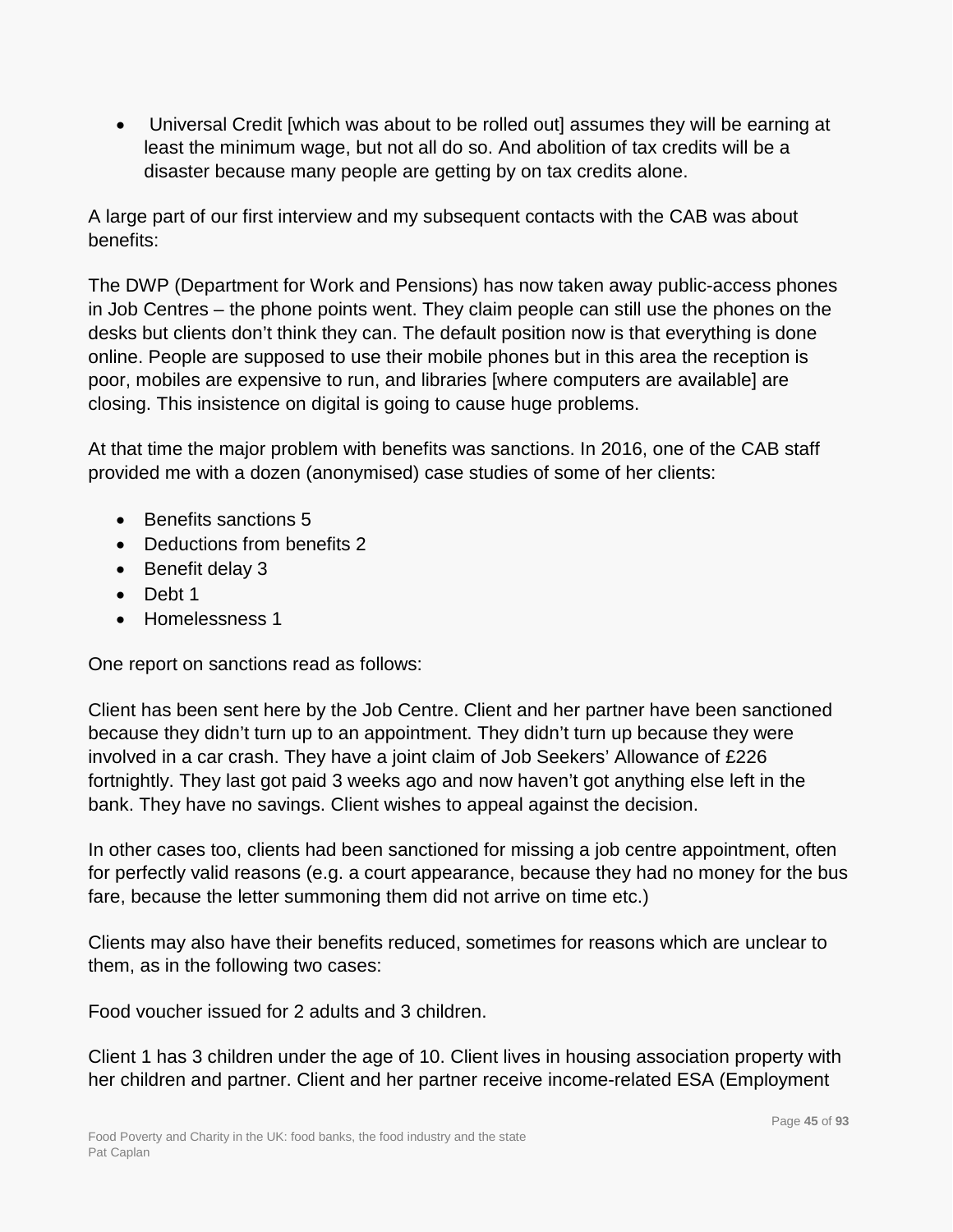- Universal Credit [which was about to be rolled out] assumes they will be earning at least the minimum wage, but not all do so. And abolition of tax credits will be a disaster because many people are getting by on tax credits alone.

A large part of our first interview and my subsequent contacts with the CAB was about benefits:

The DWP (Department for Work and Pensions) has now taken away public-access phones in Job Centres – the phone points went. They claim people can still use the phones on the desks but clients don't think they can. The default position now is that everything is done online. People are supposed to use their mobile phones but in this area the reception is poor, mobiles are expensive to run, and libraries [where computers are available] are closing. This insistence on digital is going to cause huge problems.

At that time the major problem with benefits was sanctions. In 2016, one of the CAB staff provided me with a dozen (anonymised) case studies of some of her clients:

- Benefits sanctions 5
- Deductions from benefits 2
- Benefit delay 3
- Debt 1
- Homelessness 1

One report on sanctions read as follows:

Client has been sent here by the Job Centre. Client and her partner have been sanctioned because they didn't turn up to an appointment. They didn't turn up because they were involved in a car crash. They have a joint claim of Job Seekers' Allowance of £226 fortnightly. They last got paid 3 weeks ago and now haven't got anything else left in the bank. They have no savings. Client wishes to appeal against the decision.

In other cases too, clients had been sanctioned for missing a job centre appointment, often for perfectly valid reasons (e.g. a court appearance, because they had no money for the bus fare, because the letter summoning them did not arrive on time etc.)

Clients may also have their benefits reduced, sometimes for reasons which are unclear to them, as in the following two cases:

Food voucher issued for 2 adults and 3 children.

Client 1 has 3 children under the age of 10. Client lives in housing association property with her children and partner. Client and her partner receive income-related ESA (Employment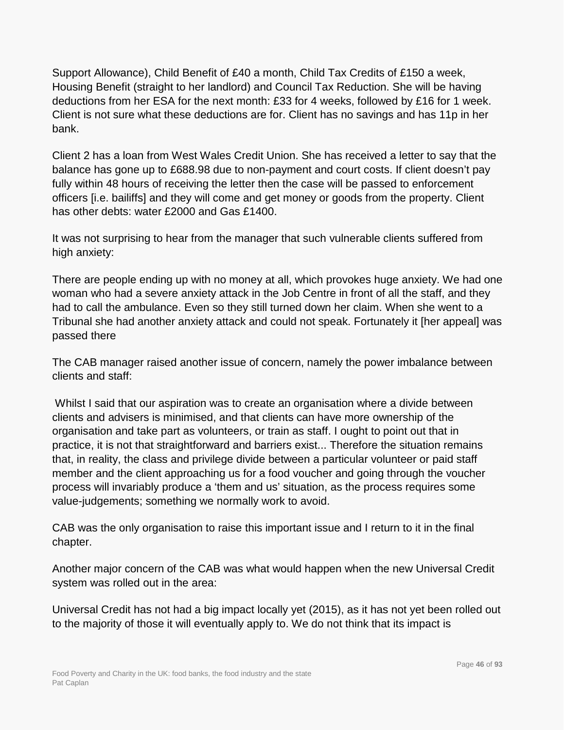Support Allowance), Child Benefit of £40 a month, Child Tax Credits of £150 a week, Housing Benefit (straight to her landlord) and Council Tax Reduction. She will be having deductions from her ESA for the next month: £33 for 4 weeks, followed by £16 for 1 week. Client is not sure what these deductions are for. Client has no savings and has 11p in her bank.

Client 2 has a loan from West Wales Credit Union. She has received a letter to say that the balance has gone up to £688.98 due to non-payment and court costs. If client doesn't pay fully within 48 hours of receiving the letter then the case will be passed to enforcement officers [i.e. bailiffs] and they will come and get money or goods from the property. Client has other debts: water £2000 and Gas £1400.

It was not surprising to hear from the manager that such vulnerable clients suffered from high anxiety:

There are people ending up with no money at all, which provokes huge anxiety. We had one woman who had a severe anxiety attack in the Job Centre in front of all the staff, and they had to call the ambulance. Even so they still turned down her claim. When she went to a Tribunal she had another anxiety attack and could not speak. Fortunately it [her appeal] was passed there

The CAB manager raised another issue of concern, namely the power imbalance between clients and staff:

Whilst I said that our aspiration was to create an organisation where a divide between clients and advisers is minimised, and that clients can have more ownership of the organisation and take part as volunteers, or train as staff. I ought to point out that in practice, it is not that straightforward and barriers exist... Therefore the situation remains that, in reality, the class and privilege divide between a particular volunteer or paid staff member and the client approaching us for a food voucher and going through the voucher process will invariably produce a 'them and us' situation, as the process requires some value-judgements; something we normally work to avoid.

CAB was the only organisation to raise this important issue and I return to it in the final chapter.

Another major concern of the CAB was what would happen when the new Universal Credit system was rolled out in the area:

Universal Credit has not had a big impact locally yet (2015), as it has not yet been rolled out to the majority of those it will eventually apply to. We do not think that its impact is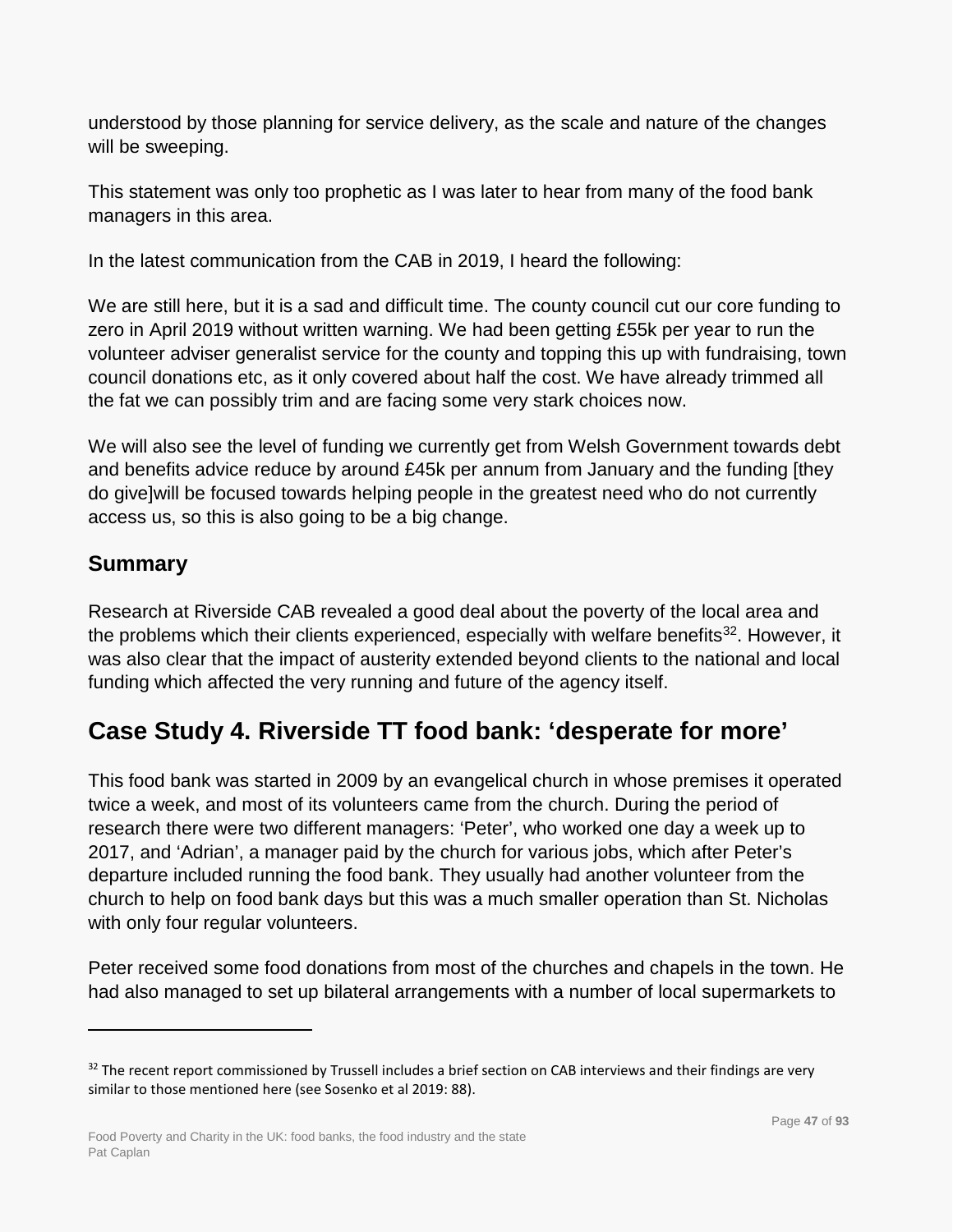understood by those planning for service delivery, as the scale and nature of the changes will be sweeping.

This statement was only too prophetic as I was later to hear from many of the food bank managers in this area.

In the latest communication from the CAB in 2019, I heard the following:

We are still here, but it is a sad and difficult time. The county council cut our core funding to zero in April 2019 without written warning. We had been getting £55k per year to run the volunteer adviser generalist service for the county and topping this up with fundraising, town council donations etc, as it only covered about half the cost. We have already trimmed all the fat we can possibly trim and are facing some very stark choices now.

We will also see the level of funding we currently get from Welsh Government towards debt and benefits advice reduce by around £45k per annum from January and the funding [they do give]will be focused towards helping people in the greatest need who do not currently access us, so this is also going to be a big change.

## Summary

Research at Riverside CAB revealed a good deal about the poverty of the local area and the problems which their clients experienced, especially with welfare benefits[32]. However, it was also clear that the impact of austerity extended beyond clients to the national and local funding which affected the very running and future of the agency itself.

# Case Study 4. Riverside TT food bank: 'desperate for more'

This food bank was started in 2009 by an evangelical church in whose premises it operated twice a week, and most of its volunteers came from the church. During the period of research there were two different managers: 'Peter', who worked one day a week up to 2017, and 'Adrian', a manager paid by the church for various jobs, which after Peter's departure included running the food bank. They usually had another volunteer from the church to help on food bank days but this was a much smaller operation than St. Nicholas with only four regular volunteers.

Peter received some food donations from most of the churches and chapels in the town. He had also managed to set up bilateral arrangements with a number of local supermarkets to

---

[32] The recent report commissioned by Trussell includes a brief section on CAB interviews and their findings are very similar to those mentioned here (see Sosenko et al 2019: 88).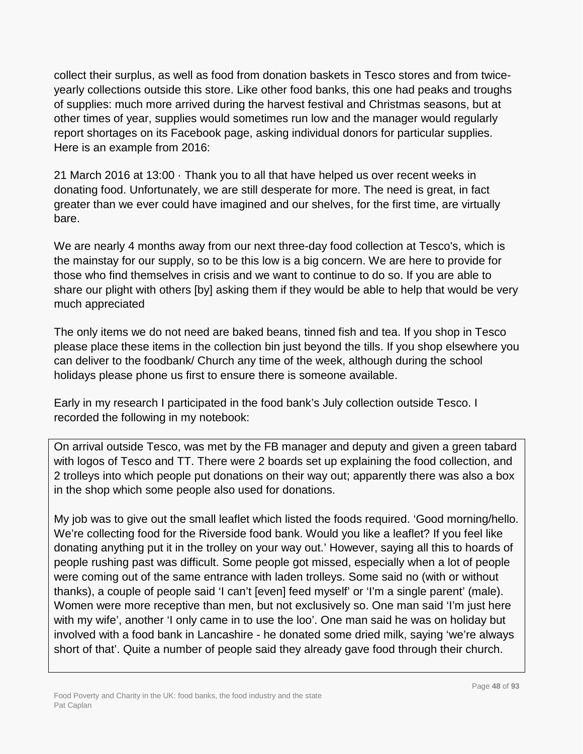collect their surplus, as well as food from donation baskets in Tesco stores and from twice-yearly collections outside this store. Like other food banks, this one had peaks and troughs of supplies: much more arrived during the harvest festival and Christmas seasons, but at other times of year, supplies would sometimes run low and the manager would regularly report shortages on its Facebook page, asking individual donors for particular supplies. Here is an example from 2016:

21 March 2016 at 13:00 · Thank you to all that have helped us over recent weeks in donating food. Unfortunately, we are still desperate for more. The need is great, in fact greater than we ever could have imagined and our shelves, for the first time, are virtually bare.

We are nearly 4 months away from our next three-day food collection at Tesco's, which is the mainstay for our supply, so to be this low is a big concern. We are here to provide for those who find themselves in crisis and we want to continue to do so. If you are able to share our plight with others [by] asking them if they would be able to help that would be very much appreciated

The only items we do not need are baked beans, tinned fish and tea. If you shop in Tesco please place these items in the collection bin just beyond the tills. If you shop elsewhere you can deliver to the foodbank/ Church any time of the week, although during the school holidays please phone us first to ensure there is someone available.

Early in my research I participated in the food bank's July collection outside Tesco. I recorded the following in my notebook:

> On arrival outside Tesco, was met by the FB manager and deputy and given a green tabard with logos of Tesco and TT. There were 2 boards set up explaining the food collection, and 2 trolleys into which people put donations on their way out; apparently there was also a box in the shop which some people also used for donations.
>
> My job was to give out the small leaflet which listed the foods required. 'Good morning/hello. We're collecting food for the Riverside food bank. Would you like a leaflet? If you feel like donating anything put it in the trolley on your way out.' However, saying all this to hoards of people rushing past was difficult. Some people got missed, especially when a lot of people were coming out of the same entrance with laden trolleys. Some said no (with or without thanks), a couple of people said 'I can't [even] feed myself' or 'I'm a single parent' (male). Women were more receptive than men, but not exclusively so. One man said 'I'm just here with my wife', another 'I only came in to use the loo'. One man said he was on holiday but involved with a food bank in Lancashire - he donated some dried milk, saying 'we're always short of that'. Quite a number of people said they already gave food through their church.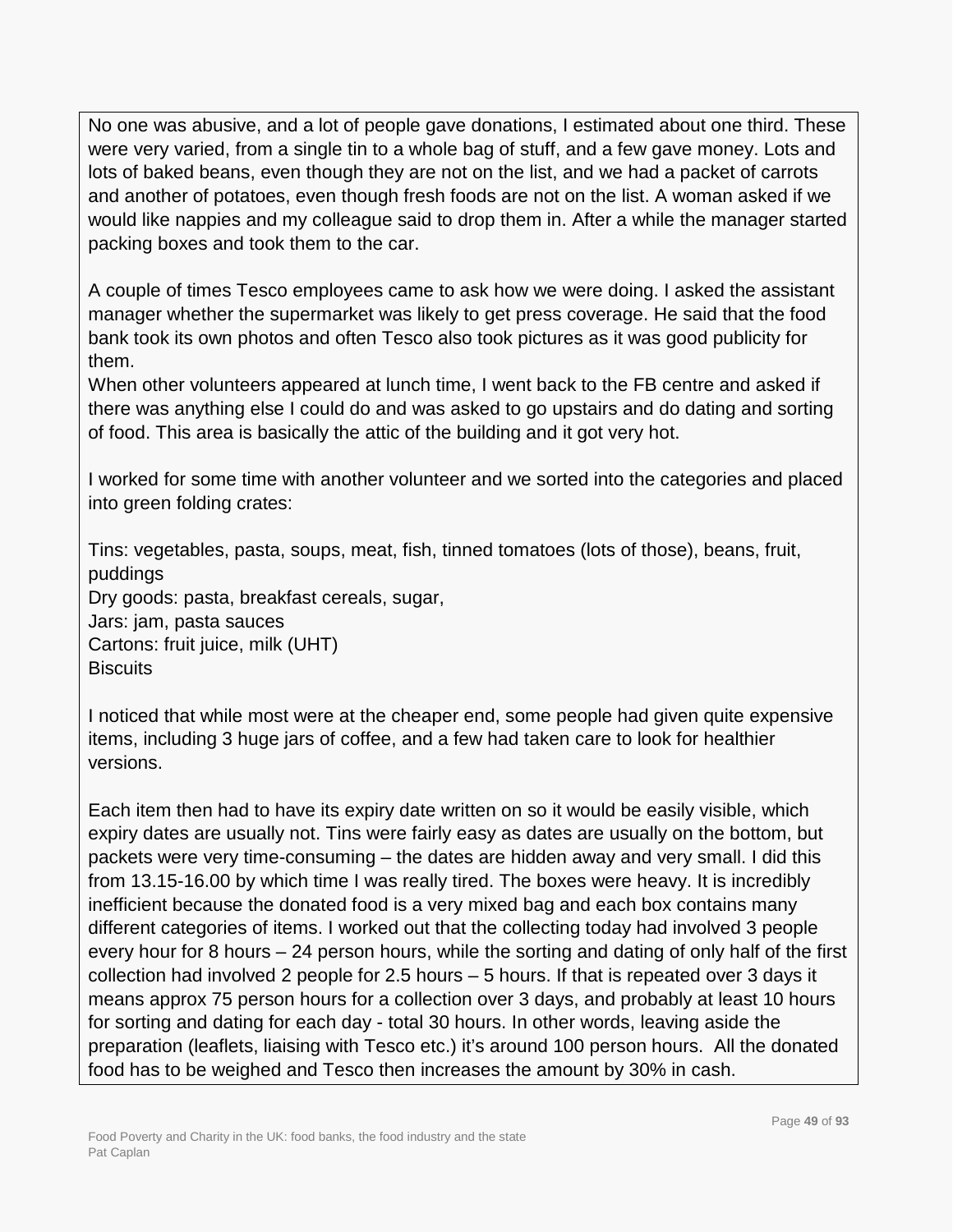No one was abusive, and a lot of people gave donations, I estimated about one third. These were very varied, from a single tin to a whole bag of stuff, and a few gave money. Lots and lots of baked beans, even though they are not on the list, and we had a packet of carrots and another of potatoes, even though fresh foods are not on the list. A woman asked if we would like nappies and my colleague said to drop them in. After a while the manager started packing boxes and took them to the car.

A couple of times Tesco employees came to ask how we were doing. I asked the assistant manager whether the supermarket was likely to get press coverage. He said that the food bank took its own photos and often Tesco also took pictures as it was good publicity for them.
When other volunteers appeared at lunch time, I went back to the FB centre and asked if there was anything else I could do and was asked to go upstairs and do dating and sorting of food. This area is basically the attic of the building and it got very hot.

I worked for some time with another volunteer and we sorted into the categories and placed into green folding crates:

Tins: vegetables, pasta, soups, meat, fish, tinned tomatoes (lots of those), beans, fruit, puddings
Dry goods: pasta, breakfast cereals, sugar,
Jars: jam, pasta sauces
Cartons: fruit juice, milk (UHT)
Biscuits

I noticed that while most were at the cheaper end, some people had given quite expensive items, including 3 huge jars of coffee, and a few had taken care to look for healthier versions.

Each item then had to have its expiry date written on so it would be easily visible, which expiry dates are usually not. Tins were fairly easy as dates are usually on the bottom, but packets were very time-consuming – the dates are hidden away and very small. I did this from 13.15-16.00 by which time I was really tired. The boxes were heavy. It is incredibly inefficient because the donated food is a very mixed bag and each box contains many different categories of items. I worked out that the collecting today had involved 3 people every hour for 8 hours – 24 person hours, while the sorting and dating of only half of the first collection had involved 2 people for 2.5 hours – 5 hours. If that is repeated over 3 days it means approx 75 person hours for a collection over 3 days, and probably at least 10 hours for sorting and dating for each day - total 30 hours. In other words, leaving aside the preparation (leaflets, liaising with Tesco etc.) it's around 100 person hours. All the donated food has to be weighed and Tesco then increases the amount by 30% in cash.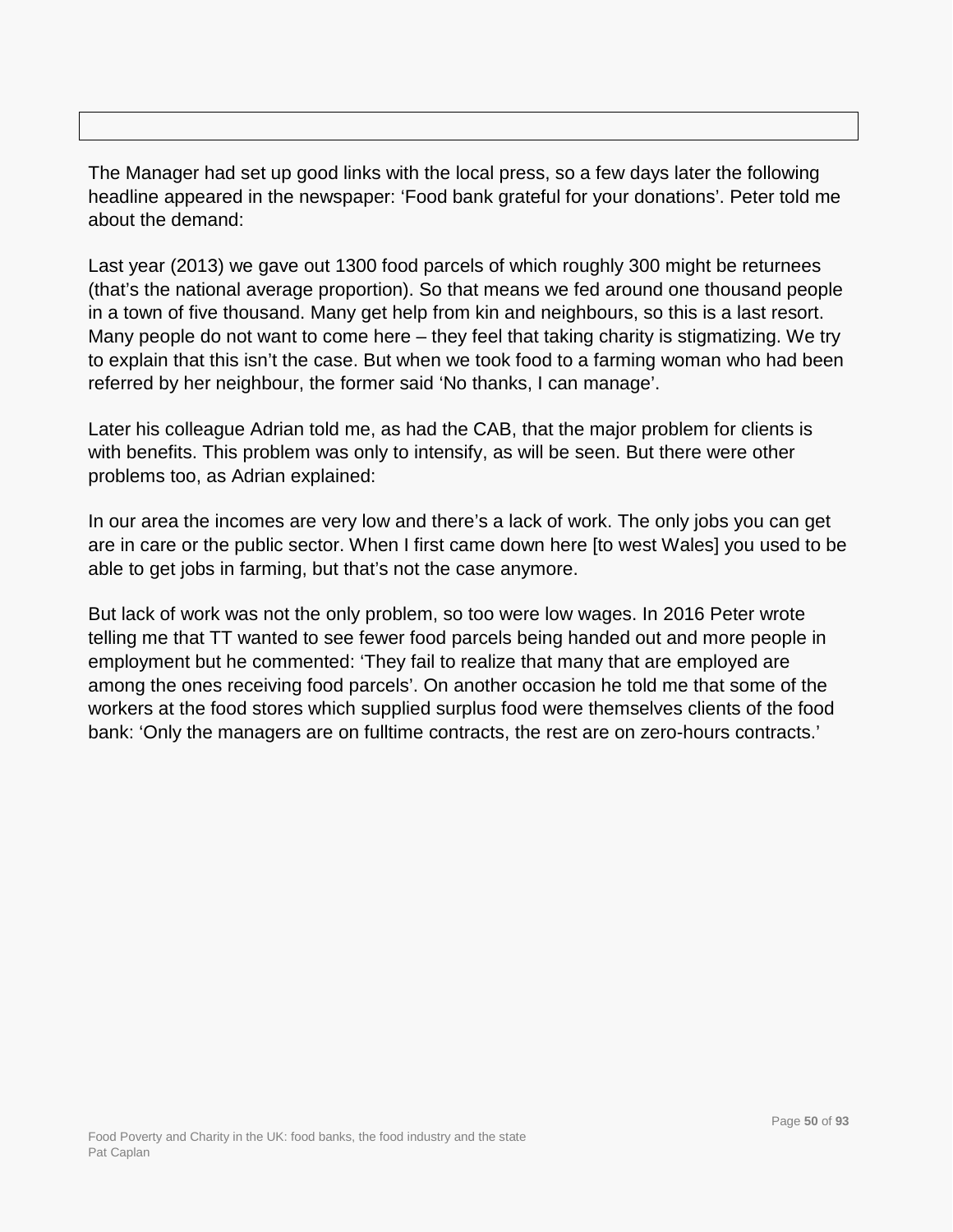The Manager had set up good links with the local press, so a few days later the following headline appeared in the newspaper: 'Food bank grateful for your donations'. Peter told me about the demand:

Last year (2013) we gave out 1300 food parcels of which roughly 300 might be returnees (that's the national average proportion). So that means we fed around one thousand people in a town of five thousand. Many get help from kin and neighbours, so this is a last resort. Many people do not want to come here – they feel that taking charity is stigmatizing. We try to explain that this isn't the case. But when we took food to a farming woman who had been referred by her neighbour, the former said 'No thanks, I can manage'.

Later his colleague Adrian told me, as had the CAB, that the major problem for clients is with benefits. This problem was only to intensify, as will be seen. But there were other problems too, as Adrian explained:

In our area the incomes are very low and there's a lack of work. The only jobs you can get are in care or the public sector. When I first came down here [to west Wales] you used to be able to get jobs in farming, but that's not the case anymore.

But lack of work was not the only problem, so too were low wages. In 2016 Peter wrote telling me that TT wanted to see fewer food parcels being handed out and more people in employment but he commented: 'They fail to realize that many that are employed are among the ones receiving food parcels'. On another occasion he told me that some of the workers at the food stores which supplied surplus food were themselves clients of the food bank: 'Only the managers are on fulltime contracts, the rest are on zero-hours contracts.'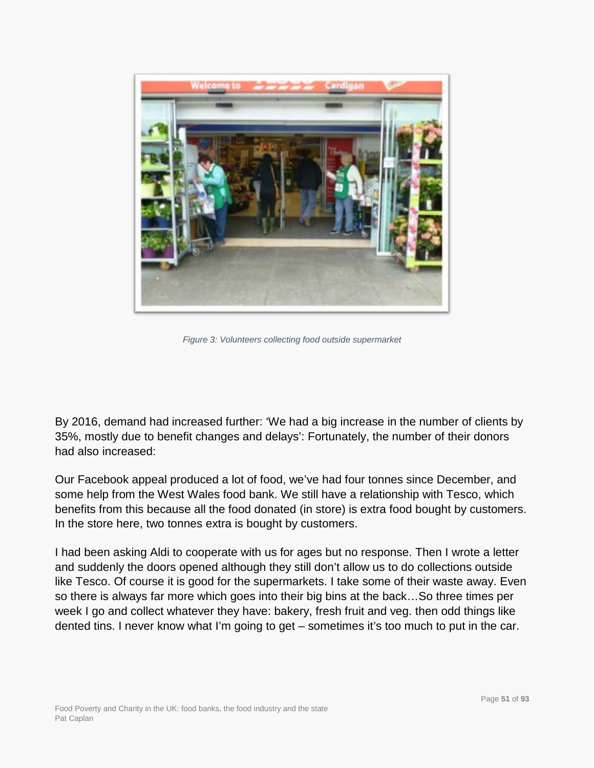*Figure 3: Volunteers collecting food outside supermarket*

By 2016, demand had increased further: 'We had a big increase in the number of clients by 35%, mostly due to benefit changes and delays': Fortunately, the number of their donors had also increased:

Our Facebook appeal produced a lot of food, we've had four tonnes since December, and some help from the West Wales food bank. We still have a relationship with Tesco, which benefits from this because all the food donated (in store) is extra food bought by customers. In the store here, two tonnes extra is bought by customers.

I had been asking Aldi to cooperate with us for ages but no response. Then I wrote a letter and suddenly the doors opened although they still don't allow us to do collections outside like Tesco. Of course it is good for the supermarkets. I take some of their waste away. Even so there is always far more which goes into their big bins at the back…So three times per week I go and collect whatever they have: bakery, fresh fruit and veg. then odd things like dented tins. I never know what I'm going to get – sometimes it's too much to put in the car.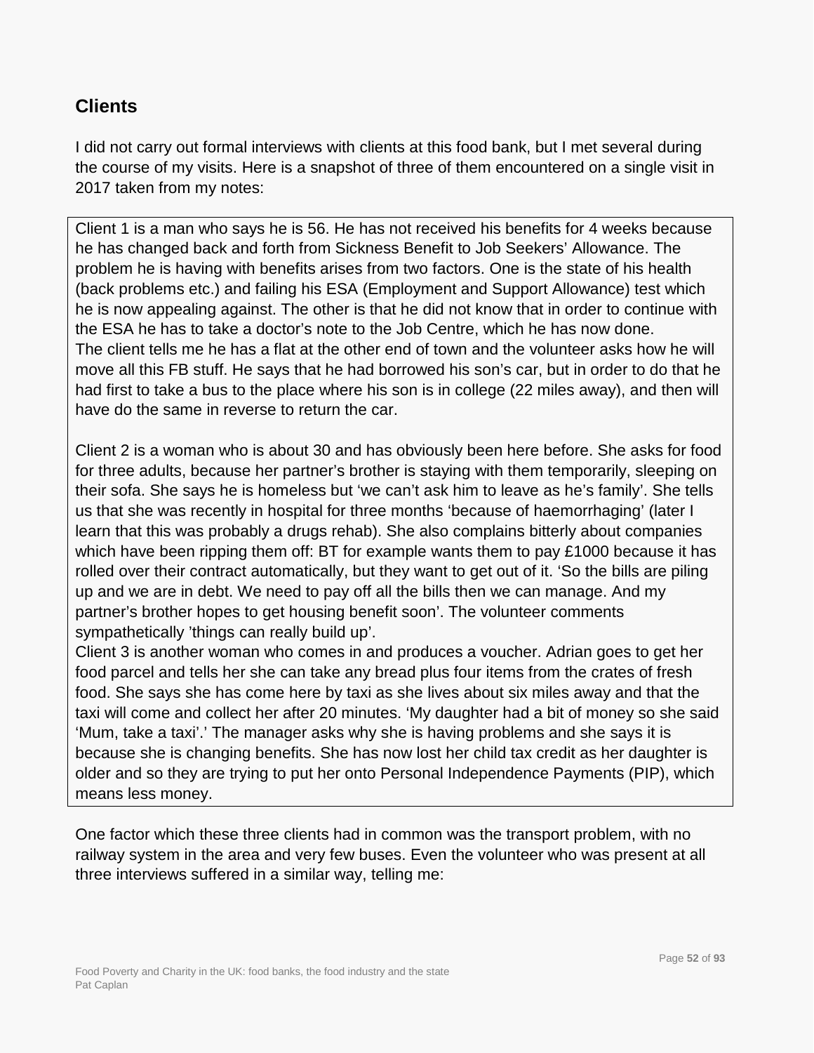## Clients

I did not carry out formal interviews with clients at this food bank, but I met several during the course of my visits. Here is a snapshot of three of them encountered on a single visit in 2017 taken from my notes:

> Client 1 is a man who says he is 56. He has not received his benefits for 4 weeks because he has changed back and forth from Sickness Benefit to Job Seekers' Allowance. The problem he is having with benefits arises from two factors. One is the state of his health (back problems etc.) and failing his ESA (Employment and Support Allowance) test which he is now appealing against. The other is that he did not know that in order to continue with the ESA he has to take a doctor's note to the Job Centre, which he has now done.
> The client tells me he has a flat at the other end of town and the volunteer asks how he will move all this FB stuff. He says that he had borrowed his son's car, but in order to do that he had first to take a bus to the place where his son is in college (22 miles away), and then will have do the same in reverse to return the car.
>
> Client 2 is a woman who is about 30 and has obviously been here before. She asks for food for three adults, because her partner's brother is staying with them temporarily, sleeping on their sofa. She says he is homeless but 'we can't ask him to leave as he's family'. She tells us that she was recently in hospital for three months 'because of haemorrhaging' (later I learn that this was probably a drugs rehab). She also complains bitterly about companies which have been ripping them off: BT for example wants them to pay £1000 because it has rolled over their contract automatically, but they want to get out of it. 'So the bills are piling up and we are in debt. We need to pay off all the bills then we can manage. And my partner's brother hopes to get housing benefit soon'. The volunteer comments sympathetically 'things can really build up'.
> Client 3 is another woman who comes in and produces a voucher. Adrian goes to get her food parcel and tells her she can take any bread plus four items from the crates of fresh food. She says she has come here by taxi as she lives about six miles away and that the taxi will come and collect her after 20 minutes. 'My daughter had a bit of money so she said 'Mum, take a taxi'.' The manager asks why she is having problems and she says it is because she is changing benefits. She has now lost her child tax credit as her daughter is older and so they are trying to put her onto Personal Independence Payments (PIP), which means less money.

One factor which these three clients had in common was the transport problem, with no railway system in the area and very few buses. Even the volunteer who was present at all three interviews suffered in a similar way, telling me: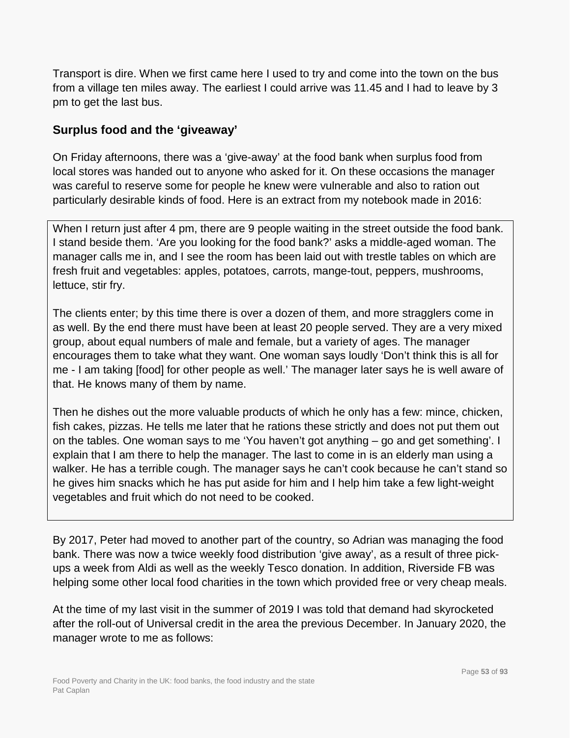Transport is dire. When we first came here I used to try and come into the town on the bus from a village ten miles away. The earliest I could arrive was 11.45 and I had to leave by 3 pm to get the last bus.

### Surplus food and the 'giveaway'

On Friday afternoons, there was a 'give-away' at the food bank when surplus food from local stores was handed out to anyone who asked for it. On these occasions the manager was careful to reserve some for people he knew were vulnerable and also to ration out particularly desirable kinds of food. Here is an extract from my notebook made in 2016:

> When I return just after 4 pm, there are 9 people waiting in the street outside the food bank. I stand beside them. 'Are you looking for the food bank?' asks a middle-aged woman. The manager calls me in, and I see the room has been laid out with trestle tables on which are fresh fruit and vegetables: apples, potatoes, carrots, mange-tout, peppers, mushrooms, lettuce, stir fry.
>
> The clients enter; by this time there is over a dozen of them, and more stragglers come in as well. By the end there must have been at least 20 people served. They are a very mixed group, about equal numbers of male and female, but a variety of ages. The manager encourages them to take what they want. One woman says loudly 'Don't think this is all for me - I am taking [food] for other people as well.' The manager later says he is well aware of that. He knows many of them by name.
>
> Then he dishes out the more valuable products of which he only has a few: mince, chicken, fish cakes, pizzas. He tells me later that he rations these strictly and does not put them out on the tables. One woman says to me 'You haven't got anything – go and get something'. I explain that I am there to help the manager. The last to come in is an elderly man using a walker. He has a terrible cough. The manager says he can't cook because he can't stand so he gives him snacks which he has put aside for him and I help him take a few light-weight vegetables and fruit which do not need to be cooked.

By 2017, Peter had moved to another part of the country, so Adrian was managing the food bank. There was now a twice weekly food distribution 'give away', as a result of three pick-ups a week from Aldi as well as the weekly Tesco donation. In addition, Riverside FB was helping some other local food charities in the town which provided free or very cheap meals.

At the time of my last visit in the summer of 2019 I was told that demand had skyrocketed after the roll-out of Universal credit in the area the previous December. In January 2020, the manager wrote to me as follows: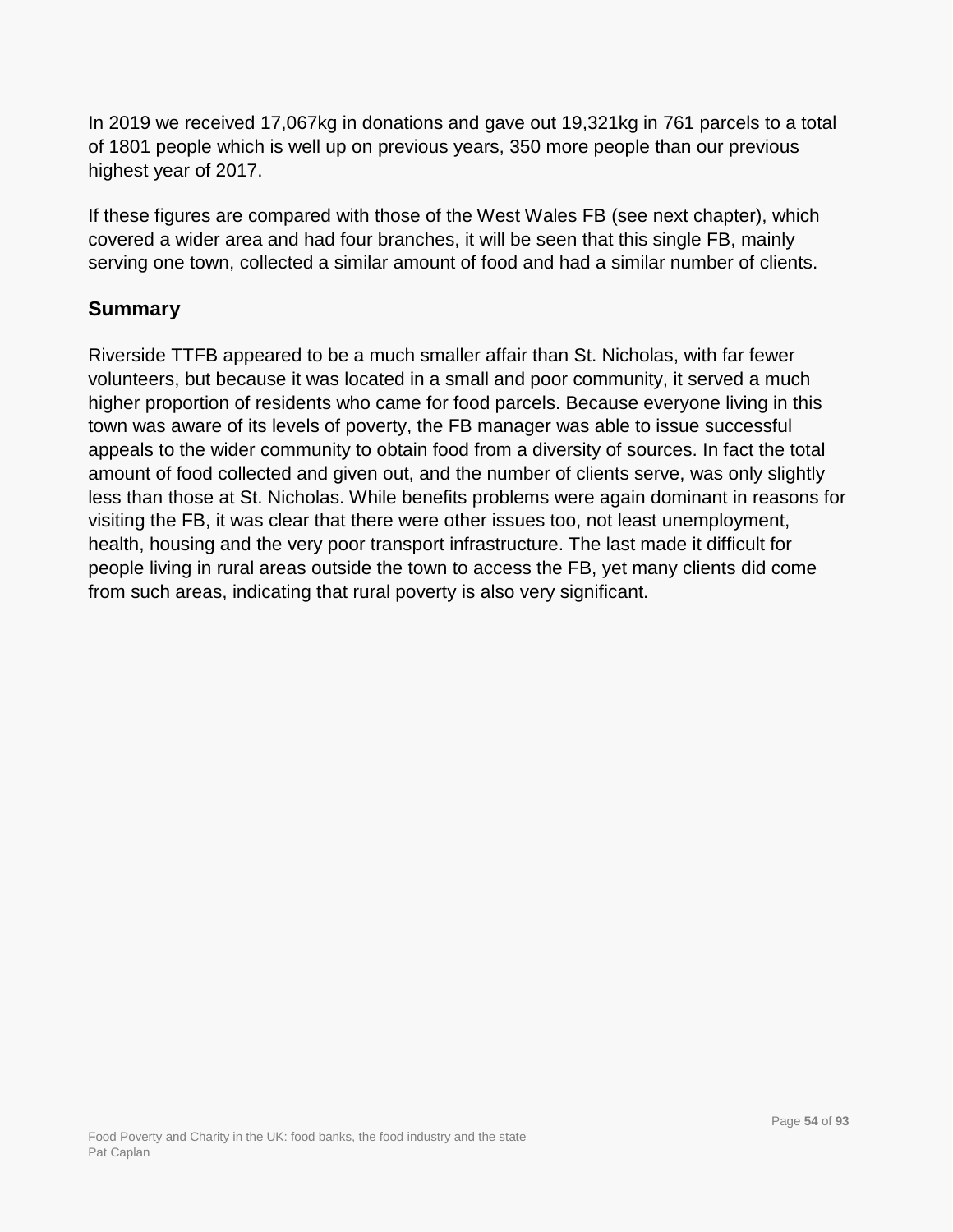In 2019 we received 17,067kg in donations and gave out 19,321kg in 761 parcels to a total of 1801 people which is well up on previous years, 350 more people than our previous highest year of 2017.

If these figures are compared with those of the West Wales FB (see next chapter), which covered a wider area and had four branches, it will be seen that this single FB, mainly serving one town, collected a similar amount of food and had a similar number of clients.

## Summary

Riverside TTFB appeared to be a much smaller affair than St. Nicholas, with far fewer volunteers, but because it was located in a small and poor community, it served a much higher proportion of residents who came for food parcels. Because everyone living in this town was aware of its levels of poverty, the FB manager was able to issue successful appeals to the wider community to obtain food from a diversity of sources. In fact the total amount of food collected and given out, and the number of clients serve, was only slightly less than those at St. Nicholas. While benefits problems were again dominant in reasons for visiting the FB, it was clear that there were other issues too, not least unemployment, health, housing and the very poor transport infrastructure. The last made it difficult for people living in rural areas outside the town to access the FB, yet many clients did come from such areas, indicating that rural poverty is also very significant.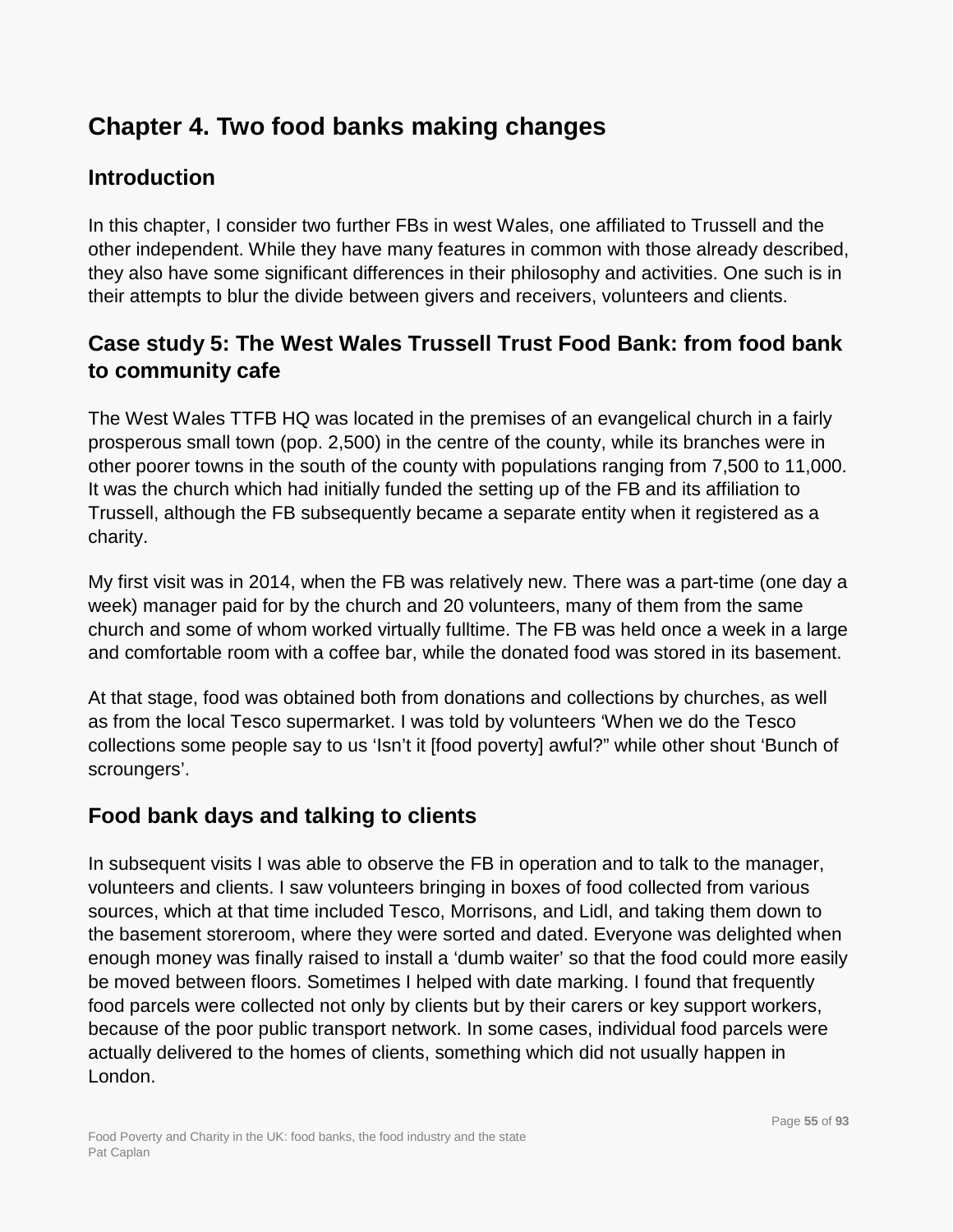# Chapter 4. Two food banks making changes

## Introduction

In this chapter, I consider two further FBs in west Wales, one affiliated to Trussell and the other independent. While they have many features in common with those already described, they also have some significant differences in their philosophy and activities. One such is in their attempts to blur the divide between givers and receivers, volunteers and clients.

## Case study 5: The West Wales Trussell Trust Food Bank: from food bank to community cafe

The West Wales TTFB HQ was located in the premises of an evangelical church in a fairly prosperous small town (pop. 2,500) in the centre of the county, while its branches were in other poorer towns in the south of the county with populations ranging from 7,500 to 11,000. It was the church which had initially funded the setting up of the FB and its affiliation to Trussell, although the FB subsequently became a separate entity when it registered as a charity.

My first visit was in 2014, when the FB was relatively new. There was a part-time (one day a week) manager paid for by the church and 20 volunteers, many of them from the same church and some of whom worked virtually fulltime. The FB was held once a week in a large and comfortable room with a coffee bar, while the donated food was stored in its basement.

At that stage, food was obtained both from donations and collections by churches, as well as from the local Tesco supermarket. I was told by volunteers 'When we do the Tesco collections some people say to us 'Isn't it [food poverty] awful?" while other shout 'Bunch of scroungers'.

## Food bank days and talking to clients

In subsequent visits I was able to observe the FB in operation and to talk to the manager, volunteers and clients. I saw volunteers bringing in boxes of food collected from various sources, which at that time included Tesco, Morrisons, and Lidl, and taking them down to the basement storeroom, where they were sorted and dated. Everyone was delighted when enough money was finally raised to install a 'dumb waiter' so that the food could more easily be moved between floors. Sometimes I helped with date marking. I found that frequently food parcels were collected not only by clients but by their carers or key support workers, because of the poor public transport network. In some cases, individual food parcels were actually delivered to the homes of clients, something which did not usually happen in London.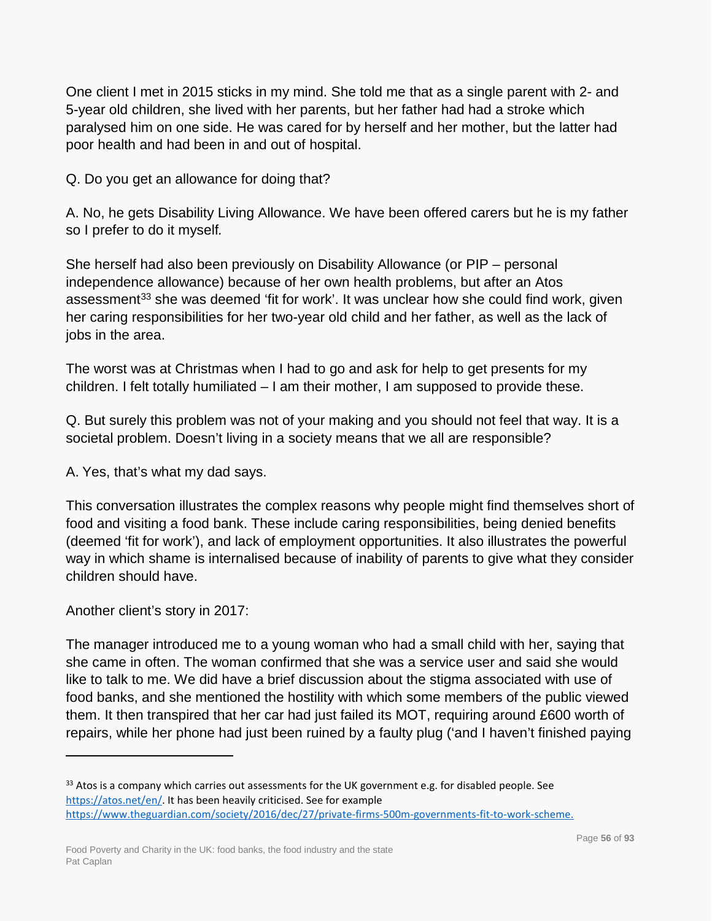One client I met in 2015 sticks in my mind. She told me that as a single parent with 2- and 5-year old children, she lived with her parents, but her father had had a stroke which paralysed him on one side. He was cared for by herself and her mother, but the latter had poor health and had been in and out of hospital.

Q. Do you get an allowance for doing that?

A. No, he gets Disability Living Allowance. We have been offered carers but he is my father so I prefer to do it myself.

She herself had also been previously on Disability Allowance (or PIP – personal independence allowance) because of her own health problems, but after an Atos assessment[33] she was deemed 'fit for work'. It was unclear how she could find work, given her caring responsibilities for her two-year old child and her father, as well as the lack of jobs in the area.

The worst was at Christmas when I had to go and ask for help to get presents for my children. I felt totally humiliated – I am their mother, I am supposed to provide these.

Q. But surely this problem was not of your making and you should not feel that way. It is a societal problem. Doesn't living in a society means that we all are responsible?

A. Yes, that's what my dad says.

This conversation illustrates the complex reasons why people might find themselves short of food and visiting a food bank. These include caring responsibilities, being denied benefits (deemed 'fit for work'), and lack of employment opportunities. It also illustrates the powerful way in which shame is internalised because of inability of parents to give what they consider children should have.

Another client's story in 2017:

The manager introduced me to a young woman who had a small child with her, saying that she came in often. The woman confirmed that she was a service user and said she would like to talk to me. We did have a brief discussion about the stigma associated with use of food banks, and she mentioned the hostility with which some members of the public viewed them. It then transpired that her car had just failed its MOT, requiring around £600 worth of repairs, while her phone had just been ruined by a faulty plug ('and I haven't finished paying

---

[33] Atos is a company which carries out assessments for the UK government e.g. for disabled people. See https://atos.net/en/. It has been heavily criticised. See for example https://www.theguardian.com/society/2016/dec/27/private-firms-500m-governments-fit-to-work-scheme.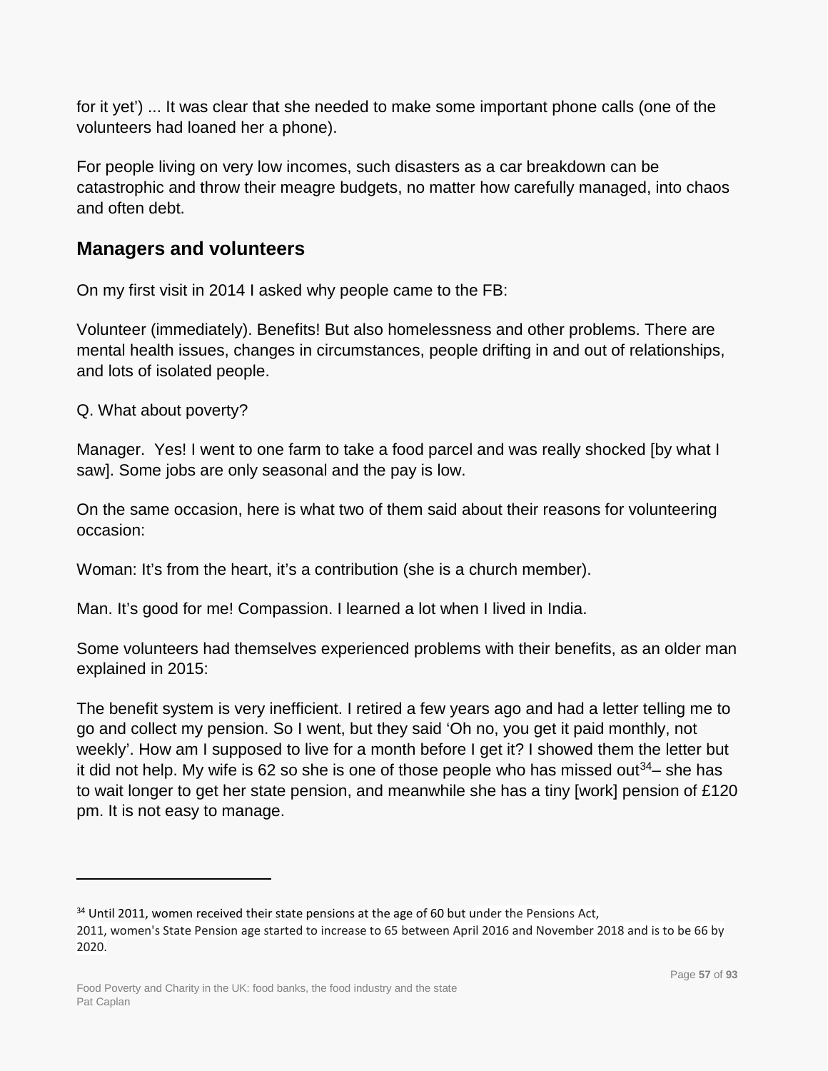for it yet') ... It was clear that she needed to make some important phone calls (one of the volunteers had loaned her a phone).

For people living on very low incomes, such disasters as a car breakdown can be catastrophic and throw their meagre budgets, no matter how carefully managed, into chaos and often debt.

## Managers and volunteers

On my first visit in 2014 I asked why people came to the FB:

Volunteer (immediately). Benefits! But also homelessness and other problems. There are mental health issues, changes in circumstances, people drifting in and out of relationships, and lots of isolated people.

Q. What about poverty?

Manager. Yes! I went to one farm to take a food parcel and was really shocked [by what I saw]. Some jobs are only seasonal and the pay is low.

On the same occasion, here is what two of them said about their reasons for volunteering occasion:

Woman: It's from the heart, it's a contribution (she is a church member).

Man. It's good for me! Compassion. I learned a lot when I lived in India.

Some volunteers had themselves experienced problems with their benefits, as an older man explained in 2015:

The benefit system is very inefficient. I retired a few years ago and had a letter telling me to go and collect my pension. So I went, but they said 'Oh no, you get it paid monthly, not weekly'. How am I supposed to live for a month before I get it? I showed them the letter but it did not help. My wife is 62 so she is one of those people who has missed out[34]– she has to wait longer to get her state pension, and meanwhile she has a tiny [work] pension of £120 pm. It is not easy to manage.

---

[34] Until 2011, women received their state pensions at the age of 60 but under the Pensions Act, 2011, women's State Pension age started to increase to 65 between April 2016 and November 2018 and is to be 66 by 2020.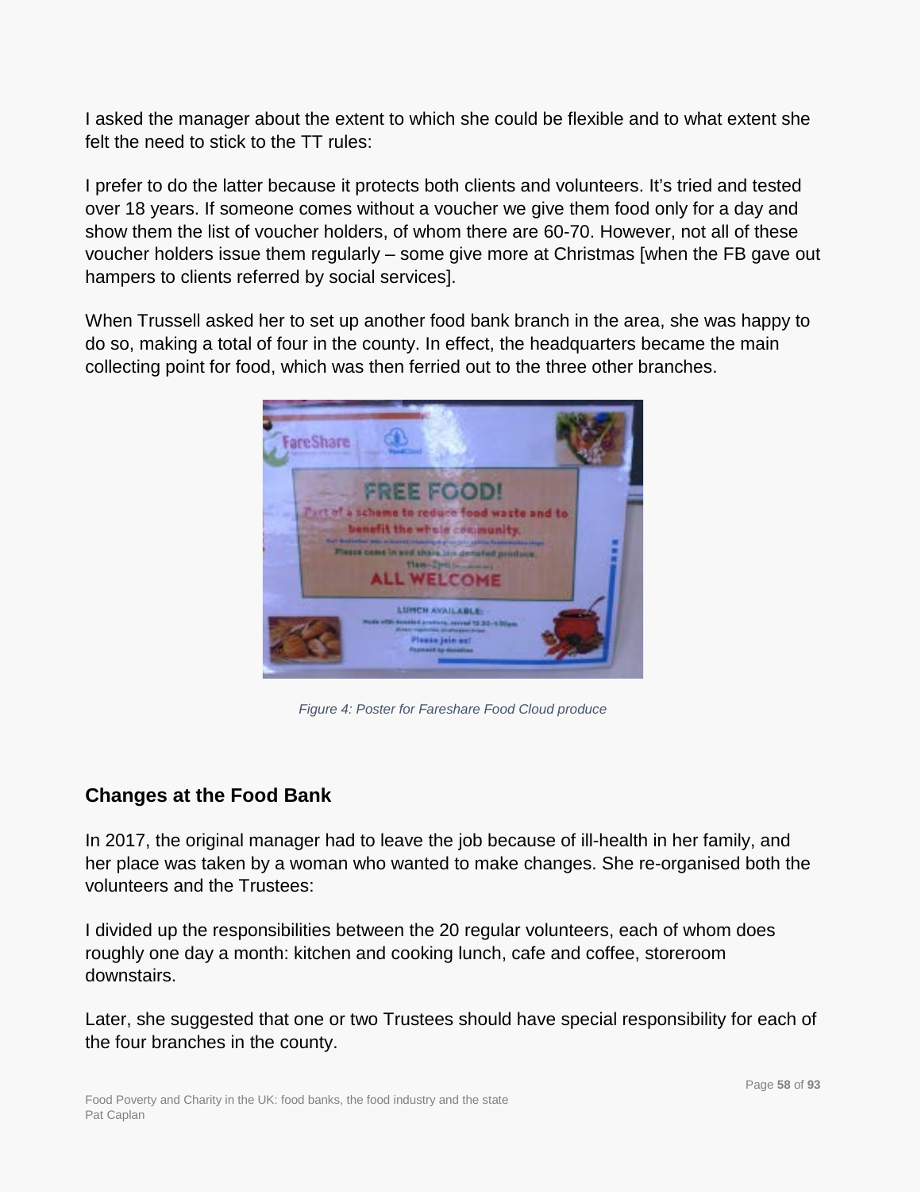I asked the manager about the extent to which she could be flexible and to what extent she felt the need to stick to the TT rules:

I prefer to do the latter because it protects both clients and volunteers. It's tried and tested over 18 years. If someone comes without a voucher we give them food only for a day and show them the list of voucher holders, of whom there are 60-70. However, not all of these voucher holders issue them regularly – some give more at Christmas [when the FB gave out hampers to clients referred by social services].

When Trussell asked her to set up another food bank branch in the area, she was happy to do so, making a total of four in the county. In effect, the headquarters became the main collecting point for food, which was then ferried out to the three other branches.

*Figure 4: Poster for Fareshare Food Cloud produce*

## Changes at the Food Bank

In 2017, the original manager had to leave the job because of ill-health in her family, and her place was taken by a woman who wanted to make changes. She re-organised both the volunteers and the Trustees:

I divided up the responsibilities between the 20 regular volunteers, each of whom does roughly one day a month: kitchen and cooking lunch, cafe and coffee, storeroom downstairs.

Later, she suggested that one or two Trustees should have special responsibility for each of the four branches in the county.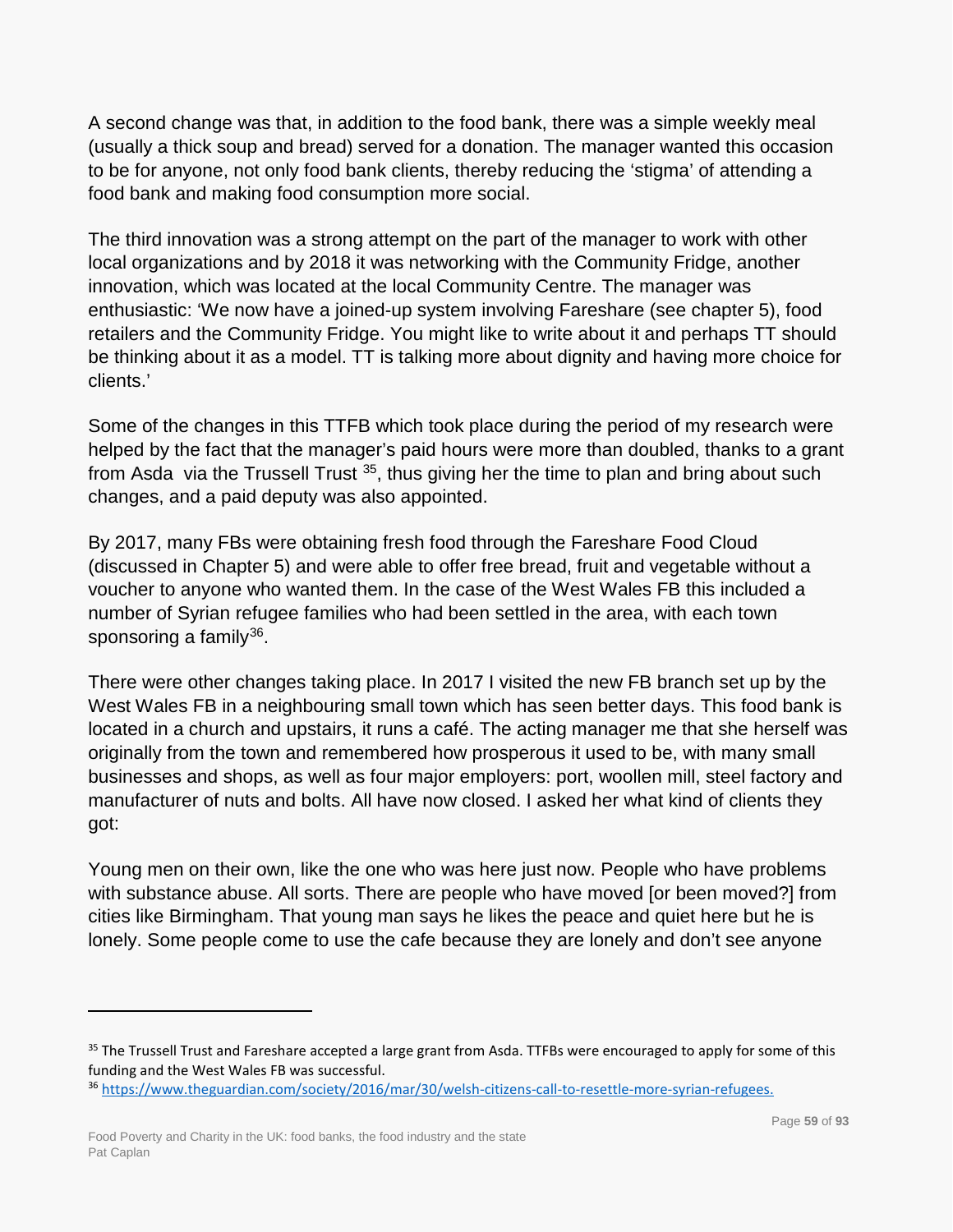A second change was that, in addition to the food bank, there was a simple weekly meal (usually a thick soup and bread) served for a donation. The manager wanted this occasion to be for anyone, not only food bank clients, thereby reducing the 'stigma' of attending a food bank and making food consumption more social.

The third innovation was a strong attempt on the part of the manager to work with other local organizations and by 2018 it was networking with the Community Fridge, another innovation, which was located at the local Community Centre. The manager was enthusiastic: 'We now have a joined-up system involving Fareshare (see chapter 5), food retailers and the Community Fridge. You might like to write about it and perhaps TT should be thinking about it as a model. TT is talking more about dignity and having more choice for clients.'

Some of the changes in this TTFB which took place during the period of my research were helped by the fact that the manager's paid hours were more than doubled, thanks to a grant from Asda via the Trussell Trust [35], thus giving her the time to plan and bring about such changes, and a paid deputy was also appointed.

By 2017, many FBs were obtaining fresh food through the Fareshare Food Cloud (discussed in Chapter 5) and were able to offer free bread, fruit and vegetable without a voucher to anyone who wanted them. In the case of the West Wales FB this included a number of Syrian refugee families who had been settled in the area, with each town sponsoring a family[36].

There were other changes taking place. In 2017 I visited the new FB branch set up by the West Wales FB in a neighbouring small town which has seen better days. This food bank is located in a church and upstairs, it runs a café. The acting manager me that she herself was originally from the town and remembered how prosperous it used to be, with many small businesses and shops, as well as four major employers: port, woollen mill, steel factory and manufacturer of nuts and bolts. All have now closed. I asked her what kind of clients they got:

Young men on their own, like the one who was here just now. People who have problems with substance abuse. All sorts. There are people who have moved [or been moved?] from cities like Birmingham. That young man says he likes the peace and quiet here but he is lonely. Some people come to use the cafe because they are lonely and don't see anyone

---

[35] The Trussell Trust and Fareshare accepted a large grant from Asda. TTFBs were encouraged to apply for some of this funding and the West Wales FB was successful.

[36] https://www.theguardian.com/society/2016/mar/30/welsh-citizens-call-to-resettle-more-syrian-refugees.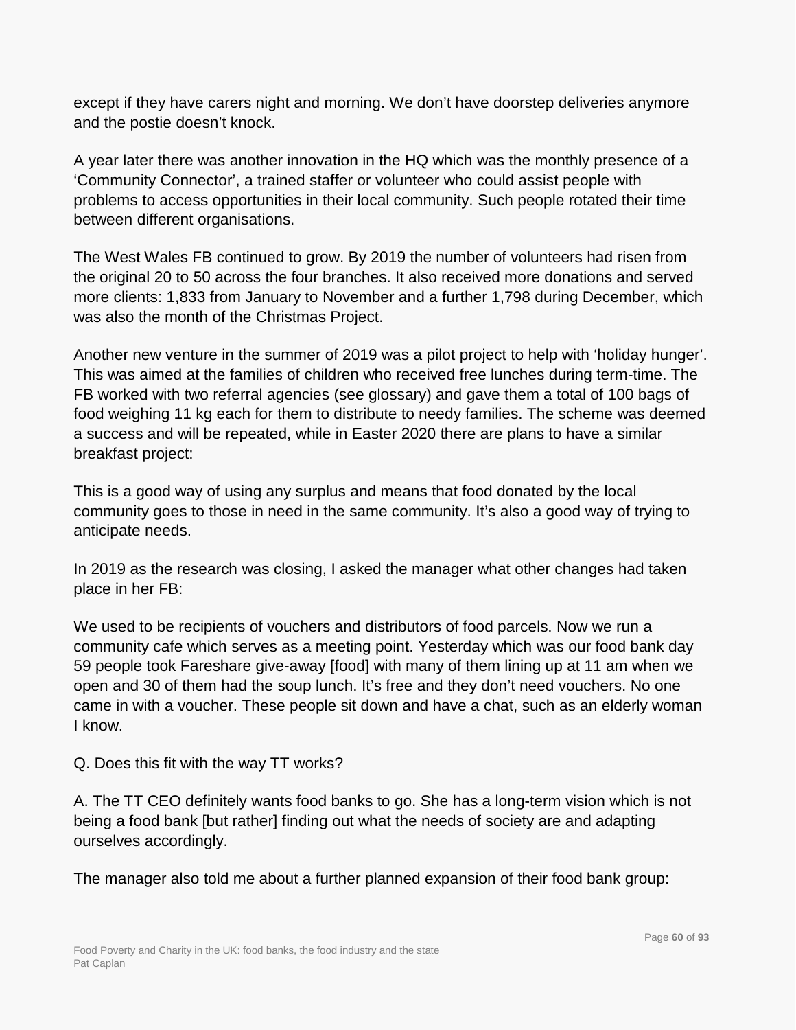except if they have carers night and morning. We don't have doorstep deliveries anymore and the postie doesn't knock.

A year later there was another innovation in the HQ which was the monthly presence of a 'Community Connector', a trained staffer or volunteer who could assist people with problems to access opportunities in their local community. Such people rotated their time between different organisations.

The West Wales FB continued to grow. By 2019 the number of volunteers had risen from the original 20 to 50 across the four branches. It also received more donations and served more clients: 1,833 from January to November and a further 1,798 during December, which was also the month of the Christmas Project.

Another new venture in the summer of 2019 was a pilot project to help with 'holiday hunger'. This was aimed at the families of children who received free lunches during term-time. The FB worked with two referral agencies (see glossary) and gave them a total of 100 bags of food weighing 11 kg each for them to distribute to needy families. The scheme was deemed a success and will be repeated, while in Easter 2020 there are plans to have a similar breakfast project:

This is a good way of using any surplus and means that food donated by the local community goes to those in need in the same community. It's also a good way of trying to anticipate needs.

In 2019 as the research was closing, I asked the manager what other changes had taken place in her FB:

We used to be recipients of vouchers and distributors of food parcels. Now we run a community cafe which serves as a meeting point. Yesterday which was our food bank day 59 people took Fareshare give-away [food] with many of them lining up at 11 am when we open and 30 of them had the soup lunch. It's free and they don't need vouchers. No one came in with a voucher. These people sit down and have a chat, such as an elderly woman I know.

Q. Does this fit with the way TT works?

A. The TT CEO definitely wants food banks to go. She has a long-term vision which is not being a food bank [but rather] finding out what the needs of society are and adapting ourselves accordingly.

The manager also told me about a further planned expansion of their food bank group: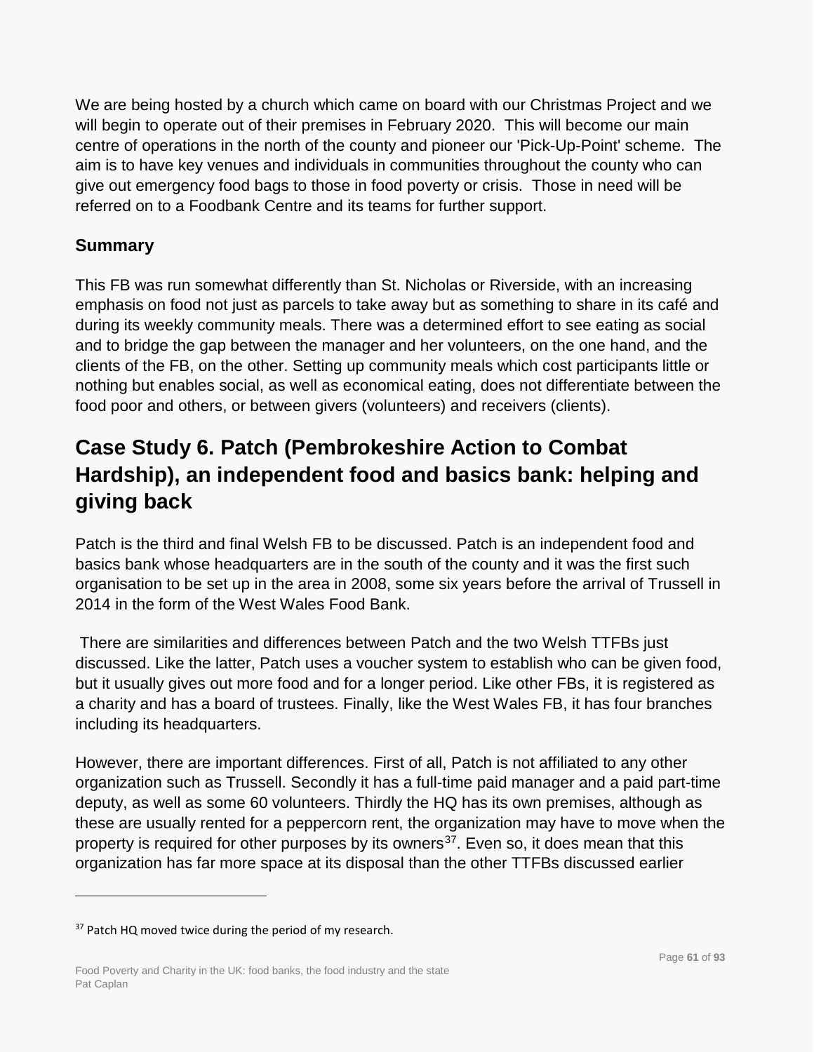We are being hosted by a church which came on board with our Christmas Project and we will begin to operate out of their premises in February 2020. This will become our main centre of operations in the north of the county and pioneer our 'Pick-Up-Point' scheme. The aim is to have key venues and individuals in communities throughout the county who can give out emergency food bags to those in food poverty or crisis. Those in need will be referred on to a Foodbank Centre and its teams for further support.

### Summary

This FB was run somewhat differently than St. Nicholas or Riverside, with an increasing emphasis on food not just as parcels to take away but as something to share in its café and during its weekly community meals. There was a determined effort to see eating as social and to bridge the gap between the manager and her volunteers, on the one hand, and the clients of the FB, on the other. Setting up community meals which cost participants little or nothing but enables social, as well as economical eating, does not differentiate between the food poor and others, or between givers (volunteers) and receivers (clients).

## Case Study 6. Patch (Pembrokeshire Action to Combat Hardship), an independent food and basics bank: helping and giving back

Patch is the third and final Welsh FB to be discussed. Patch is an independent food and basics bank whose headquarters are in the south of the county and it was the first such organisation to be set up in the area in 2008, some six years before the arrival of Trussell in 2014 in the form of the West Wales Food Bank.

There are similarities and differences between Patch and the two Welsh TTFBs just discussed. Like the latter, Patch uses a voucher system to establish who can be given food, but it usually gives out more food and for a longer period. Like other FBs, it is registered as a charity and has a board of trustees. Finally, like the West Wales FB, it has four branches including its headquarters.

However, there are important differences. First of all, Patch is not affiliated to any other organization such as Trussell. Secondly it has a full-time paid manager and a paid part-time deputy, as well as some 60 volunteers. Thirdly the HQ has its own premises, although as these are usually rented for a peppercorn rent, the organization may have to move when the property is required for other purposes by its owners[37]. Even so, it does mean that this organization has far more space at its disposal than the other TTFBs discussed earlier

[37] Patch HQ moved twice during the period of my research.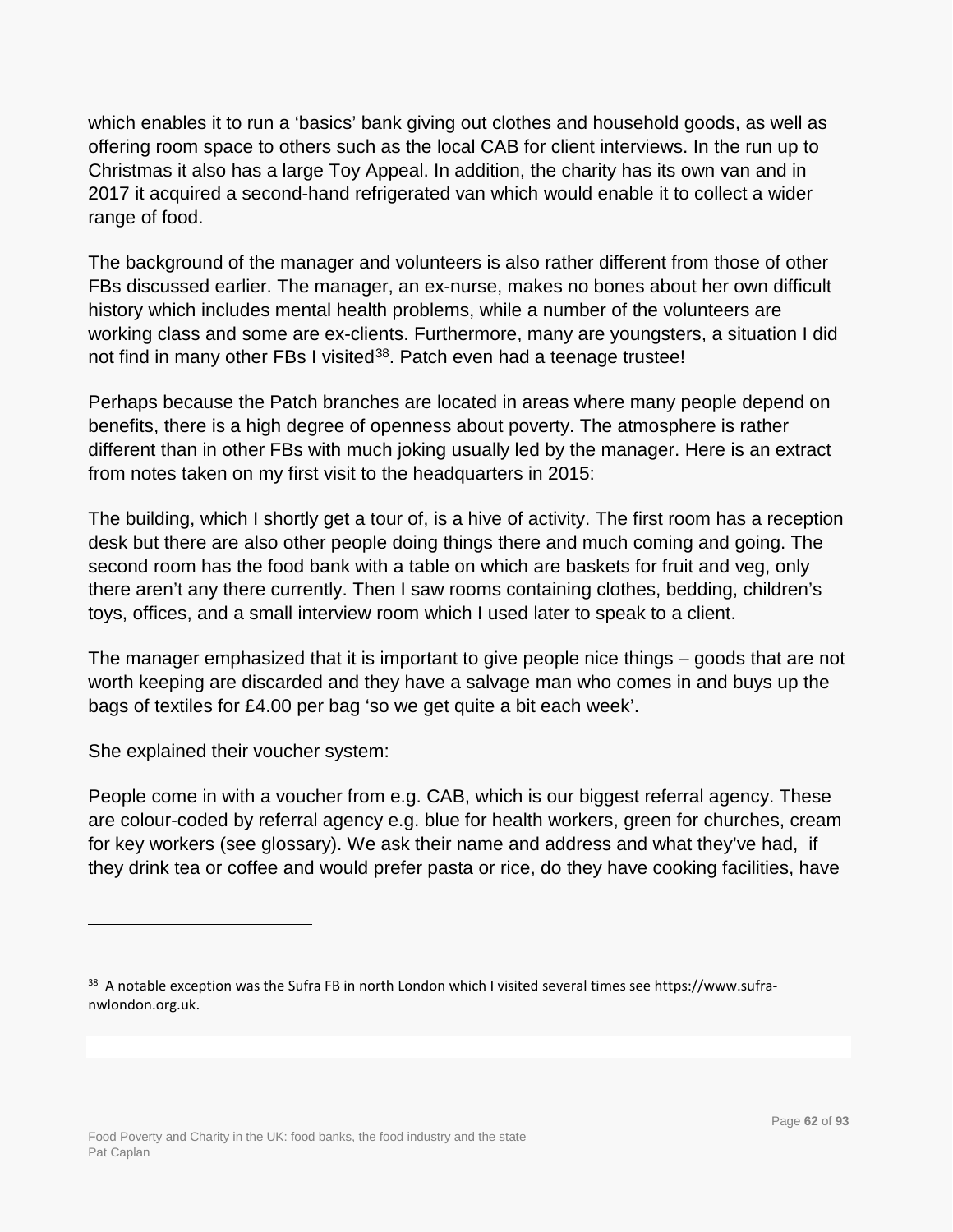which enables it to run a 'basics' bank giving out clothes and household goods, as well as offering room space to others such as the local CAB for client interviews. In the run up to Christmas it also has a large Toy Appeal. In addition, the charity has its own van and in 2017 it acquired a second-hand refrigerated van which would enable it to collect a wider range of food.

The background of the manager and volunteers is also rather different from those of other FBs discussed earlier. The manager, an ex-nurse, makes no bones about her own difficult history which includes mental health problems, while a number of the volunteers are working class and some are ex-clients. Furthermore, many are youngsters, a situation I did not find in many other FBs I visited[38]. Patch even had a teenage trustee!

Perhaps because the Patch branches are located in areas where many people depend on benefits, there is a high degree of openness about poverty. The atmosphere is rather different than in other FBs with much joking usually led by the manager. Here is an extract from notes taken on my first visit to the headquarters in 2015:

The building, which I shortly get a tour of, is a hive of activity. The first room has a reception desk but there are also other people doing things there and much coming and going. The second room has the food bank with a table on which are baskets for fruit and veg, only there aren't any there currently. Then I saw rooms containing clothes, bedding, children's toys, offices, and a small interview room which I used later to speak to a client.

The manager emphasized that it is important to give people nice things – goods that are not worth keeping are discarded and they have a salvage man who comes in and buys up the bags of textiles for £4.00 per bag 'so we get quite a bit each week'.

She explained their voucher system:

People come in with a voucher from e.g. CAB, which is our biggest referral agency. These are colour-coded by referral agency e.g. blue for health workers, green for churches, cream for key workers (see glossary). We ask their name and address and what they've had, if they drink tea or coffee and would prefer pasta or rice, do they have cooking facilities, have

---

[38] A notable exception was the Sufra FB in north London which I visited several times see https://www.sufra-nwlondon.org.uk.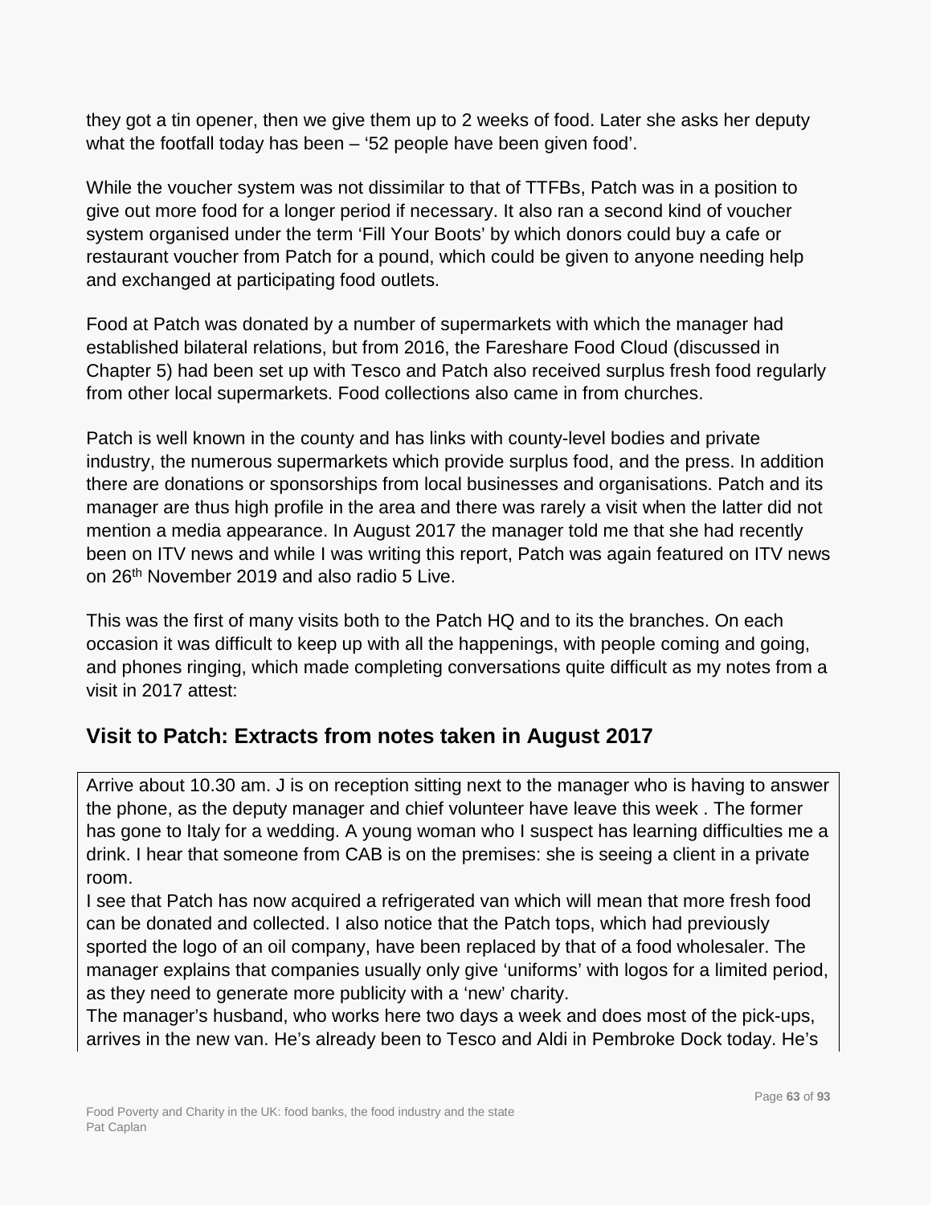they got a tin opener, then we give them up to 2 weeks of food. Later she asks her deputy what the footfall today has been – '52 people have been given food'.

While the voucher system was not dissimilar to that of TTFBs, Patch was in a position to give out more food for a longer period if necessary. It also ran a second kind of voucher system organised under the term 'Fill Your Boots' by which donors could buy a cafe or restaurant voucher from Patch for a pound, which could be given to anyone needing help and exchanged at participating food outlets.

Food at Patch was donated by a number of supermarkets with which the manager had established bilateral relations, but from 2016, the Fareshare Food Cloud (discussed in Chapter 5) had been set up with Tesco and Patch also received surplus fresh food regularly from other local supermarkets. Food collections also came in from churches.

Patch is well known in the county and has links with county-level bodies and private industry, the numerous supermarkets which provide surplus food, and the press. In addition there are donations or sponsorships from local businesses and organisations. Patch and its manager are thus high profile in the area and there was rarely a visit when the latter did not mention a media appearance. In August 2017 the manager told me that she had recently been on ITV news and while I was writing this report, Patch was again featured on ITV news on 26th November 2019 and also radio 5 Live.

This was the first of many visits both to the Patch HQ and to its the branches. On each occasion it was difficult to keep up with all the happenings, with people coming and going, and phones ringing, which made completing conversations quite difficult as my notes from a visit in 2017 attest:

## Visit to Patch: Extracts from notes taken in August 2017

Arrive about 10.30 am. J is on reception sitting next to the manager who is having to answer the phone, as the deputy manager and chief volunteer have leave this week . The former has gone to Italy for a wedding. A young woman who I suspect has learning difficulties me a drink. I hear that someone from CAB is on the premises: she is seeing a client in a private room.

I see that Patch has now acquired a refrigerated van which will mean that more fresh food can be donated and collected. I also notice that the Patch tops, which had previously sported the logo of an oil company, have been replaced by that of a food wholesaler. The manager explains that companies usually only give 'uniforms' with logos for a limited period, as they need to generate more publicity with a 'new' charity.

The manager's husband, who works here two days a week and does most of the pick-ups, arrives in the new van. He's already been to Tesco and Aldi in Pembroke Dock today. He's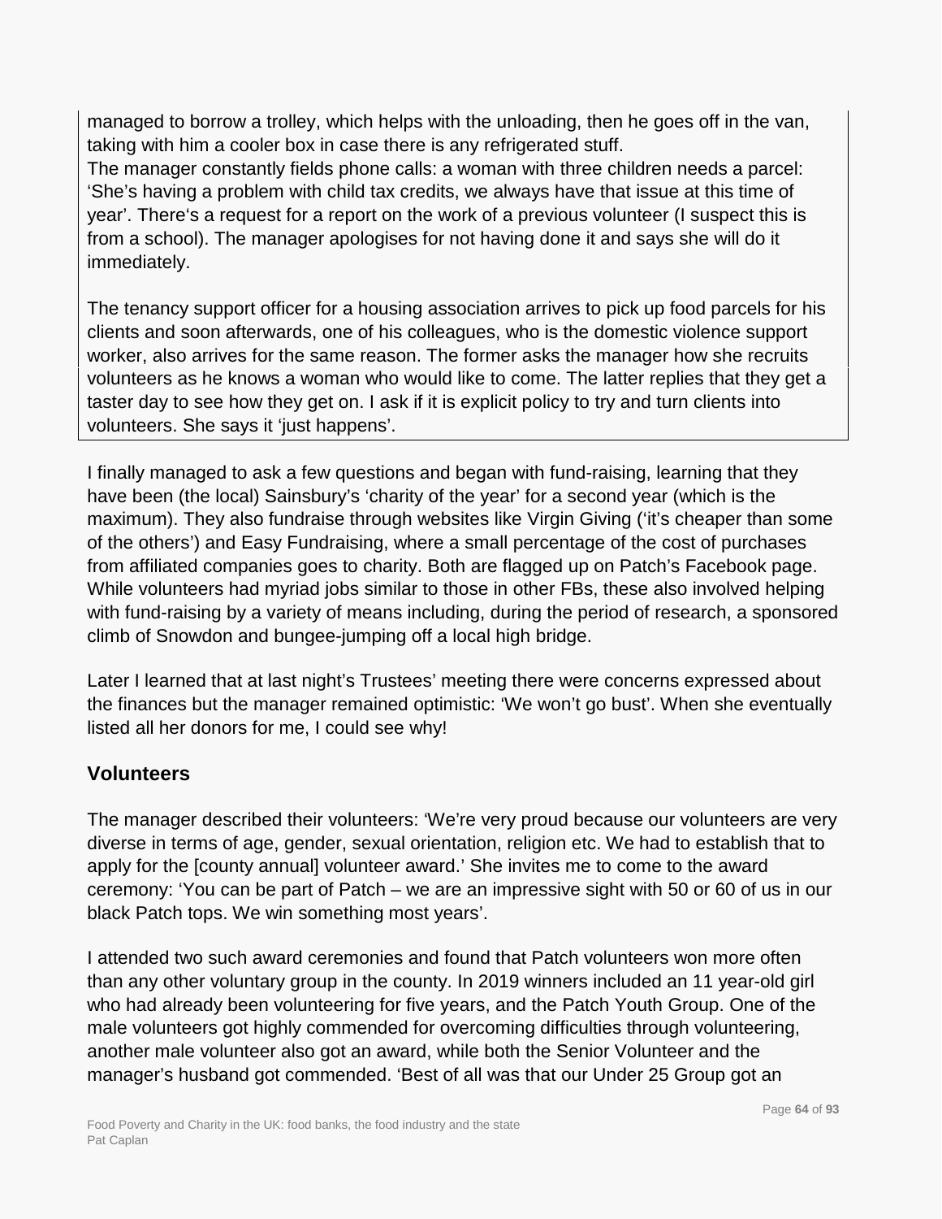managed to borrow a trolley, which helps with the unloading, then he goes off in the van, taking with him a cooler box in case there is any refrigerated stuff.
The manager constantly fields phone calls: a woman with three children needs a parcel: 'She's having a problem with child tax credits, we always have that issue at this time of year'. There's a request for a report on the work of a previous volunteer (I suspect this is from a school). The manager apologises for not having done it and says she will do it immediately.

The tenancy support officer for a housing association arrives to pick up food parcels for his clients and soon afterwards, one of his colleagues, who is the domestic violence support worker, also arrives for the same reason. The former asks the manager how she recruits volunteers as he knows a woman who would like to come. The latter replies that they get a taster day to see how they get on. I ask if it is explicit policy to try and turn clients into volunteers. She says it 'just happens'.

I finally managed to ask a few questions and began with fund-raising, learning that they have been (the local) Sainsbury's 'charity of the year' for a second year (which is the maximum). They also fundraise through websites like Virgin Giving ('it's cheaper than some of the others') and Easy Fundraising, where a small percentage of the cost of purchases from affiliated companies goes to charity. Both are flagged up on Patch's Facebook page. While volunteers had myriad jobs similar to those in other FBs, these also involved helping with fund-raising by a variety of means including, during the period of research, a sponsored climb of Snowdon and bungee-jumping off a local high bridge.

Later I learned that at last night's Trustees' meeting there were concerns expressed about the finances but the manager remained optimistic: 'We won't go bust'. When she eventually listed all her donors for me, I could see why!

### Volunteers

The manager described their volunteers: 'We're very proud because our volunteers are very diverse in terms of age, gender, sexual orientation, religion etc. We had to establish that to apply for the [county annual] volunteer award.' She invites me to come to the award ceremony: 'You can be part of Patch – we are an impressive sight with 50 or 60 of us in our black Patch tops. We win something most years'.

I attended two such award ceremonies and found that Patch volunteers won more often than any other voluntary group in the county. In 2019 winners included an 11 year-old girl who had already been volunteering for five years, and the Patch Youth Group. One of the male volunteers got highly commended for overcoming difficulties through volunteering, another male volunteer also got an award, while both the Senior Volunteer and the manager's husband got commended. 'Best of all was that our Under 25 Group got an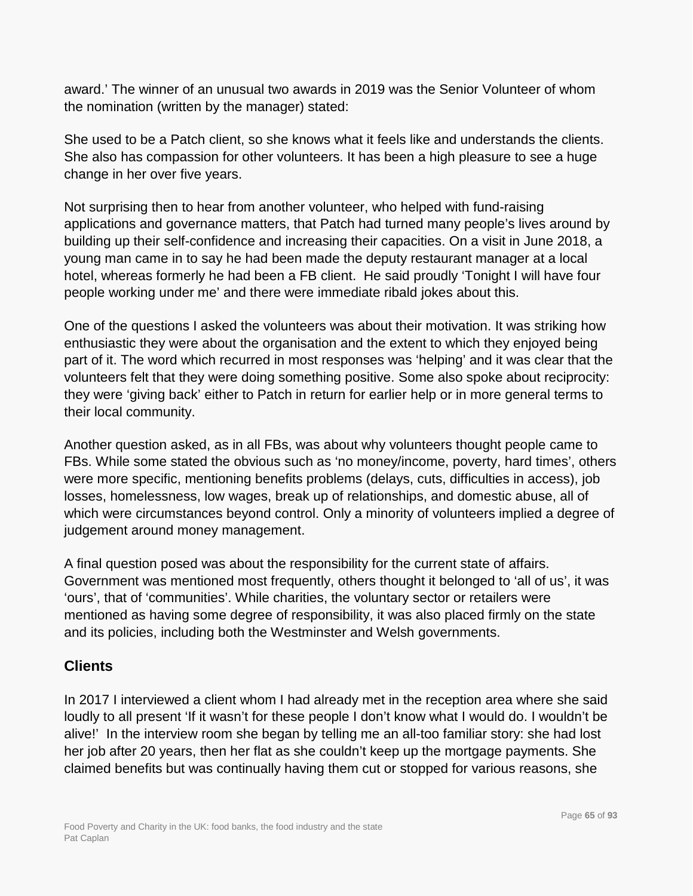award.' The winner of an unusual two awards in 2019 was the Senior Volunteer of whom the nomination (written by the manager) stated:

She used to be a Patch client, so she knows what it feels like and understands the clients. She also has compassion for other volunteers. It has been a high pleasure to see a huge change in her over five years.

Not surprising then to hear from another volunteer, who helped with fund-raising applications and governance matters, that Patch had turned many people's lives around by building up their self-confidence and increasing their capacities. On a visit in June 2018, a young man came in to say he had been made the deputy restaurant manager at a local hotel, whereas formerly he had been a FB client. He said proudly 'Tonight I will have four people working under me' and there were immediate ribald jokes about this.

One of the questions I asked the volunteers was about their motivation. It was striking how enthusiastic they were about the organisation and the extent to which they enjoyed being part of it. The word which recurred in most responses was 'helping' and it was clear that the volunteers felt that they were doing something positive. Some also spoke about reciprocity: they were 'giving back' either to Patch in return for earlier help or in more general terms to their local community.

Another question asked, as in all FBs, was about why volunteers thought people came to FBs. While some stated the obvious such as 'no money/income, poverty, hard times', others were more specific, mentioning benefits problems (delays, cuts, difficulties in access), job losses, homelessness, low wages, break up of relationships, and domestic abuse, all of which were circumstances beyond control. Only a minority of volunteers implied a degree of judgement around money management.

A final question posed was about the responsibility for the current state of affairs. Government was mentioned most frequently, others thought it belonged to 'all of us', it was 'ours', that of 'communities'. While charities, the voluntary sector or retailers were mentioned as having some degree of responsibility, it was also placed firmly on the state and its policies, including both the Westminster and Welsh governments.

## Clients

In 2017 I interviewed a client whom I had already met in the reception area where she said loudly to all present 'If it wasn't for these people I don't know what I would do. I wouldn't be alive!' In the interview room she began by telling me an all-too familiar story: she had lost her job after 20 years, then her flat as she couldn't keep up the mortgage payments. She claimed benefits but was continually having them cut or stopped for various reasons, she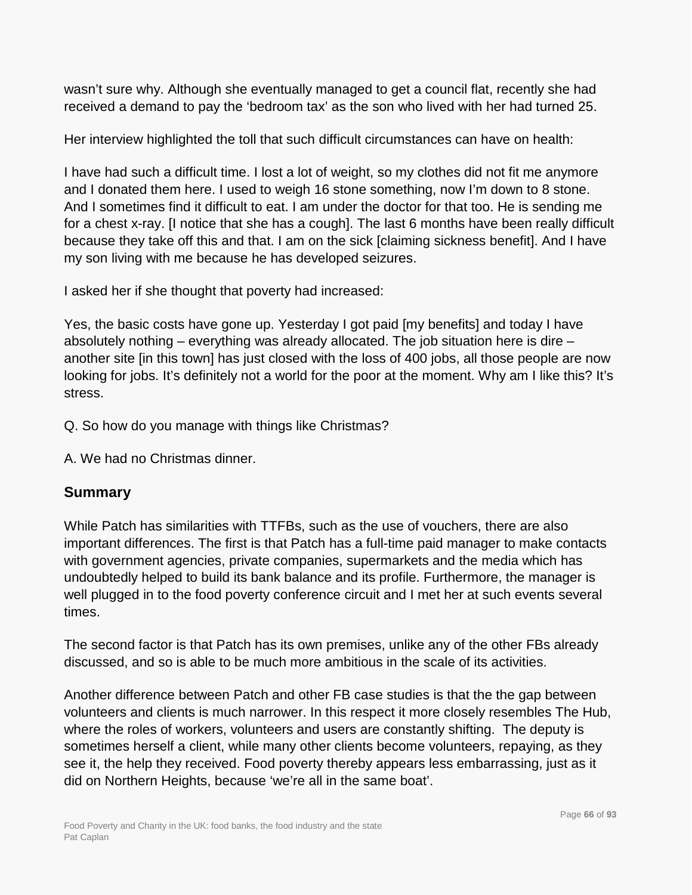wasn't sure why. Although she eventually managed to get a council flat, recently she had received a demand to pay the 'bedroom tax' as the son who lived with her had turned 25.

Her interview highlighted the toll that such difficult circumstances can have on health:

I have had such a difficult time. I lost a lot of weight, so my clothes did not fit me anymore and I donated them here. I used to weigh 16 stone something, now I'm down to 8 stone. And I sometimes find it difficult to eat. I am under the doctor for that too. He is sending me for a chest x-ray. [I notice that she has a cough]. The last 6 months have been really difficult because they take off this and that. I am on the sick [claiming sickness benefit]. And I have my son living with me because he has developed seizures.

I asked her if she thought that poverty had increased:

Yes, the basic costs have gone up. Yesterday I got paid [my benefits] and today I have absolutely nothing – everything was already allocated. The job situation here is dire – another site [in this town] has just closed with the loss of 400 jobs, all those people are now looking for jobs. It's definitely not a world for the poor at the moment. Why am I like this? It's stress.

Q. So how do you manage with things like Christmas?

A. We had no Christmas dinner.

## Summary

While Patch has similarities with TTFBs, such as the use of vouchers, there are also important differences. The first is that Patch has a full-time paid manager to make contacts with government agencies, private companies, supermarkets and the media which has undoubtedly helped to build its bank balance and its profile. Furthermore, the manager is well plugged in to the food poverty conference circuit and I met her at such events several times.

The second factor is that Patch has its own premises, unlike any of the other FBs already discussed, and so is able to be much more ambitious in the scale of its activities.

Another difference between Patch and other FB case studies is that the the gap between volunteers and clients is much narrower. In this respect it more closely resembles The Hub, where the roles of workers, volunteers and users are constantly shifting. The deputy is sometimes herself a client, while many other clients become volunteers, repaying, as they see it, the help they received. Food poverty thereby appears less embarrassing, just as it did on Northern Heights, because 'we're all in the same boat'.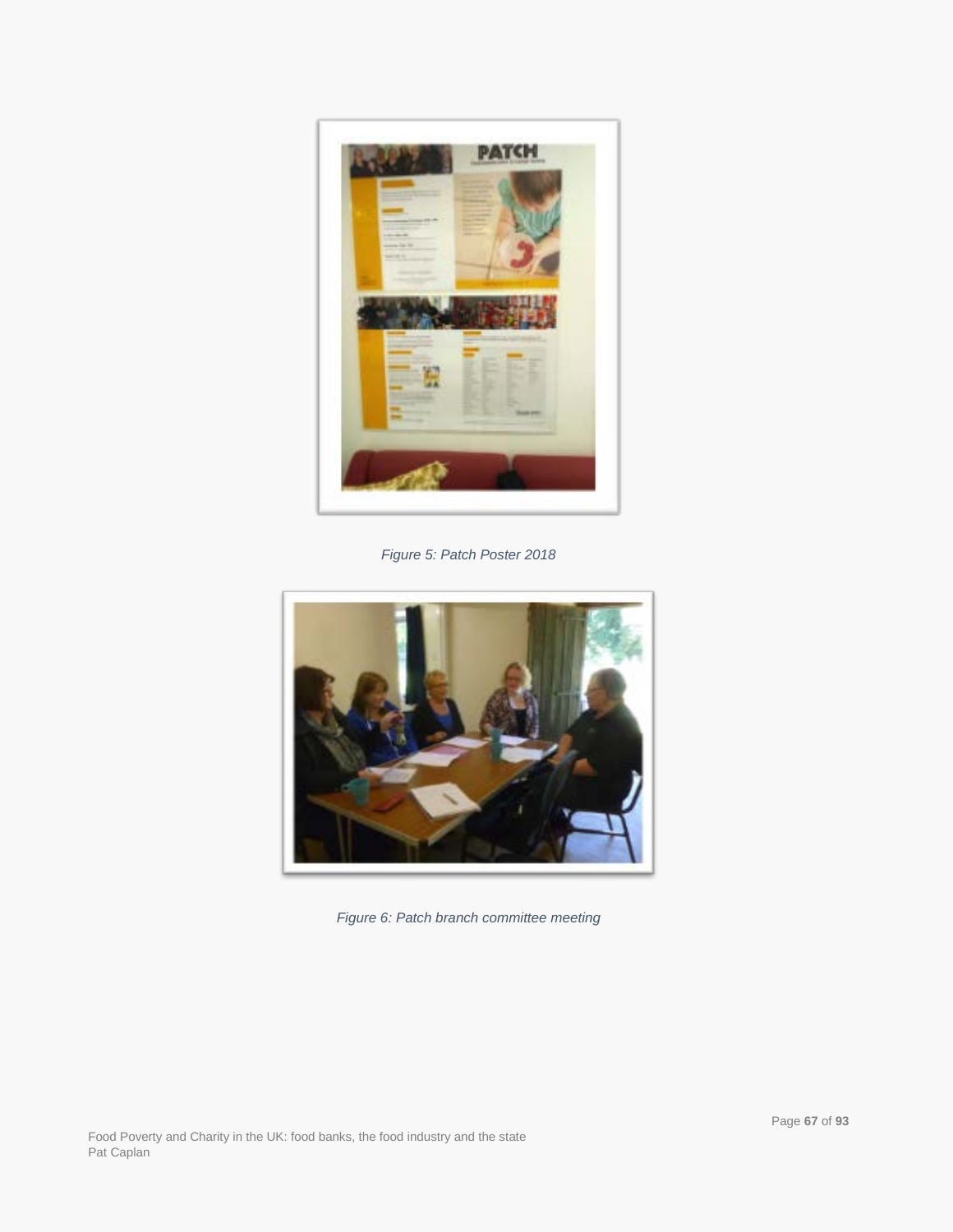*Figure 5: Patch Poster 2018*

*Figure 6: Patch branch committee meeting*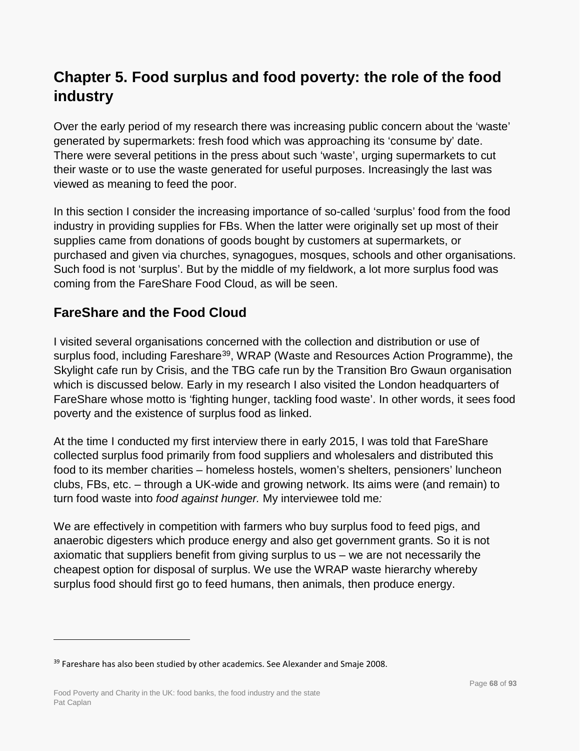# Chapter 5. Food surplus and food poverty: the role of the food industry

Over the early period of my research there was increasing public concern about the 'waste' generated by supermarkets: fresh food which was approaching its 'consume by' date. There were several petitions in the press about such 'waste', urging supermarkets to cut their waste or to use the waste generated for useful purposes. Increasingly the last was viewed as meaning to feed the poor.

In this section I consider the increasing importance of so-called 'surplus' food from the food industry in providing supplies for FBs. When the latter were originally set up most of their supplies came from donations of goods bought by customers at supermarkets, or purchased and given via churches, synagogues, mosques, schools and other organisations. Such food is not 'surplus'. But by the middle of my fieldwork, a lot more surplus food was coming from the FareShare Food Cloud, as will be seen.

## FareShare and the Food Cloud

I visited several organisations concerned with the collection and distribution or use of surplus food, including Fareshare[39], WRAP (Waste and Resources Action Programme), the Skylight cafe run by Crisis, and the TBG cafe run by the Transition Bro Gwaun organisation which is discussed below. Early in my research I also visited the London headquarters of FareShare whose motto is 'fighting hunger, tackling food waste'. In other words, it sees food poverty and the existence of surplus food as linked.

At the time I conducted my first interview there in early 2015, I was told that FareShare collected surplus food primarily from food suppliers and wholesalers and distributed this food to its member charities – homeless hostels, women's shelters, pensioners' luncheon clubs, FBs, etc. – through a UK-wide and growing network. Its aims were (and remain) to turn food waste into *food against hunger.* My interviewee told me*:*

We are effectively in competition with farmers who buy surplus food to feed pigs, and anaerobic digesters which produce energy and also get government grants. So it is not axiomatic that suppliers benefit from giving surplus to us – we are not necessarily the cheapest option for disposal of surplus. We use the WRAP waste hierarchy whereby surplus food should first go to feed humans, then animals, then produce energy.

---

[39] Fareshare has also been studied by other academics. See Alexander and Smaje 2008.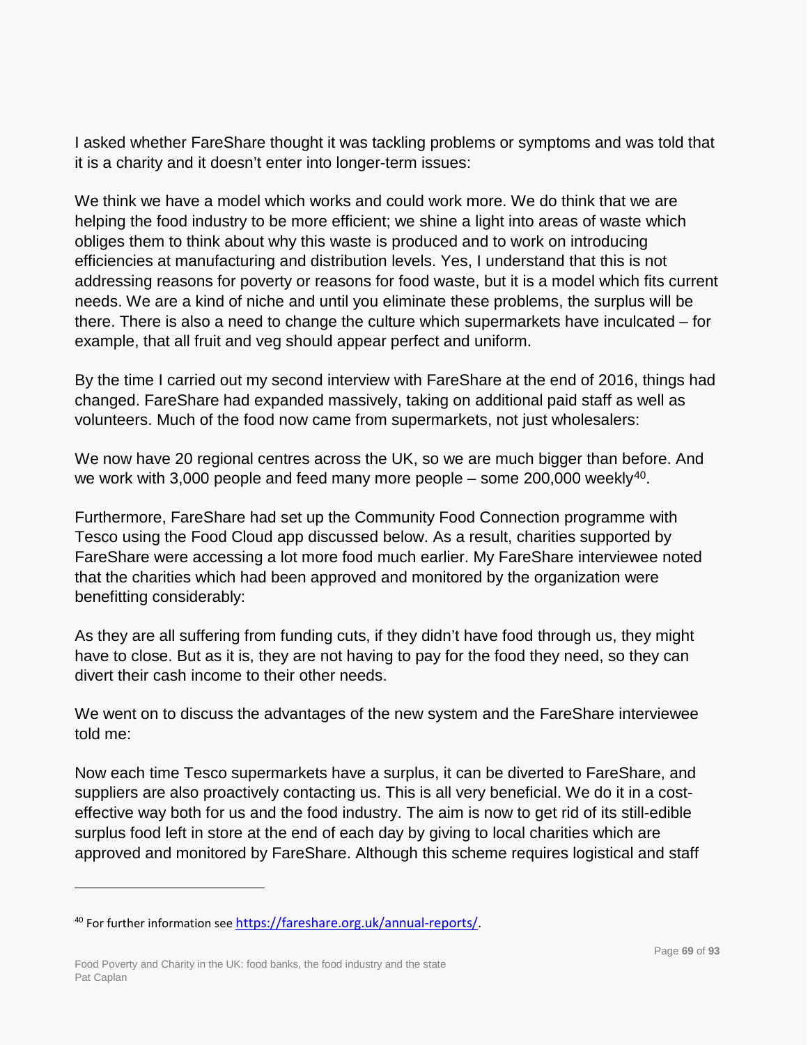I asked whether FareShare thought it was tackling problems or symptoms and was told that it is a charity and it doesn't enter into longer-term issues:

We think we have a model which works and could work more. We do think that we are helping the food industry to be more efficient; we shine a light into areas of waste which obliges them to think about why this waste is produced and to work on introducing efficiencies at manufacturing and distribution levels. Yes, I understand that this is not addressing reasons for poverty or reasons for food waste, but it is a model which fits current needs. We are a kind of niche and until you eliminate these problems, the surplus will be there. There is also a need to change the culture which supermarkets have inculcated – for example, that all fruit and veg should appear perfect and uniform.

By the time I carried out my second interview with FareShare at the end of 2016, things had changed. FareShare had expanded massively, taking on additional paid staff as well as volunteers. Much of the food now came from supermarkets, not just wholesalers:

We now have 20 regional centres across the UK, so we are much bigger than before. And we work with 3,000 people and feed many more people – some 200,000 weekly[40].

Furthermore, FareShare had set up the Community Food Connection programme with Tesco using the Food Cloud app discussed below. As a result, charities supported by FareShare were accessing a lot more food much earlier. My FareShare interviewee noted that the charities which had been approved and monitored by the organization were benefitting considerably:

As they are all suffering from funding cuts, if they didn't have food through us, they might have to close. But as it is, they are not having to pay for the food they need, so they can divert their cash income to their other needs.

We went on to discuss the advantages of the new system and the FareShare interviewee told me:

Now each time Tesco supermarkets have a surplus, it can be diverted to FareShare, and suppliers are also proactively contacting us. This is all very beneficial. We do it in a cost-effective way both for us and the food industry. The aim is now to get rid of its still-edible surplus food left in store at the end of each day by giving to local charities which are approved and monitored by FareShare. Although this scheme requires logistical and staff

---

[40] For further information see https://fareshare.org.uk/annual-reports/.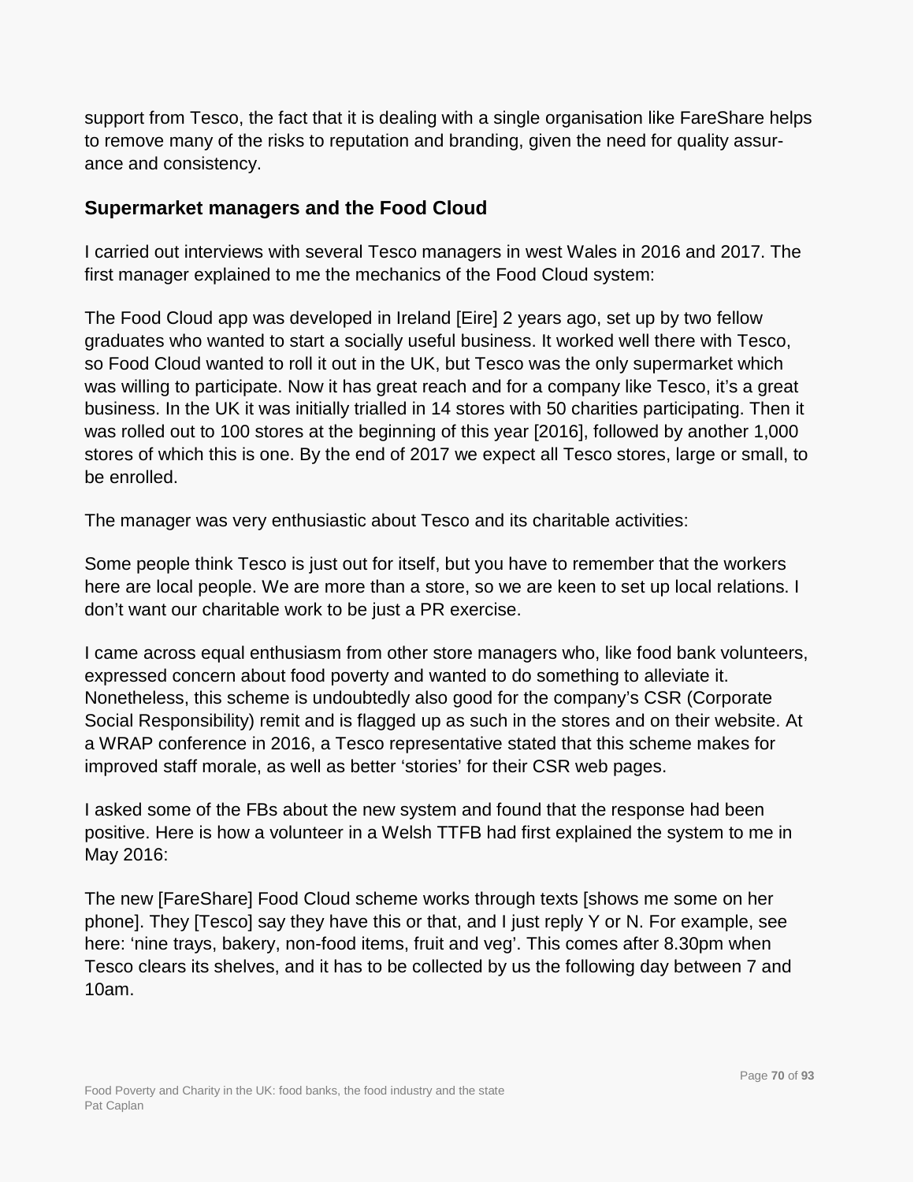support from Tesco, the fact that it is dealing with a single organisation like FareShare helps to remove many of the risks to reputation and branding, given the need for quality assurance and consistency.

### Supermarket managers and the Food Cloud

I carried out interviews with several Tesco managers in west Wales in 2016 and 2017. The first manager explained to me the mechanics of the Food Cloud system:

The Food Cloud app was developed in Ireland [Eire] 2 years ago, set up by two fellow graduates who wanted to start a socially useful business. It worked well there with Tesco, so Food Cloud wanted to roll it out in the UK, but Tesco was the only supermarket which was willing to participate. Now it has great reach and for a company like Tesco, it's a great business. In the UK it was initially trialled in 14 stores with 50 charities participating. Then it was rolled out to 100 stores at the beginning of this year [2016], followed by another 1,000 stores of which this is one. By the end of 2017 we expect all Tesco stores, large or small, to be enrolled.

The manager was very enthusiastic about Tesco and its charitable activities:

Some people think Tesco is just out for itself, but you have to remember that the workers here are local people. We are more than a store, so we are keen to set up local relations. I don't want our charitable work to be just a PR exercise.

I came across equal enthusiasm from other store managers who, like food bank volunteers, expressed concern about food poverty and wanted to do something to alleviate it. Nonetheless, this scheme is undoubtedly also good for the company's CSR (Corporate Social Responsibility) remit and is flagged up as such in the stores and on their website. At a WRAP conference in 2016, a Tesco representative stated that this scheme makes for improved staff morale, as well as better 'stories' for their CSR web pages.

I asked some of the FBs about the new system and found that the response had been positive. Here is how a volunteer in a Welsh TTFB had first explained the system to me in May 2016:

The new [FareShare] Food Cloud scheme works through texts [shows me some on her phone]. They [Tesco] say they have this or that, and I just reply Y or N. For example, see here: 'nine trays, bakery, non-food items, fruit and veg'. This comes after 8.30pm when Tesco clears its shelves, and it has to be collected by us the following day between 7 and 10am.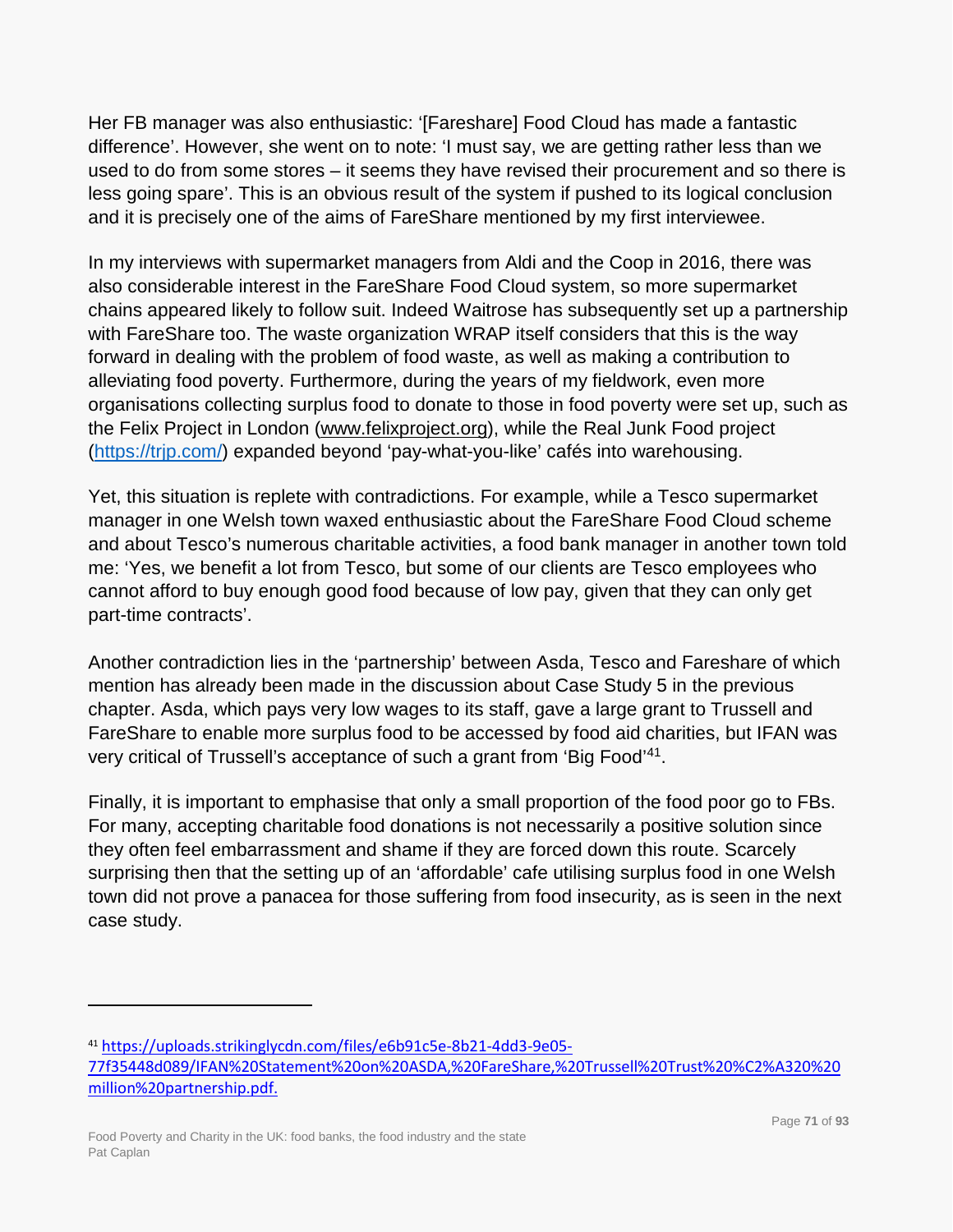Her FB manager was also enthusiastic: '[Fareshare] Food Cloud has made a fantastic difference'. However, she went on to note: 'I must say, we are getting rather less than we used to do from some stores – it seems they have revised their procurement and so there is less going spare'. This is an obvious result of the system if pushed to its logical conclusion and it is precisely one of the aims of FareShare mentioned by my first interviewee.

In my interviews with supermarket managers from Aldi and the Coop in 2016, there was also considerable interest in the FareShare Food Cloud system, so more supermarket chains appeared likely to follow suit. Indeed Waitrose has subsequently set up a partnership with FareShare too. The waste organization WRAP itself considers that this is the way forward in dealing with the problem of food waste, as well as making a contribution to alleviating food poverty. Furthermore, during the years of my fieldwork, even more organisations collecting surplus food to donate to those in food poverty were set up, such as the Felix Project in London (www.felixproject.org), while the Real Junk Food project (https://trjp.com/) expanded beyond 'pay-what-you-like' cafés into warehousing.

Yet, this situation is replete with contradictions. For example, while a Tesco supermarket manager in one Welsh town waxed enthusiastic about the FareShare Food Cloud scheme and about Tesco's numerous charitable activities, a food bank manager in another town told me: 'Yes, we benefit a lot from Tesco, but some of our clients are Tesco employees who cannot afford to buy enough good food because of low pay, given that they can only get part-time contracts'.

Another contradiction lies in the 'partnership' between Asda, Tesco and Fareshare of which mention has already been made in the discussion about Case Study 5 in the previous chapter. Asda, which pays very low wages to its staff, gave a large grant to Trussell and FareShare to enable more surplus food to be accessed by food aid charities, but IFAN was very critical of Trussell's acceptance of such a grant from 'Big Food'[41].

Finally, it is important to emphasise that only a small proportion of the food poor go to FBs. For many, accepting charitable food donations is not necessarily a positive solution since they often feel embarrassment and shame if they are forced down this route. Scarcely surprising then that the setting up of an 'affordable' cafe utilising surplus food in one Welsh town did not prove a panacea for those suffering from food insecurity, as is seen in the next case study.

---

[41] https://uploads.strikinglycdn.com/files/e6b91c5e-8b21-4dd3-9e05-77f35448d089/IFAN%20Statement%20on%20ASDA,%20FareShare,%20Trussell%20Trust%20%C2%A320%20million%20partnership.pdf.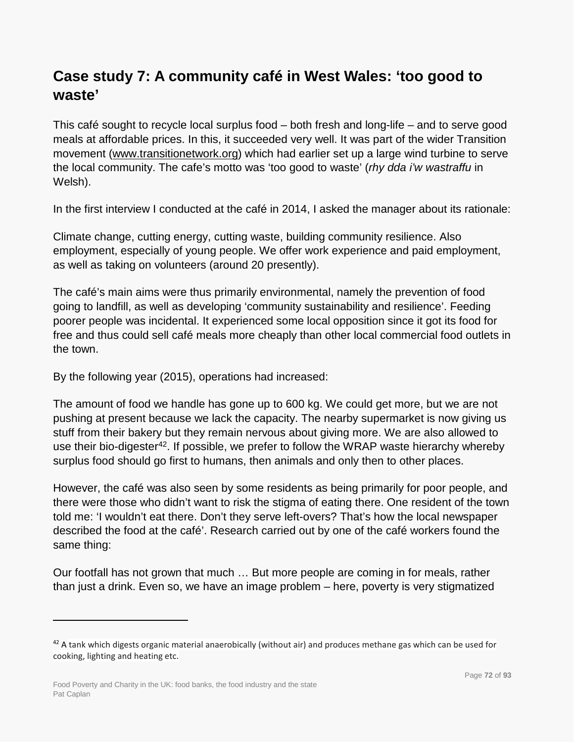## Case study 7: A community café in West Wales: 'too good to waste'

This café sought to recycle local surplus food – both fresh and long-life – and to serve good meals at affordable prices. In this, it succeeded very well. It was part of the wider Transition movement (www.transitionetwork.org) which had earlier set up a large wind turbine to serve the local community. The cafe's motto was 'too good to waste' (*rhy dda i'w wastraffu* in Welsh).

In the first interview I conducted at the café in 2014, I asked the manager about its rationale:

Climate change, cutting energy, cutting waste, building community resilience. Also employment, especially of young people. We offer work experience and paid employment, as well as taking on volunteers (around 20 presently).

The café's main aims were thus primarily environmental, namely the prevention of food going to landfill, as well as developing 'community sustainability and resilience'. Feeding poorer people was incidental. It experienced some local opposition since it got its food for free and thus could sell café meals more cheaply than other local commercial food outlets in the town.

By the following year (2015), operations had increased:

The amount of food we handle has gone up to 600 kg. We could get more, but we are not pushing at present because we lack the capacity. The nearby supermarket is now giving us stuff from their bakery but they remain nervous about giving more. We are also allowed to use their bio-digester[42]. If possible, we prefer to follow the WRAP waste hierarchy whereby surplus food should go first to humans, then animals and only then to other places.

However, the café was also seen by some residents as being primarily for poor people, and there were those who didn't want to risk the stigma of eating there. One resident of the town told me: 'I wouldn't eat there. Don't they serve left-overs? That's how the local newspaper described the food at the café'. Research carried out by one of the café workers found the same thing:

Our footfall has not grown that much … But more people are coming in for meals, rather than just a drink. Even so, we have an image problem – here, poverty is very stigmatized

[42] A tank which digests organic material anaerobically (without air) and produces methane gas which can be used for cooking, lighting and heating etc.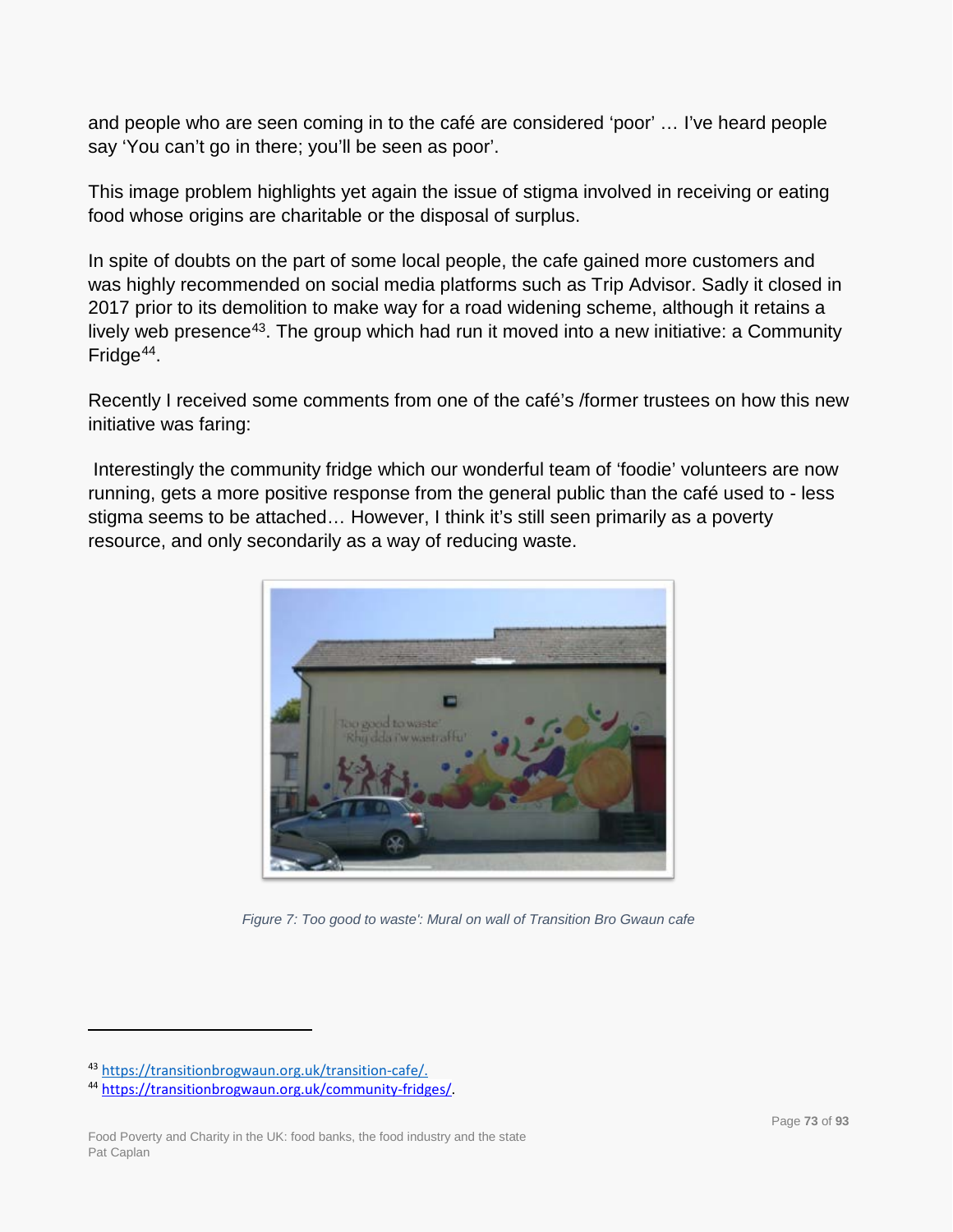and people who are seen coming in to the café are considered 'poor' … I've heard people say 'You can't go in there; you'll be seen as poor'.

This image problem highlights yet again the issue of stigma involved in receiving or eating food whose origins are charitable or the disposal of surplus.

In spite of doubts on the part of some local people, the cafe gained more customers and was highly recommended on social media platforms such as Trip Advisor. Sadly it closed in 2017 prior to its demolition to make way for a road widening scheme, although it retains a lively web presence[43]. The group which had run it moved into a new initiative: a Community Fridge[44].

Recently I received some comments from one of the café's /former trustees on how this new initiative was faring:

Interestingly the community fridge which our wonderful team of 'foodie' volunteers are now running, gets a more positive response from the general public than the café used to - less stigma seems to be attached… However, I think it's still seen primarily as a poverty resource, and only secondarily as a way of reducing waste.

*Figure 7: Too good to waste': Mural on wall of Transition Bro Gwaun cafe*

[43] https://transitionbrogwaun.org.uk/transition-cafe/.

[44] https://transitionbrogwaun.org.uk/community-fridges/.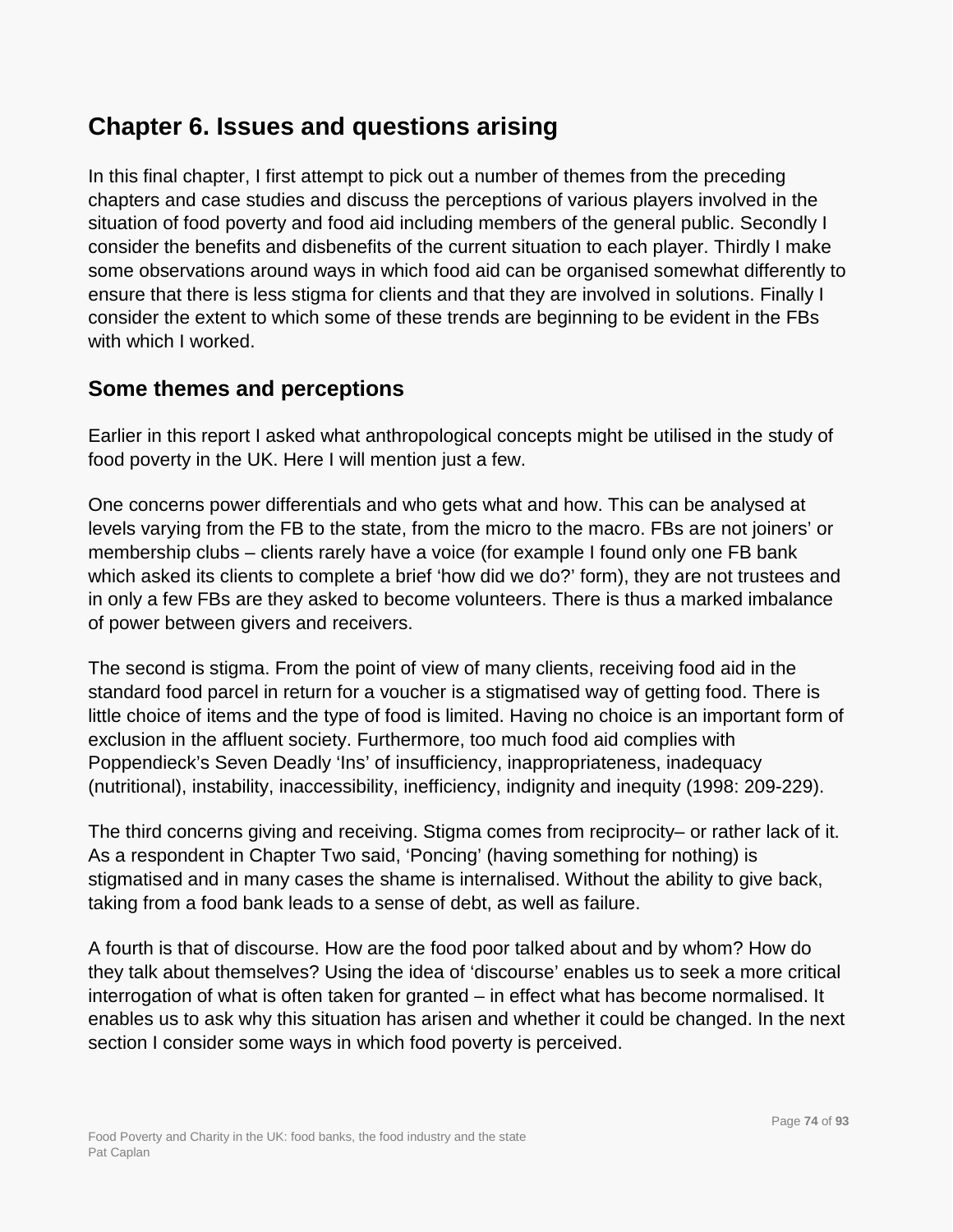# Chapter 6. Issues and questions arising

In this final chapter, I first attempt to pick out a number of themes from the preceding chapters and case studies and discuss the perceptions of various players involved in the situation of food poverty and food aid including members of the general public. Secondly I consider the benefits and disbenefits of the current situation to each player. Thirdly I make some observations around ways in which food aid can be organised somewhat differently to ensure that there is less stigma for clients and that they are involved in solutions. Finally I consider the extent to which some of these trends are beginning to be evident in the FBs with which I worked.

## Some themes and perceptions

Earlier in this report I asked what anthropological concepts might be utilised in the study of food poverty in the UK. Here I will mention just a few.

One concerns power differentials and who gets what and how. This can be analysed at levels varying from the FB to the state, from the micro to the macro. FBs are not joiners' or membership clubs – clients rarely have a voice (for example I found only one FB bank which asked its clients to complete a brief 'how did we do?' form), they are not trustees and in only a few FBs are they asked to become volunteers. There is thus a marked imbalance of power between givers and receivers.

The second is stigma. From the point of view of many clients, receiving food aid in the standard food parcel in return for a voucher is a stigmatised way of getting food. There is little choice of items and the type of food is limited. Having no choice is an important form of exclusion in the affluent society. Furthermore, too much food aid complies with Poppendieck's Seven Deadly 'Ins' of insufficiency, inappropriateness, inadequacy (nutritional), instability, inaccessibility, inefficiency, indignity and inequity (1998: 209-229).

The third concerns giving and receiving. Stigma comes from reciprocity– or rather lack of it. As a respondent in Chapter Two said, 'Poncing' (having something for nothing) is stigmatised and in many cases the shame is internalised. Without the ability to give back, taking from a food bank leads to a sense of debt, as well as failure.

A fourth is that of discourse. How are the food poor talked about and by whom? How do they talk about themselves? Using the idea of 'discourse' enables us to seek a more critical interrogation of what is often taken for granted – in effect what has become normalised. It enables us to ask why this situation has arisen and whether it could be changed. In the next section I consider some ways in which food poverty is perceived.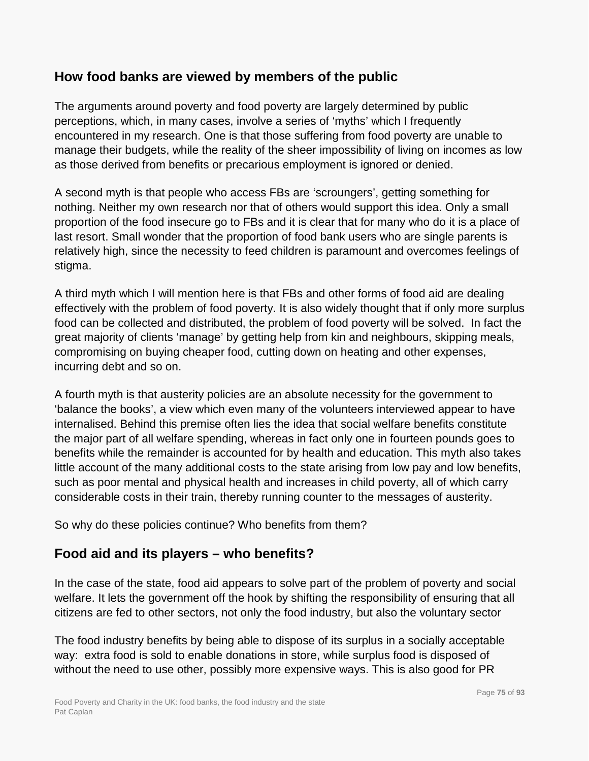## How food banks are viewed by members of the public

The arguments around poverty and food poverty are largely determined by public perceptions, which, in many cases, involve a series of 'myths' which I frequently encountered in my research. One is that those suffering from food poverty are unable to manage their budgets, while the reality of the sheer impossibility of living on incomes as low as those derived from benefits or precarious employment is ignored or denied.

A second myth is that people who access FBs are 'scroungers', getting something for nothing. Neither my own research nor that of others would support this idea. Only a small proportion of the food insecure go to FBs and it is clear that for many who do it is a place of last resort. Small wonder that the proportion of food bank users who are single parents is relatively high, since the necessity to feed children is paramount and overcomes feelings of stigma.

A third myth which I will mention here is that FBs and other forms of food aid are dealing effectively with the problem of food poverty. It is also widely thought that if only more surplus food can be collected and distributed, the problem of food poverty will be solved. In fact the great majority of clients 'manage' by getting help from kin and neighbours, skipping meals, compromising on buying cheaper food, cutting down on heating and other expenses, incurring debt and so on.

A fourth myth is that austerity policies are an absolute necessity for the government to 'balance the books', a view which even many of the volunteers interviewed appear to have internalised. Behind this premise often lies the idea that social welfare benefits constitute the major part of all welfare spending, whereas in fact only one in fourteen pounds goes to benefits while the remainder is accounted for by health and education. This myth also takes little account of the many additional costs to the state arising from low pay and low benefits, such as poor mental and physical health and increases in child poverty, all of which carry considerable costs in their train, thereby running counter to the messages of austerity.

So why do these policies continue? Who benefits from them?

## Food aid and its players – who benefits?

In the case of the state, food aid appears to solve part of the problem of poverty and social welfare. It lets the government off the hook by shifting the responsibility of ensuring that all citizens are fed to other sectors, not only the food industry, but also the voluntary sector

The food industry benefits by being able to dispose of its surplus in a socially acceptable way: extra food is sold to enable donations in store, while surplus food is disposed of without the need to use other, possibly more expensive ways. This is also good for PR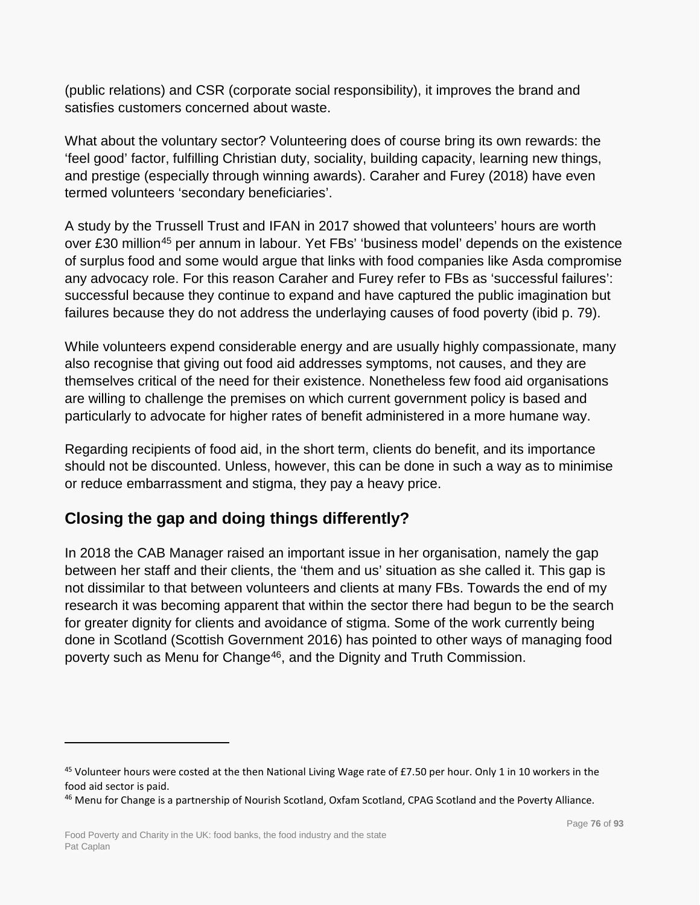(public relations) and CSR (corporate social responsibility), it improves the brand and satisfies customers concerned about waste.

What about the voluntary sector? Volunteering does of course bring its own rewards: the 'feel good' factor, fulfilling Christian duty, sociality, building capacity, learning new things, and prestige (especially through winning awards). Caraher and Furey (2018) have even termed volunteers 'secondary beneficiaries'.

A study by the Trussell Trust and IFAN in 2017 showed that volunteers' hours are worth over £30 million[45] per annum in labour. Yet FBs' 'business model' depends on the existence of surplus food and some would argue that links with food companies like Asda compromise any advocacy role. For this reason Caraher and Furey refer to FBs as 'successful failures': successful because they continue to expand and have captured the public imagination but failures because they do not address the underlaying causes of food poverty (ibid p. 79).

While volunteers expend considerable energy and are usually highly compassionate, many also recognise that giving out food aid addresses symptoms, not causes, and they are themselves critical of the need for their existence. Nonetheless few food aid organisations are willing to challenge the premises on which current government policy is based and particularly to advocate for higher rates of benefit administered in a more humane way.

Regarding recipients of food aid, in the short term, clients do benefit, and its importance should not be discounted. Unless, however, this can be done in such a way as to minimise or reduce embarrassment and stigma, they pay a heavy price.

## Closing the gap and doing things differently?

In 2018 the CAB Manager raised an important issue in her organisation, namely the gap between her staff and their clients, the 'them and us' situation as she called it. This gap is not dissimilar to that between volunteers and clients at many FBs. Towards the end of my research it was becoming apparent that within the sector there had begun to be the search for greater dignity for clients and avoidance of stigma. Some of the work currently being done in Scotland (Scottish Government 2016) has pointed to other ways of managing food poverty such as Menu for Change[46], and the Dignity and Truth Commission.

---

[45] Volunteer hours were costed at the then National Living Wage rate of £7.50 per hour. Only 1 in 10 workers in the food aid sector is paid.

[46] Menu for Change is a partnership of Nourish Scotland, Oxfam Scotland, CPAG Scotland and the Poverty Alliance.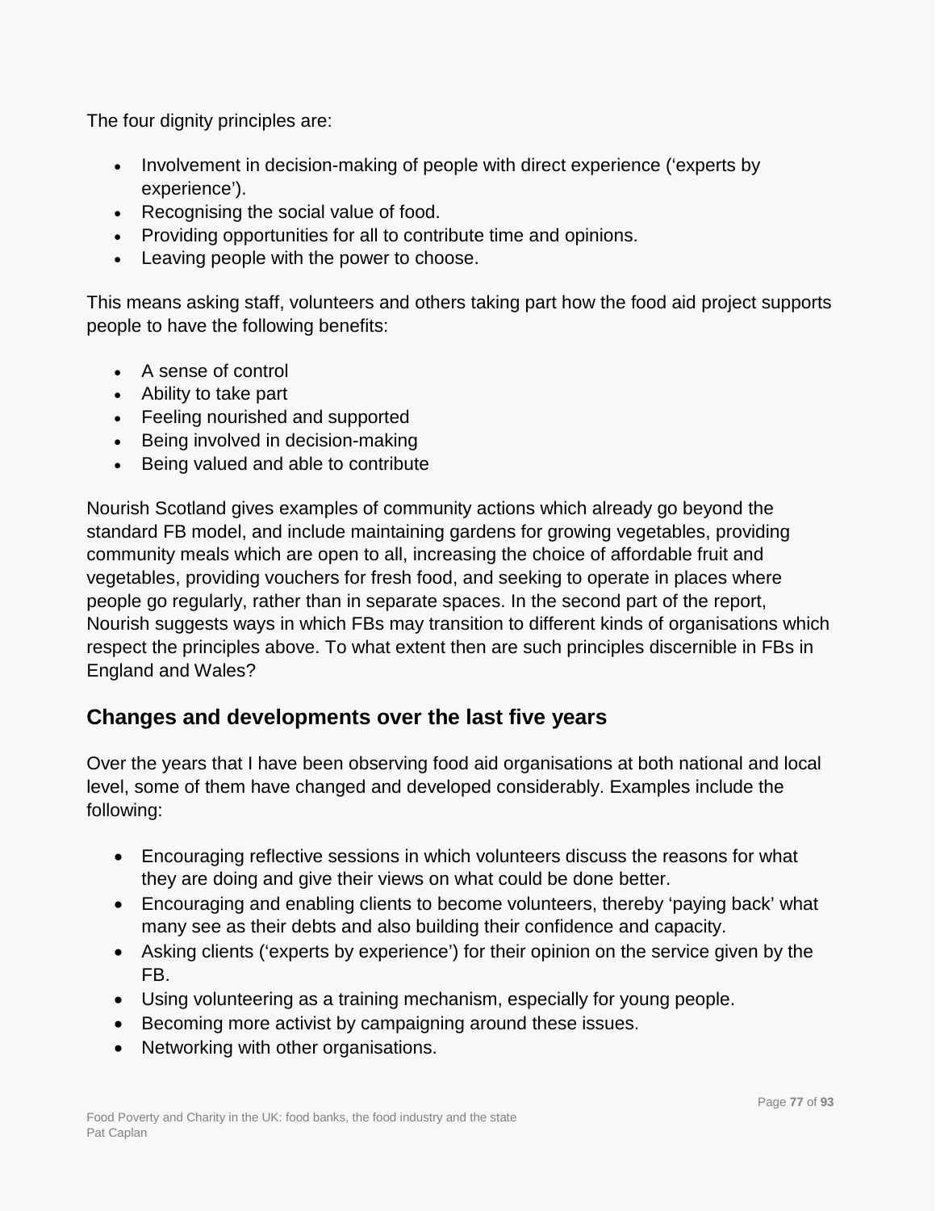The four dignity principles are:

- Involvement in decision-making of people with direct experience (‘experts by experience’).
- Recognising the social value of food.
- Providing opportunities for all to contribute time and opinions.
- Leaving people with the power to choose.

This means asking staff, volunteers and others taking part how the food aid project supports people to have the following benefits:

- A sense of control
- Ability to take part
- Feeling nourished and supported
- Being involved in decision-making
- Being valued and able to contribute

Nourish Scotland gives examples of community actions which already go beyond the standard FB model, and include maintaining gardens for growing vegetables, providing community meals which are open to all, increasing the choice of affordable fruit and vegetables, providing vouchers for fresh food, and seeking to operate in places where people go regularly, rather than in separate spaces. In the second part of the report, Nourish suggests ways in which FBs may transition to different kinds of organisations which respect the principles above. To what extent then are such principles discernible in FBs in England and Wales?

## Changes and developments over the last five years

Over the years that I have been observing food aid organisations at both national and local level, some of them have changed and developed considerably. Examples include the following:

- Encouraging reflective sessions in which volunteers discuss the reasons for what they are doing and give their views on what could be done better.
- Encouraging and enabling clients to become volunteers, thereby ‘paying back’ what many see as their debts and also building their confidence and capacity.
- Asking clients (‘experts by experience’) for their opinion on the service given by the FB.
- Using volunteering as a training mechanism, especially for young people.
- Becoming more activist by campaigning around these issues.
- Networking with other organisations.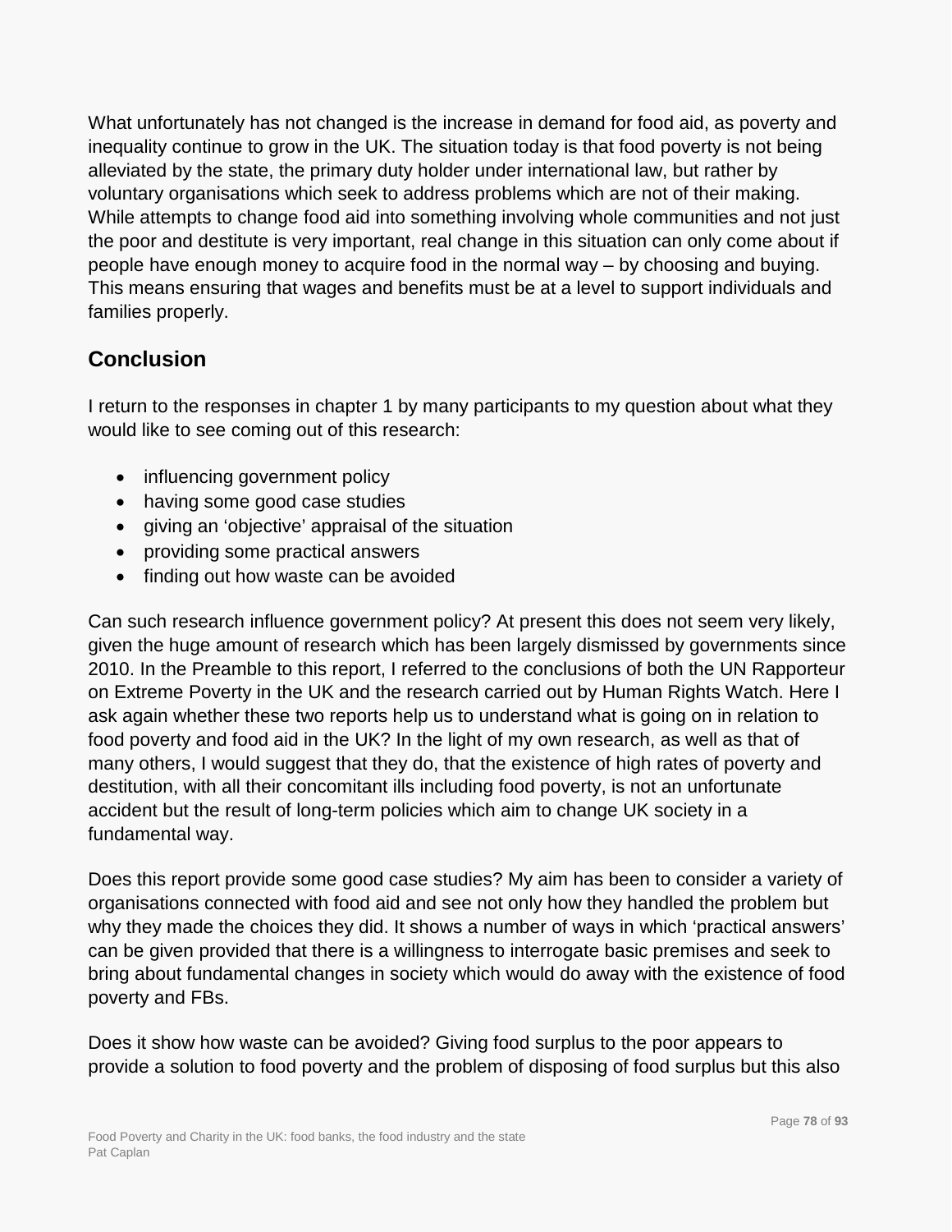What unfortunately has not changed is the increase in demand for food aid, as poverty and inequality continue to grow in the UK. The situation today is that food poverty is not being alleviated by the state, the primary duty holder under international law, but rather by voluntary organisations which seek to address problems which are not of their making. While attempts to change food aid into something involving whole communities and not just the poor and destitute is very important, real change in this situation can only come about if people have enough money to acquire food in the normal way – by choosing and buying. This means ensuring that wages and benefits must be at a level to support individuals and families properly.

## Conclusion

I return to the responses in chapter 1 by many participants to my question about what they would like to see coming out of this research:

- influencing government policy
- having some good case studies
- giving an 'objective' appraisal of the situation
- providing some practical answers
- finding out how waste can be avoided

Can such research influence government policy? At present this does not seem very likely, given the huge amount of research which has been largely dismissed by governments since 2010. In the Preamble to this report, I referred to the conclusions of both the UN Rapporteur on Extreme Poverty in the UK and the research carried out by Human Rights Watch. Here I ask again whether these two reports help us to understand what is going on in relation to food poverty and food aid in the UK? In the light of my own research, as well as that of many others, I would suggest that they do, that the existence of high rates of poverty and destitution, with all their concomitant ills including food poverty, is not an unfortunate accident but the result of long-term policies which aim to change UK society in a fundamental way.

Does this report provide some good case studies? My aim has been to consider a variety of organisations connected with food aid and see not only how they handled the problem but why they made the choices they did. It shows a number of ways in which 'practical answers' can be given provided that there is a willingness to interrogate basic premises and seek to bring about fundamental changes in society which would do away with the existence of food poverty and FBs.

Does it show how waste can be avoided? Giving food surplus to the poor appears to provide a solution to food poverty and the problem of disposing of food surplus but this also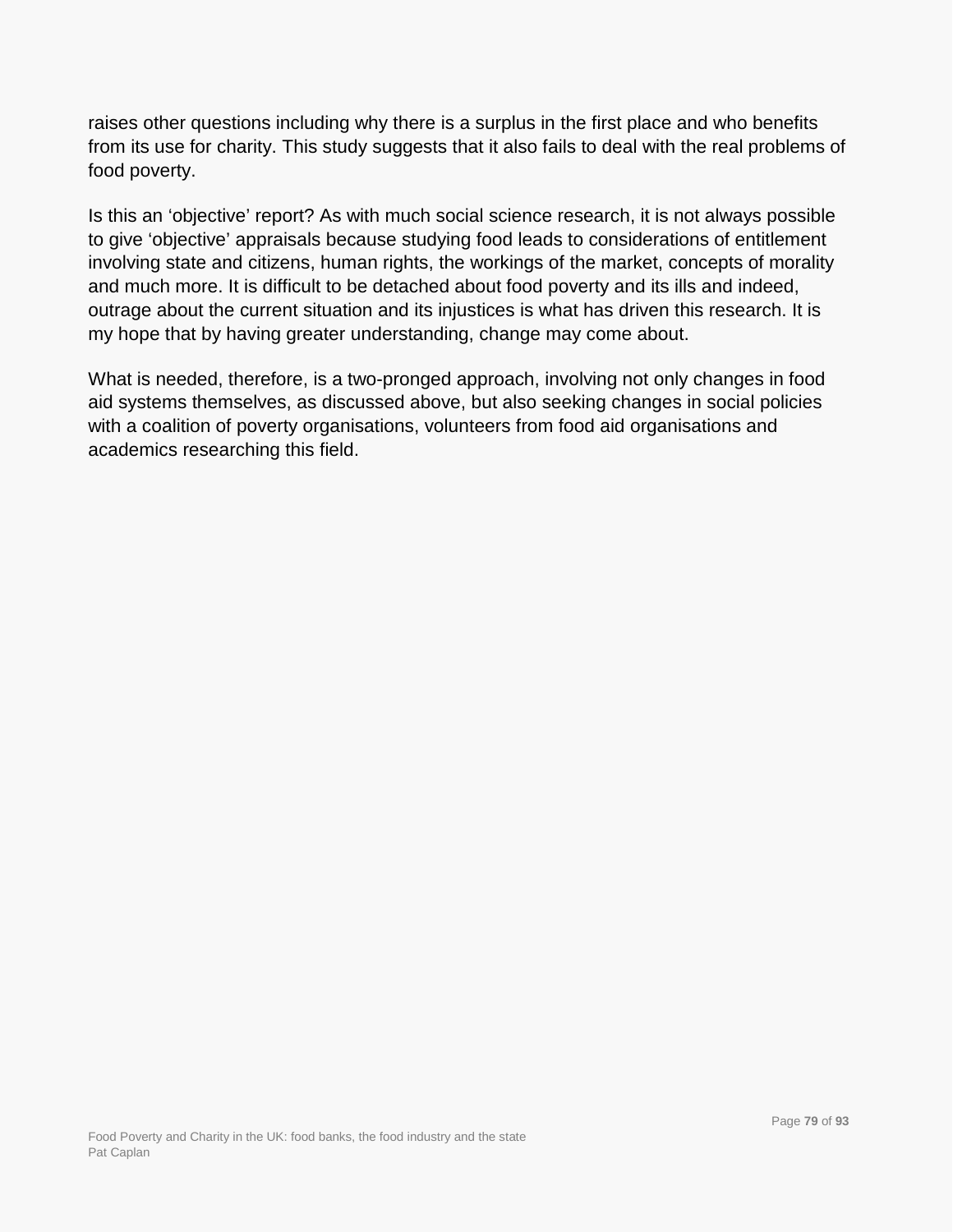raises other questions including why there is a surplus in the first place and who benefits from its use for charity. This study suggests that it also fails to deal with the real problems of food poverty.

Is this an 'objective' report? As with much social science research, it is not always possible to give 'objective' appraisals because studying food leads to considerations of entitlement involving state and citizens, human rights, the workings of the market, concepts of morality and much more. It is difficult to be detached about food poverty and its ills and indeed, outrage about the current situation and its injustices is what has driven this research. It is my hope that by having greater understanding, change may come about.

What is needed, therefore, is a two-pronged approach, involving not only changes in food aid systems themselves, as discussed above, but also seeking changes in social policies with a coalition of poverty organisations, volunteers from food aid organisations and academics researching this field.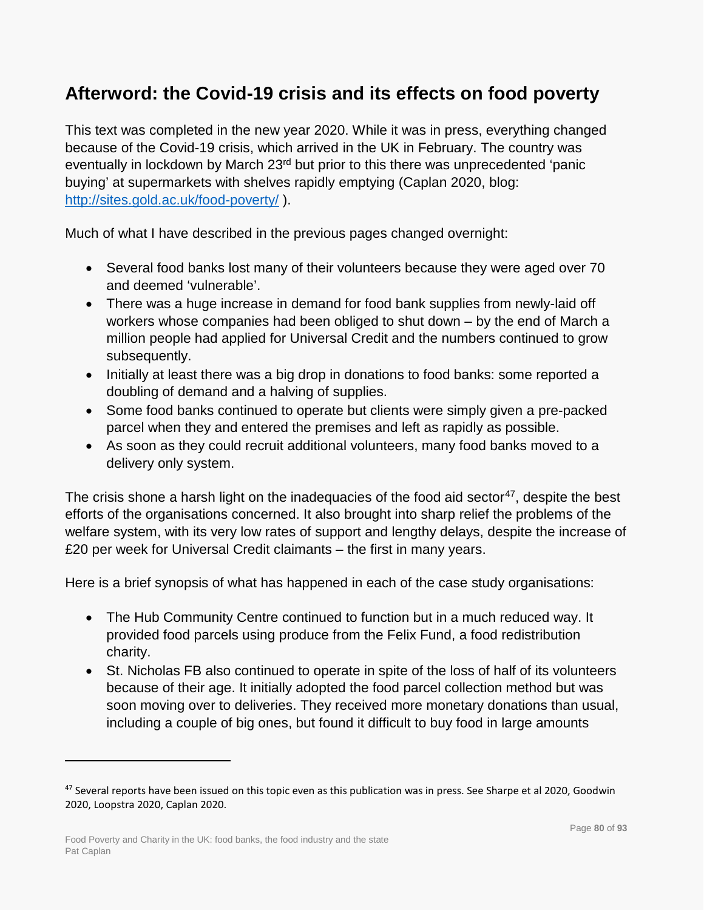## Afterword: the Covid-19 crisis and its effects on food poverty

This text was completed in the new year 2020. While it was in press, everything changed because of the Covid-19 crisis, which arrived in the UK in February. The country was eventually in lockdown by March 23rd but prior to this there was unprecedented 'panic buying' at supermarkets with shelves rapidly emptying (Caplan 2020, blog: http://sites.gold.ac.uk/food-poverty/ ).

Much of what I have described in the previous pages changed overnight:

- Several food banks lost many of their volunteers because they were aged over 70 and deemed 'vulnerable'.
- There was a huge increase in demand for food bank supplies from newly-laid off workers whose companies had been obliged to shut down – by the end of March a million people had applied for Universal Credit and the numbers continued to grow subsequently.
- Initially at least there was a big drop in donations to food banks: some reported a doubling of demand and a halving of supplies.
- Some food banks continued to operate but clients were simply given a pre-packed parcel when they and entered the premises and left as rapidly as possible.
- As soon as they could recruit additional volunteers, many food banks moved to a delivery only system.

The crisis shone a harsh light on the inadequacies of the food aid sector[47], despite the best efforts of the organisations concerned. It also brought into sharp relief the problems of the welfare system, with its very low rates of support and lengthy delays, despite the increase of £20 per week for Universal Credit claimants – the first in many years.

Here is a brief synopsis of what has happened in each of the case study organisations:

- The Hub Community Centre continued to function but in a much reduced way. It provided food parcels using produce from the Felix Fund, a food redistribution charity.
- St. Nicholas FB also continued to operate in spite of the loss of half of its volunteers because of their age. It initially adopted the food parcel collection method but was soon moving over to deliveries. They received more monetary donations than usual, including a couple of big ones, but found it difficult to buy food in large amounts

---

[47] Several reports have been issued on this topic even as this publication was in press. See Sharpe et al 2020, Goodwin 2020, Loopstra 2020, Caplan 2020.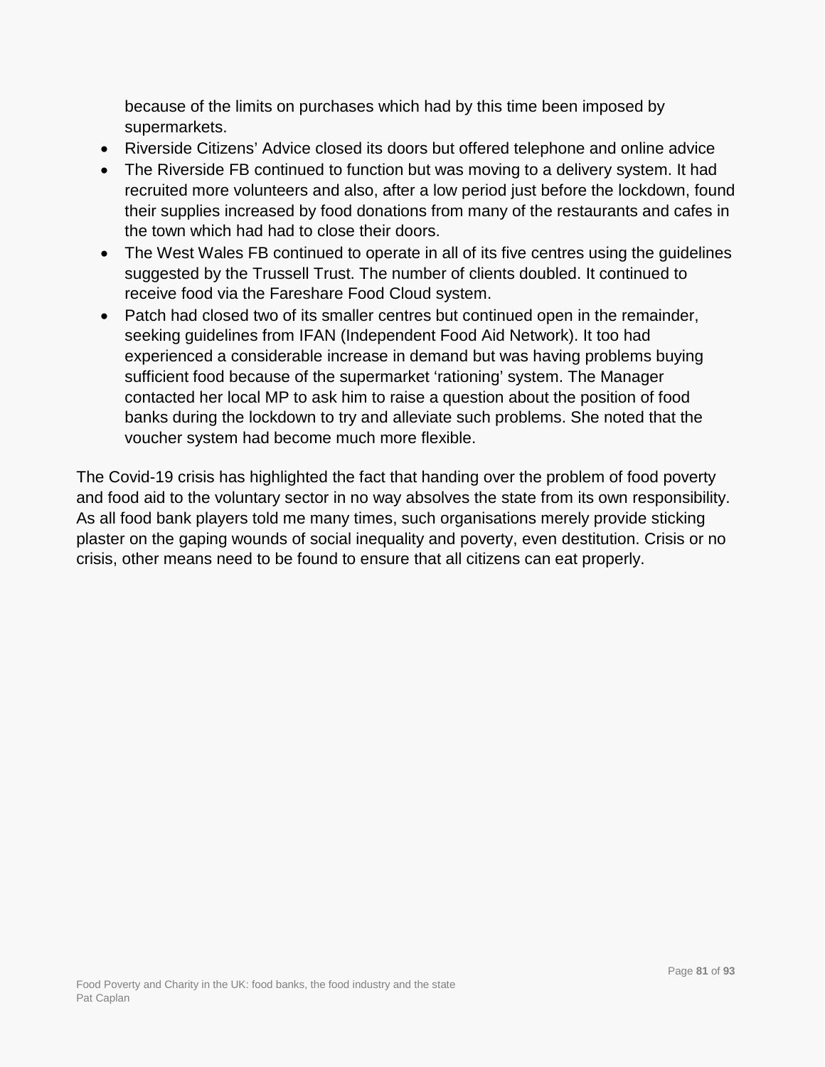because of the limits on purchases which had by this time been imposed by supermarkets.

- Riverside Citizens' Advice closed its doors but offered telephone and online advice
- The Riverside FB continued to function but was moving to a delivery system. It had recruited more volunteers and also, after a low period just before the lockdown, found their supplies increased by food donations from many of the restaurants and cafes in the town which had had to close their doors.
- The West Wales FB continued to operate in all of its five centres using the guidelines suggested by the Trussell Trust. The number of clients doubled. It continued to receive food via the Fareshare Food Cloud system.
- Patch had closed two of its smaller centres but continued open in the remainder, seeking guidelines from IFAN (Independent Food Aid Network). It too had experienced a considerable increase in demand but was having problems buying sufficient food because of the supermarket 'rationing' system. The Manager contacted her local MP to ask him to raise a question about the position of food banks during the lockdown to try and alleviate such problems. She noted that the voucher system had become much more flexible.

The Covid-19 crisis has highlighted the fact that handing over the problem of food poverty and food aid to the voluntary sector in no way absolves the state from its own responsibility. As all food bank players told me many times, such organisations merely provide sticking plaster on the gaping wounds of social inequality and poverty, even destitution. Crisis or no crisis, other means need to be found to ensure that all citizens can eat properly.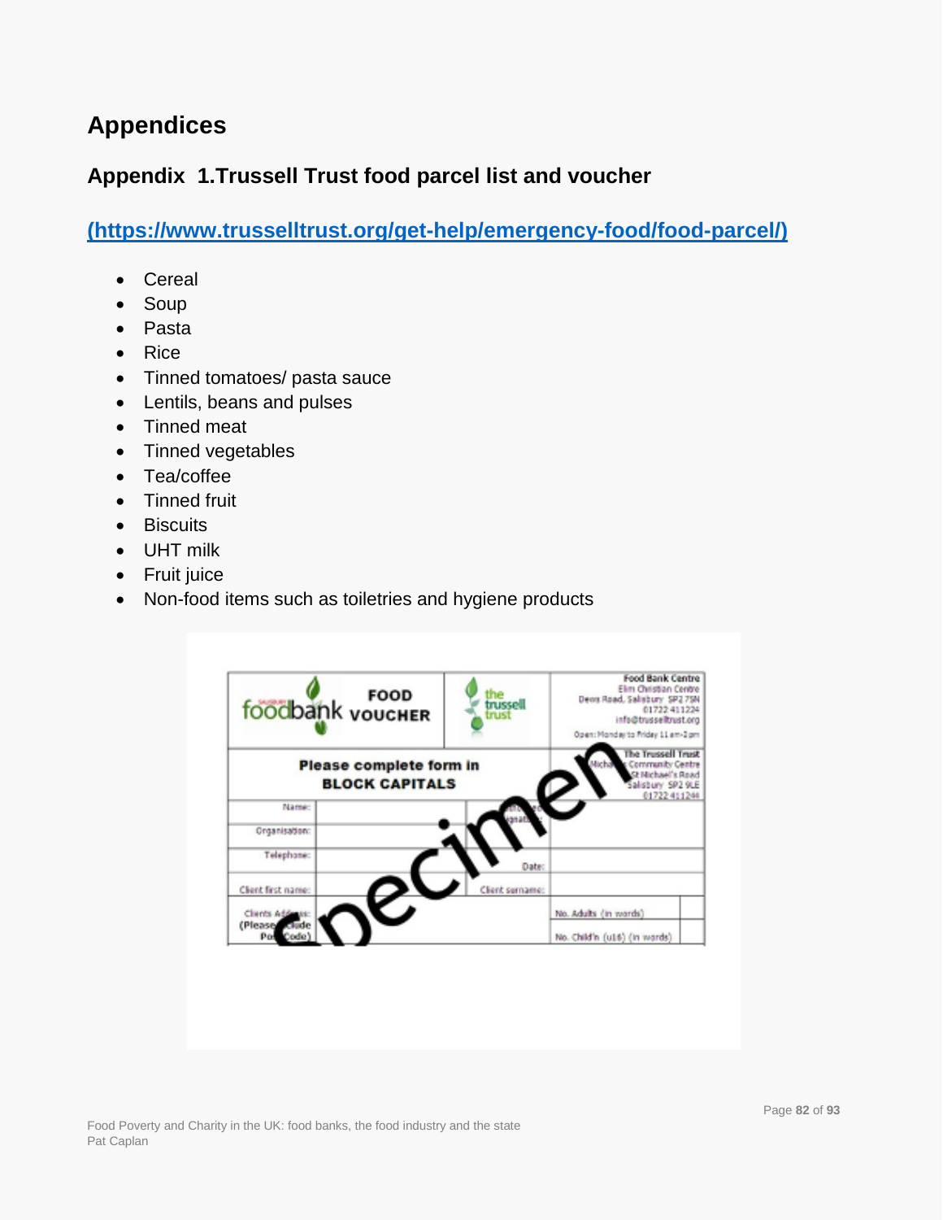# Appendices

## Appendix 1.Trussell Trust food parcel list and voucher

**[(https://www.trusselltrust.org/get-help/emergency-food/food-parcel/)](https://www.trusselltrust.org/get-help/emergency-food/food-parcel/)**

- Cereal
- Soup
- Pasta
- Rice
- Tinned tomatoes/ pasta sauce
- Lentils, beans and pulses
- Tinned meat
- Tinned vegetables
- Tea/coffee
- Tinned fruit
- Biscuits
- UHT milk
- Fruit juice
- Non-food items such as toiletries and hygiene products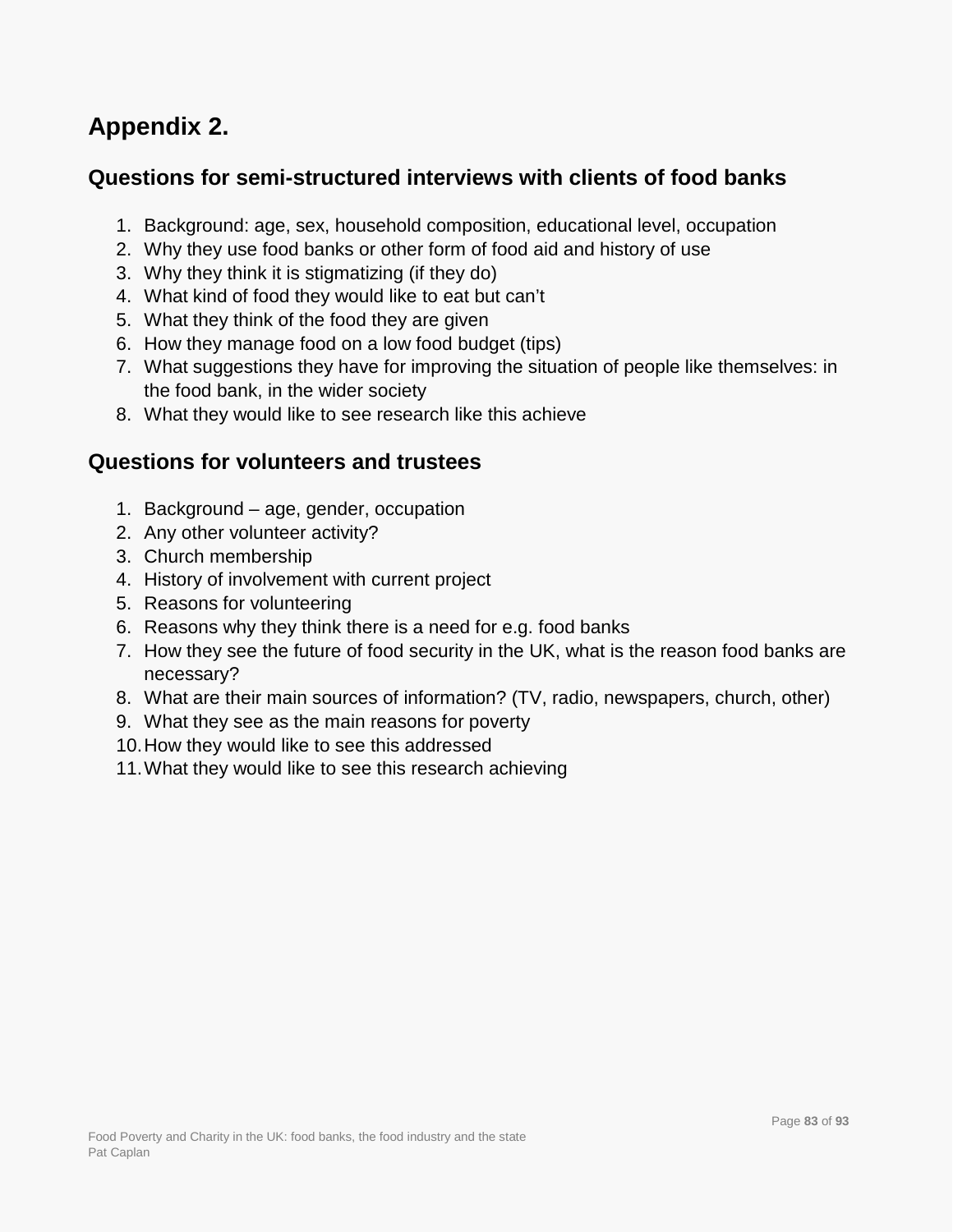# Appendix 2.

## Questions for semi-structured interviews with clients of food banks

1. Background: age, sex, household composition, educational level, occupation
2. Why they use food banks or other form of food aid and history of use
3. Why they think it is stigmatizing (if they do)
4. What kind of food they would like to eat but can't
5. What they think of the food they are given
6. How they manage food on a low food budget (tips)
7. What suggestions they have for improving the situation of people like themselves: in the food bank, in the wider society
8. What they would like to see research like this achieve

## Questions for volunteers and trustees

1. Background – age, gender, occupation
2. Any other volunteer activity?
3. Church membership
4. History of involvement with current project
5. Reasons for volunteering
6. Reasons why they think there is a need for e.g. food banks
7. How they see the future of food security in the UK, what is the reason food banks are necessary?
8. What are their main sources of information? (TV, radio, newspapers, church, other)
9. What they see as the main reasons for poverty
10. How they would like to see this addressed
11. What they would like to see this research achieving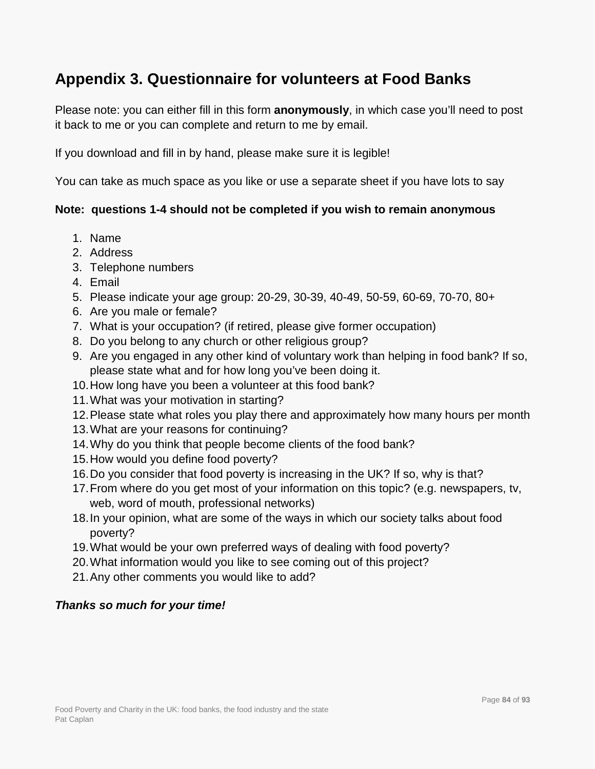# Appendix 3. Questionnaire for volunteers at Food Banks

Please note: you can either fill in this form **anonymously**, in which case you'll need to post it back to me or you can complete and return to me by email.

If you download and fill in by hand, please make sure it is legible!

You can take as much space as you like or use a separate sheet if you have lots to say

**Note: questions 1-4 should not be completed if you wish to remain anonymous**

1. Name
2. Address
3. Telephone numbers
4. Email
5. Please indicate your age group: 20-29, 30-39, 40-49, 50-59, 60-69, 70-70, 80+
6. Are you male or female?
7. What is your occupation? (if retired, please give former occupation)
8. Do you belong to any church or other religious group?
9. Are you engaged in any other kind of voluntary work than helping in food bank? If so, please state what and for how long you've been doing it.
10. How long have you been a volunteer at this food bank?
11. What was your motivation in starting?
12. Please state what roles you play there and approximately how many hours per month
13. What are your reasons for continuing?
14. Why do you think that people become clients of the food bank?
15. How would you define food poverty?
16. Do you consider that food poverty is increasing in the UK? If so, why is that?
17. From where do you get most of your information on this topic? (e.g. newspapers, tv, web, word of mouth, professional networks)
18. In your opinion, what are some of the ways in which our society talks about food poverty?
19. What would be your own preferred ways of dealing with food poverty?
20. What information would you like to see coming out of this project?
21. Any other comments you would like to add?

***Thanks so much for your time!***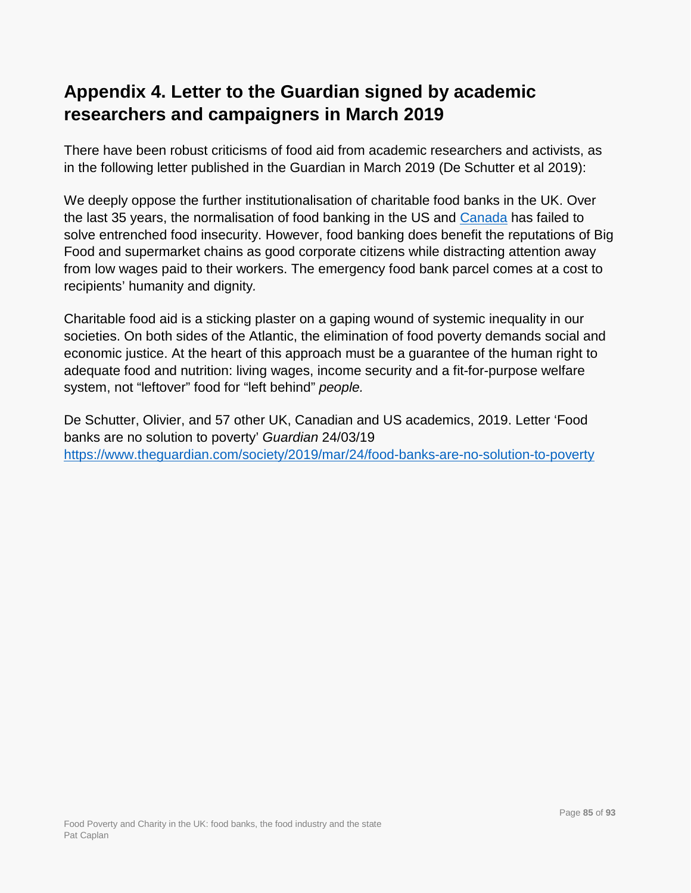## Appendix 4. Letter to the Guardian signed by academic researchers and campaigners in March 2019

There have been robust criticisms of food aid from academic researchers and activists, as in the following letter published in the Guardian in March 2019 (De Schutter et al 2019):

We deeply oppose the further institutionalisation of charitable food banks in the UK. Over the last 35 years, the normalisation of food banking in the US and Canada has failed to solve entrenched food insecurity. However, food banking does benefit the reputations of Big Food and supermarket chains as good corporate citizens while distracting attention away from low wages paid to their workers. The emergency food bank parcel comes at a cost to recipients' humanity and dignity.

Charitable food aid is a sticking plaster on a gaping wound of systemic inequality in our societies. On both sides of the Atlantic, the elimination of food poverty demands social and economic justice. At the heart of this approach must be a guarantee of the human right to adequate food and nutrition: living wages, income security and a fit-for-purpose welfare system, not "leftover" food for "left behind" *people.*

De Schutter, Olivier, and 57 other UK, Canadian and US academics, 2019. Letter 'Food banks are no solution to poverty' *Guardian* 24/03/19 https://www.theguardian.com/society/2019/mar/24/food-banks-are-no-solution-to-poverty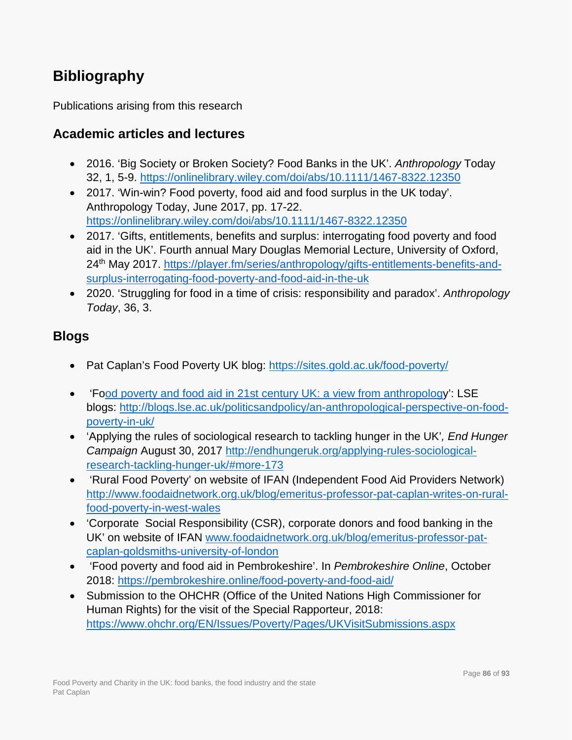# Bibliography

Publications arising from this research

## Academic articles and lectures

- 2016. 'Big Society or Broken Society? Food Banks in the UK'. *Anthropology* Today 32, 1, 5-9. https://onlinelibrary.wiley.com/doi/abs/10.1111/1467-8322.12350
- 2017. 'Win-win? Food poverty, food aid and food surplus in the UK today'. Anthropology Today, June 2017, pp. 17-22. https://onlinelibrary.wiley.com/doi/abs/10.1111/1467-8322.12350
- 2017. 'Gifts, entitlements, benefits and surplus: interrogating food poverty and food aid in the UK'. Fourth annual Mary Douglas Memorial Lecture, University of Oxford, 24th May 2017. https://player.fm/series/anthropology/gifts-entitlements-benefits-and-surplus-interrogating-food-poverty-and-food-aid-in-the-uk
- 2020. 'Struggling for food in a time of crisis: responsibility and paradox'. *Anthropology Today*, 36, 3.

## Blogs

- Pat Caplan's Food Poverty UK blog: https://sites.gold.ac.uk/food-poverty/
- 'Food poverty and food aid in 21st century UK: a view from anthropology': LSE blogs: http://blogs.lse.ac.uk/politicsandpolicy/an-anthropological-perspective-on-food-poverty-in-uk/
- 'Applying the rules of sociological research to tackling hunger in the UK'*, End Hunger Campaign* August 30, 2017 http://endhungeruk.org/applying-rules-sociological-research-tackling-hunger-uk/#more-173
- 'Rural Food Poverty' on website of IFAN (Independent Food Aid Providers Network) http://www.foodaidnetwork.org.uk/blog/emeritus-professor-pat-caplan-writes-on-rural-food-poverty-in-west-wales
- 'Corporate Social Responsibility (CSR), corporate donors and food banking in the UK' on website of IFAN www.foodaidnetwork.org.uk/blog/emeritus-professor-pat-caplan-goldsmiths-university-of-london
- 'Food poverty and food aid in Pembrokeshire'. In *Pembrokeshire Online*, October 2018: https://pembrokeshire.online/food-poverty-and-food-aid/
- Submission to the OHCHR (Office of the United Nations High Commissioner for Human Rights) for the visit of the Special Rapporteur, 2018: https://www.ohchr.org/EN/Issues/Poverty/Pages/UKVisitSubmissions.aspx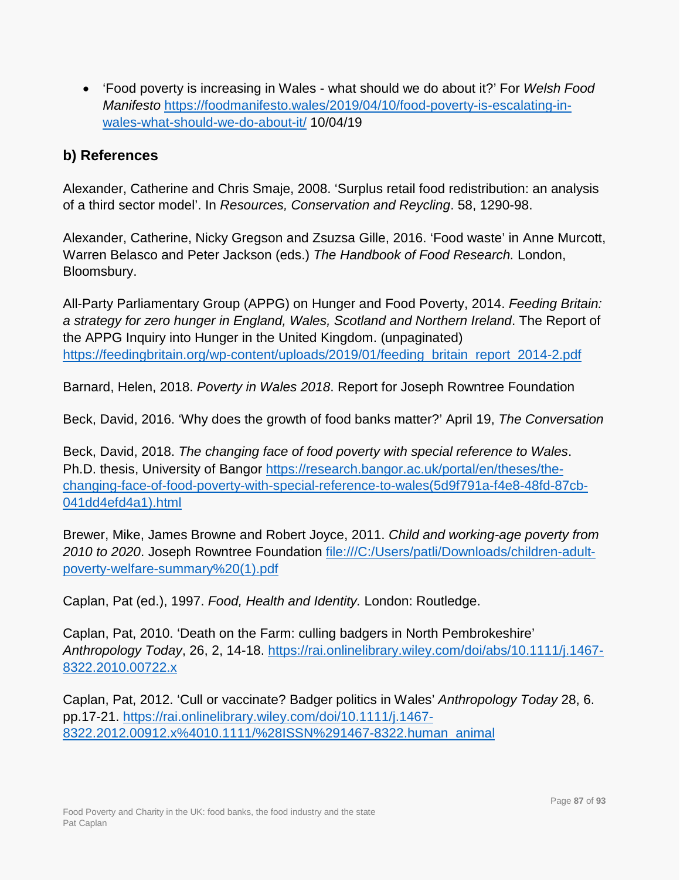- 'Food poverty is increasing in Wales - what should we do about it?' For *Welsh Food Manifesto* https://foodmanifesto.wales/2019/04/10/food-poverty-is-escalating-in-wales-what-should-we-do-about-it/ 10/04/19

## b) References

Alexander, Catherine and Chris Smaje, 2008. 'Surplus retail food redistribution: an analysis of a third sector model'. In *Resources, Conservation and Reycling*. 58, 1290-98.

Alexander, Catherine, Nicky Gregson and Zsuzsa Gille, 2016. 'Food waste' in Anne Murcott, Warren Belasco and Peter Jackson (eds.) *The Handbook of Food Research.* London, Bloomsbury.

All-Party Parliamentary Group (APPG) on Hunger and Food Poverty, 2014. *Feeding Britain: a strategy for zero hunger in England, Wales, Scotland and Northern Ireland*. The Report of the APPG Inquiry into Hunger in the United Kingdom. (unpaginated) https://feedingbritain.org/wp-content/uploads/2019/01/feeding_britain_report_2014-2.pdf

Barnard, Helen, 2018. *Poverty in Wales 2018*. Report for Joseph Rowntree Foundation

Beck, David, 2016. 'Why does the growth of food banks matter?' April 19, *The Conversation*

Beck, David, 2018. *The changing face of food poverty with special reference to Wales*. Ph.D. thesis, University of Bangor https://research.bangor.ac.uk/portal/en/theses/the-changing-face-of-food-poverty-with-special-reference-to-wales(5d9f791a-f4e8-48fd-87cb-041dd4efd4a1).html

Brewer, Mike, James Browne and Robert Joyce, 2011. *Child and working-age poverty from 2010 to 2020*. Joseph Rowntree Foundation file:///C:/Users/patli/Downloads/children-adult-poverty-welfare-summary%20(1).pdf

Caplan, Pat (ed.), 1997. *Food, Health and Identity.* London: Routledge.

Caplan, Pat, 2010. 'Death on the Farm: culling badgers in North Pembrokeshire' *Anthropology Today*, 26, 2, 14-18. https://rai.onlinelibrary.wiley.com/doi/abs/10.1111/j.1467-8322.2010.00722.x

Caplan, Pat, 2012. 'Cull or vaccinate? Badger politics in Wales' *Anthropology Today* 28, 6. pp.17-21. https://rai.onlinelibrary.wiley.com/doi/10.1111/j.1467-8322.2012.00912.x%4010.1111/%28ISSN%291467-8322.human_animal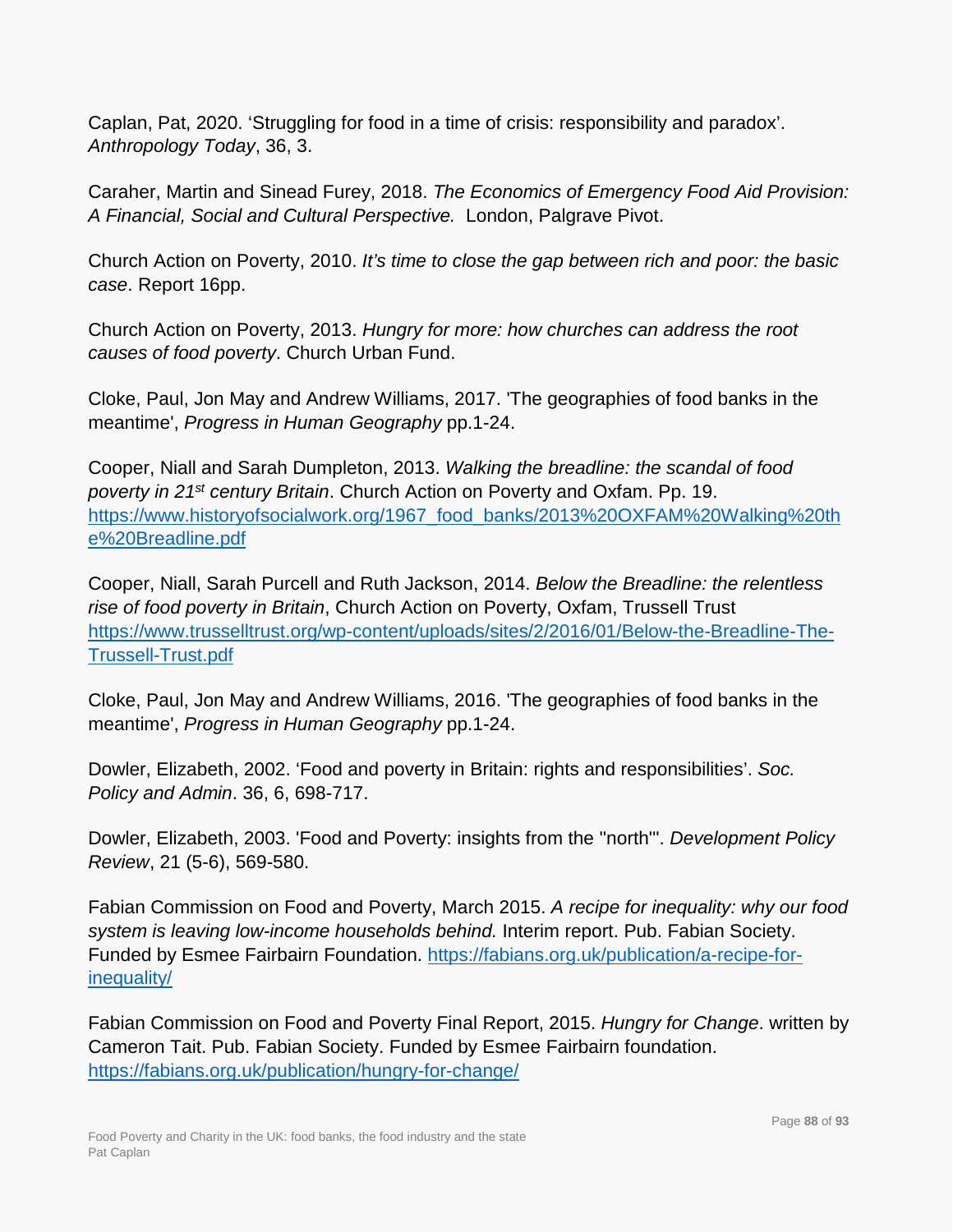Caplan, Pat, 2020. 'Struggling for food in a time of crisis: responsibility and paradox'. *Anthropology Today*, 36, 3.

Caraher, Martin and Sinead Furey, 2018. *The Economics of Emergency Food Aid Provision: A Financial, Social and Cultural Perspective.* London, Palgrave Pivot.

Church Action on Poverty, 2010. *It's time to close the gap between rich and poor: the basic case*. Report 16pp.

Church Action on Poverty, 2013. *Hungry for more: how churches can address the root causes of food poverty*. Church Urban Fund.

Cloke, Paul, Jon May and Andrew Williams, 2017. 'The geographies of food banks in the meantime', *Progress in Human Geography* pp.1-24.

Cooper, Niall and Sarah Dumpleton, 2013. *Walking the breadline: the scandal of food poverty in 21st century Britain*. Church Action on Poverty and Oxfam. Pp. 19. [https://www.historyofsocialwork.org/1967_food_banks/2013%20OXFAM%20Walking%20the%20Breadline.pdf](https://www.historyofsocialwork.org/1967_food_banks/2013%20OXFAM%20Walking%20the%20Breadline.pdf)

Cooper, Niall, Sarah Purcell and Ruth Jackson, 2014. *Below the Breadline: the relentless rise of food poverty in Britain*, Church Action on Poverty, Oxfam, Trussell Trust [https://www.trusselltrust.org/wp-content/uploads/sites/2/2016/01/Below-the-Breadline-The-Trussell-Trust.pdf](https://www.trusselltrust.org/wp-content/uploads/sites/2/2016/01/Below-the-Breadline-The-Trussell-Trust.pdf)

Cloke, Paul, Jon May and Andrew Williams, 2016. 'The geographies of food banks in the meantime', *Progress in Human Geography* pp.1-24.

Dowler, Elizabeth, 2002. 'Food and poverty in Britain: rights and responsibilities'. *Soc. Policy and Admin*. 36, 6, 698-717.

Dowler, Elizabeth, 2003. 'Food and Poverty: insights from the "north"'. *Development Policy Review*, 21 (5-6), 569-580.

Fabian Commission on Food and Poverty, March 2015. *A recipe for inequality: why our food system is leaving low-income households behind.* Interim report. Pub. Fabian Society. Funded by Esmee Fairbairn Foundation. [https://fabians.org.uk/publication/a-recipe-for-inequality/](https://fabians.org.uk/publication/a-recipe-for-inequality/)

Fabian Commission on Food and Poverty Final Report, 2015. *Hungry for Change*. written by Cameron Tait. Pub. Fabian Society. Funded by Esmee Fairbairn foundation. [https://fabians.org.uk/publication/hungry-for-change/](https://fabians.org.uk/publication/hungry-for-change/)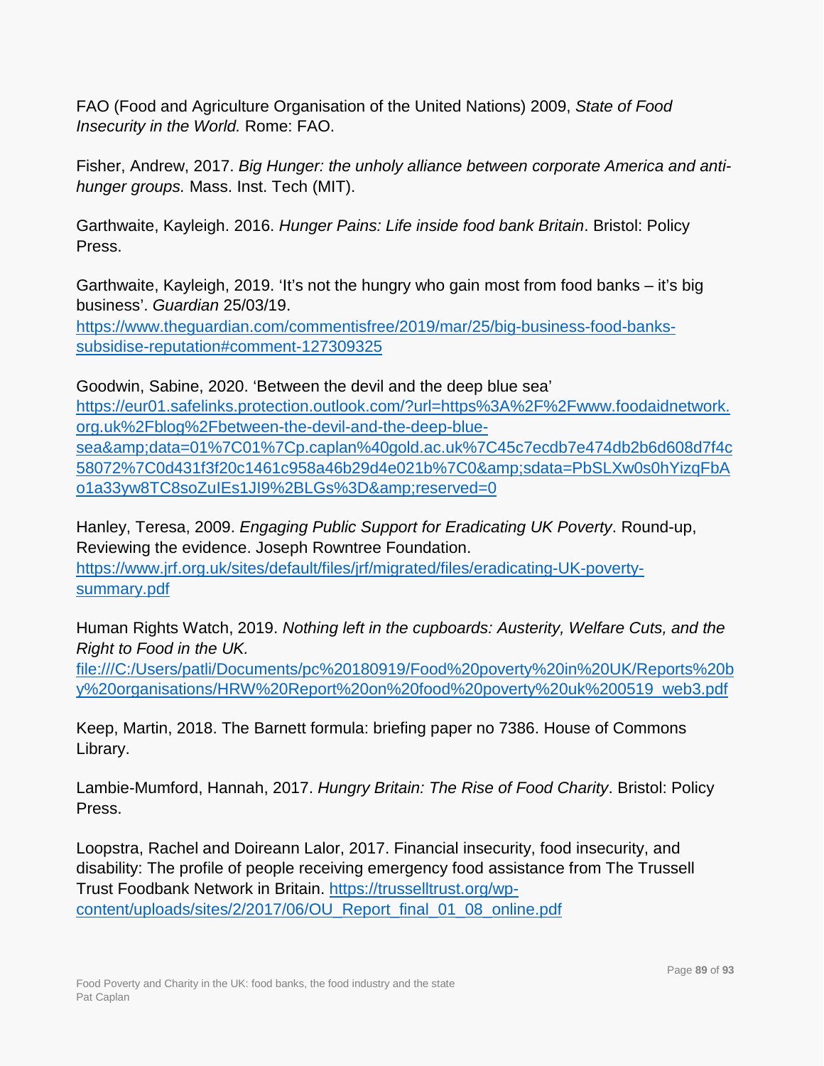FAO (Food and Agriculture Organisation of the United Nations) 2009, *State of Food Insecurity in the World.* Rome: FAO.

Fisher, Andrew, 2017. *Big Hunger: the unholy alliance between corporate America and anti-hunger groups.* Mass. Inst. Tech (MIT).

Garthwaite, Kayleigh. 2016. *Hunger Pains: Life inside food bank Britain*. Bristol: Policy Press.

Garthwaite, Kayleigh, 2019. 'It's not the hungry who gain most from food banks – it's big business'. *Guardian* 25/03/19. [https://www.theguardian.com/commentisfree/2019/mar/25/big-business-food-banks-subsidise-reputation#comment-127309325](https://www.theguardian.com/commentisfree/2019/mar/25/big-business-food-banks-subsidise-reputation#comment-127309325)

Goodwin, Sabine, 2020. 'Between the devil and the deep blue sea' [https://eur01.safelinks.protection.outlook.com/?url=https%3A%2F%2Fwww.foodaidnetwork.org.uk%2Fblog%2Fbetween-the-devil-and-the-deep-blue-sea&amp;data=01%7C01%7Cp.caplan%40gold.ac.uk%7C45c7ecdb7e474db2b6d608d7f4c58072%7C0d431f3f20c1461c958a46b29d4e021b%7C0&amp;sdata=PbSLXw0s0hYizqFbAo1a33yw8TC8soZuIEs1JI9%2BLGs%3D&amp;reserved=0](https://eur01.safelinks.protection.outlook.com/?url=https%3A%2F%2Fwww.foodaidnetwork.org.uk%2Fblog%2Fbetween-the-devil-and-the-deep-blue-sea&amp;data=01%7C01%7Cp.caplan%40gold.ac.uk%7C45c7ecdb7e474db2b6d608d7f4c58072%7C0d431f3f20c1461c958a46b29d4e021b%7C0&amp;sdata=PbSLXw0s0hYizqFbAo1a33yw8TC8soZuIEs1JI9%2BLGs%3D&amp;reserved=0)

Hanley, Teresa, 2009. *Engaging Public Support for Eradicating UK Poverty*. Round-up, Reviewing the evidence. Joseph Rowntree Foundation. [https://www.jrf.org.uk/sites/default/files/jrf/migrated/files/eradicating-UK-poverty-summary.pdf](https://www.jrf.org.uk/sites/default/files/jrf/migrated/files/eradicating-UK-poverty-summary.pdf)

Human Rights Watch, 2019. *Nothing left in the cupboards: Austerity, Welfare Cuts, and the Right to Food in the UK.* [file:///C:/Users/patli/Documents/pc%20180919/Food%20poverty%20in%20UK/Reports%20by%20organisations/HRW%20Report%20on%20food%20poverty%20uk%200519_web3.pdf](file:///C:/Users/patli/Documents/pc%20180919/Food%20poverty%20in%20UK/Reports%20by%20organisations/HRW%20Report%20on%20food%20poverty%20uk%200519_web3.pdf)

Keep, Martin, 2018. The Barnett formula: briefing paper no 7386. House of Commons Library.

Lambie-Mumford, Hannah, 2017. *Hungry Britain: The Rise of Food Charity*. Bristol: Policy Press.

Loopstra, Rachel and Doireann Lalor, 2017. Financial insecurity, food insecurity, and disability: The profile of people receiving emergency food assistance from The Trussell Trust Foodbank Network in Britain. [https://trusselltrust.org/wp-content/uploads/sites/2/2017/06/OU_Report_final_01_08_online.pdf](https://trusselltrust.org/wp-content/uploads/sites/2/2017/06/OU_Report_final_01_08_online.pdf)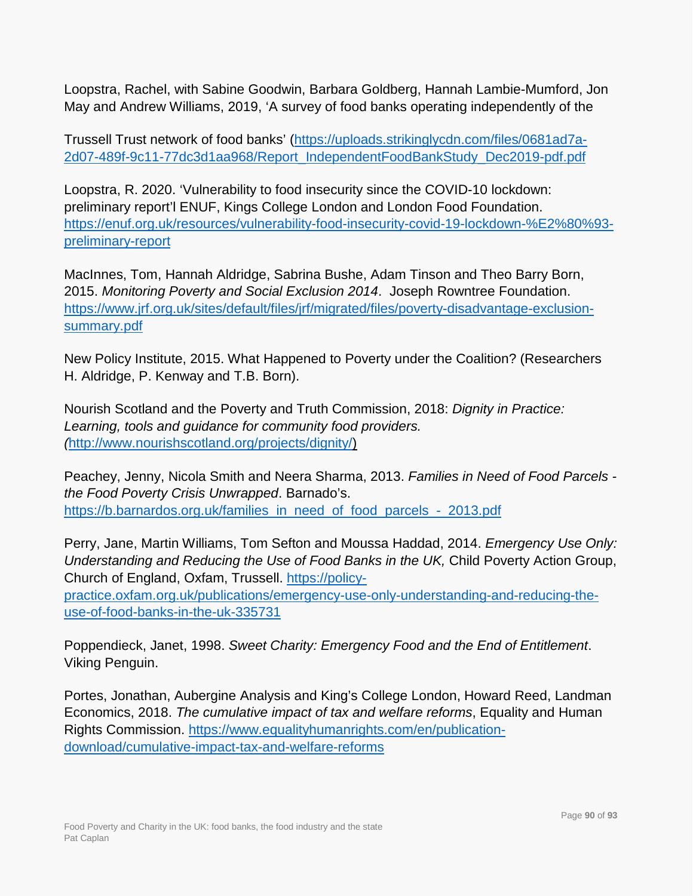Loopstra, Rachel, with Sabine Goodwin, Barbara Goldberg, Hannah Lambie-Mumford, Jon May and Andrew Williams, 2019, 'A survey of food banks operating independently of the

Trussell Trust network of food banks' (https://uploads.strikinglycdn.com/files/0681ad7a-2d07-489f-9c11-77dc3d1aa968/Report_IndependentFoodBankStudy_Dec2019-pdf.pdf

Loopstra, R. 2020. 'Vulnerability to food insecurity since the COVID-10 lockdown: preliminary report'l ENUF, Kings College London and London Food Foundation. https://enuf.org.uk/resources/vulnerability-food-insecurity-covid-19-lockdown-%E2%80%93-preliminary-report

MacInnes, Tom, Hannah Aldridge, Sabrina Bushe, Adam Tinson and Theo Barry Born, 2015. *Monitoring Poverty and Social Exclusion 2014*. Joseph Rowntree Foundation. https://www.jrf.org.uk/sites/default/files/jrf/migrated/files/poverty-disadvantage-exclusion-summary.pdf

New Policy Institute, 2015. What Happened to Poverty under the Coalition? (Researchers H. Aldridge, P. Kenway and T.B. Born).

Nourish Scotland and the Poverty and Truth Commission, 2018: *Dignity in Practice: Learning, tools and guidance for community food providers.* *(*http://www.nourishscotland.org/projects/dignity/)

Peachey, Jenny, Nicola Smith and Neera Sharma, 2013. *Families in Need of Food Parcels - the Food Poverty Crisis Unwrapped*. Barnado's. https://b.barnardos.org.uk/families_in_need_of_food_parcels_-_2013.pdf

Perry, Jane, Martin Williams, Tom Sefton and Moussa Haddad, 2014. *Emergency Use Only: Understanding and Reducing the Use of Food Banks in the UK,* Child Poverty Action Group, Church of England, Oxfam, Trussell. https://policy-practice.oxfam.org.uk/publications/emergency-use-only-understanding-and-reducing-the-use-of-food-banks-in-the-uk-335731

Poppendieck, Janet, 1998. *Sweet Charity: Emergency Food and the End of Entitlement*. Viking Penguin.

Portes, Jonathan, Aubergine Analysis and King's College London, Howard Reed, Landman Economics, 2018. *The cumulative impact of tax and welfare reforms*, Equality and Human Rights Commission. https://www.equalityhumanrights.com/en/publication-download/cumulative-impact-tax-and-welfare-reforms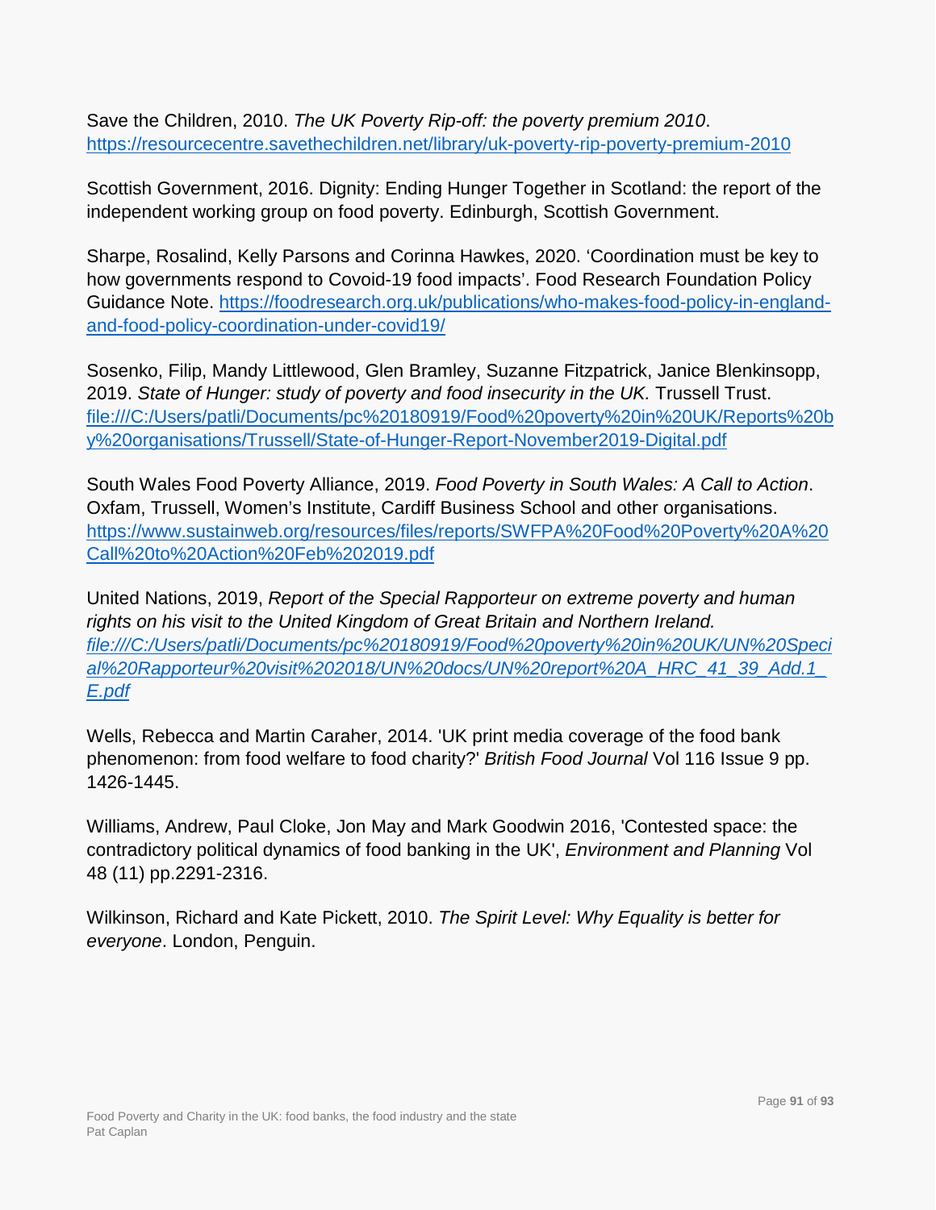Save the Children, 2010. *The UK Poverty Rip-off: the poverty premium 2010*. https://resourcecentre.savethechildren.net/library/uk-poverty-rip-poverty-premium-2010

Scottish Government, 2016. Dignity: Ending Hunger Together in Scotland: the report of the independent working group on food poverty. Edinburgh, Scottish Government.

Sharpe, Rosalind, Kelly Parsons and Corinna Hawkes, 2020. 'Coordination must be key to how governments respond to Covoid-19 food impacts'. Food Research Foundation Policy Guidance Note. https://foodresearch.org.uk/publications/who-makes-food-policy-in-england-and-food-policy-coordination-under-covid19/

Sosenko, Filip, Mandy Littlewood, Glen Bramley, Suzanne Fitzpatrick, Janice Blenkinsopp, 2019. *State of Hunger: study of poverty and food insecurity in the UK.* Trussell Trust. file:///C:/Users/patli/Documents/pc%20180919/Food%20poverty%20in%20UK/Reports%20by%20organisations/Trussell/State-of-Hunger-Report-November2019-Digital.pdf

South Wales Food Poverty Alliance, 2019. *Food Poverty in South Wales: A Call to Action*. Oxfam, Trussell, Women's Institute, Cardiff Business School and other organisations. https://www.sustainweb.org/resources/files/reports/SWFPA%20Food%20Poverty%20A%20Call%20to%20Action%20Feb%202019.pdf

United Nations, 2019, *Report of the Special Rapporteur on extreme poverty and human rights on his visit to the United Kingdom of Great Britain and Northern Ireland. file:///C:/Users/patli/Documents/pc%20180919/Food%20poverty%20in%20UK/UN%20Special%20Rapporteur%20visit%202018/UN%20docs/UN%20report%20A_HRC_41_39_Add.1_E.pdf*

Wells, Rebecca and Martin Caraher, 2014. 'UK print media coverage of the food bank phenomenon: from food welfare to food charity?' *British Food Journal* Vol 116 Issue 9 pp. 1426-1445.

Williams, Andrew, Paul Cloke, Jon May and Mark Goodwin 2016, 'Contested space: the contradictory political dynamics of food banking in the UK', *Environment and Planning* Vol 48 (11) pp.2291-2316.

Wilkinson, Richard and Kate Pickett, 2010. *The Spirit Level: Why Equality is better for everyone*. London, Penguin.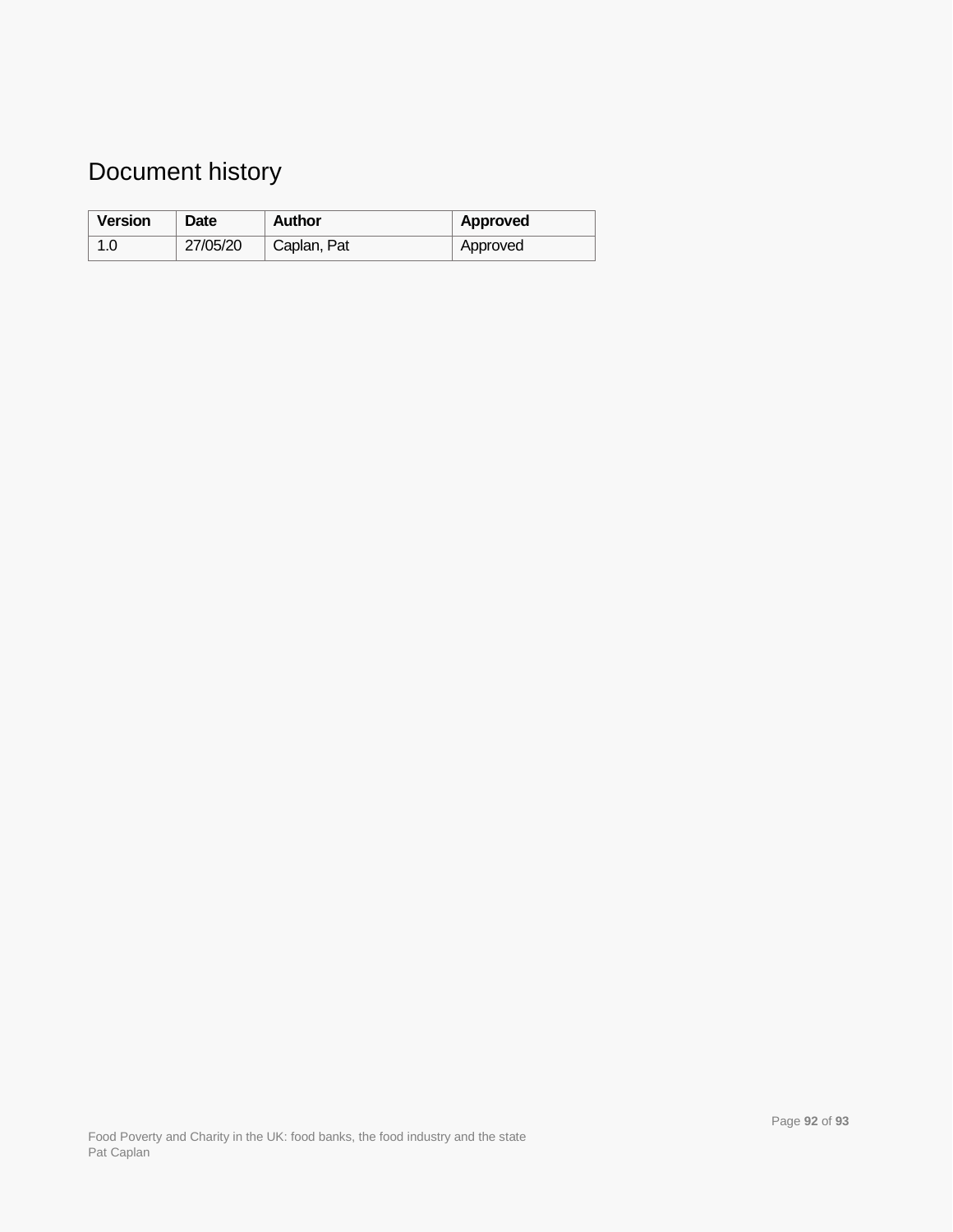# Document history

| Version | Date | Author | Approved |
|---|---|---|---|
| 1.0 | 27/05/20 | Caplan, Pat | Approved |